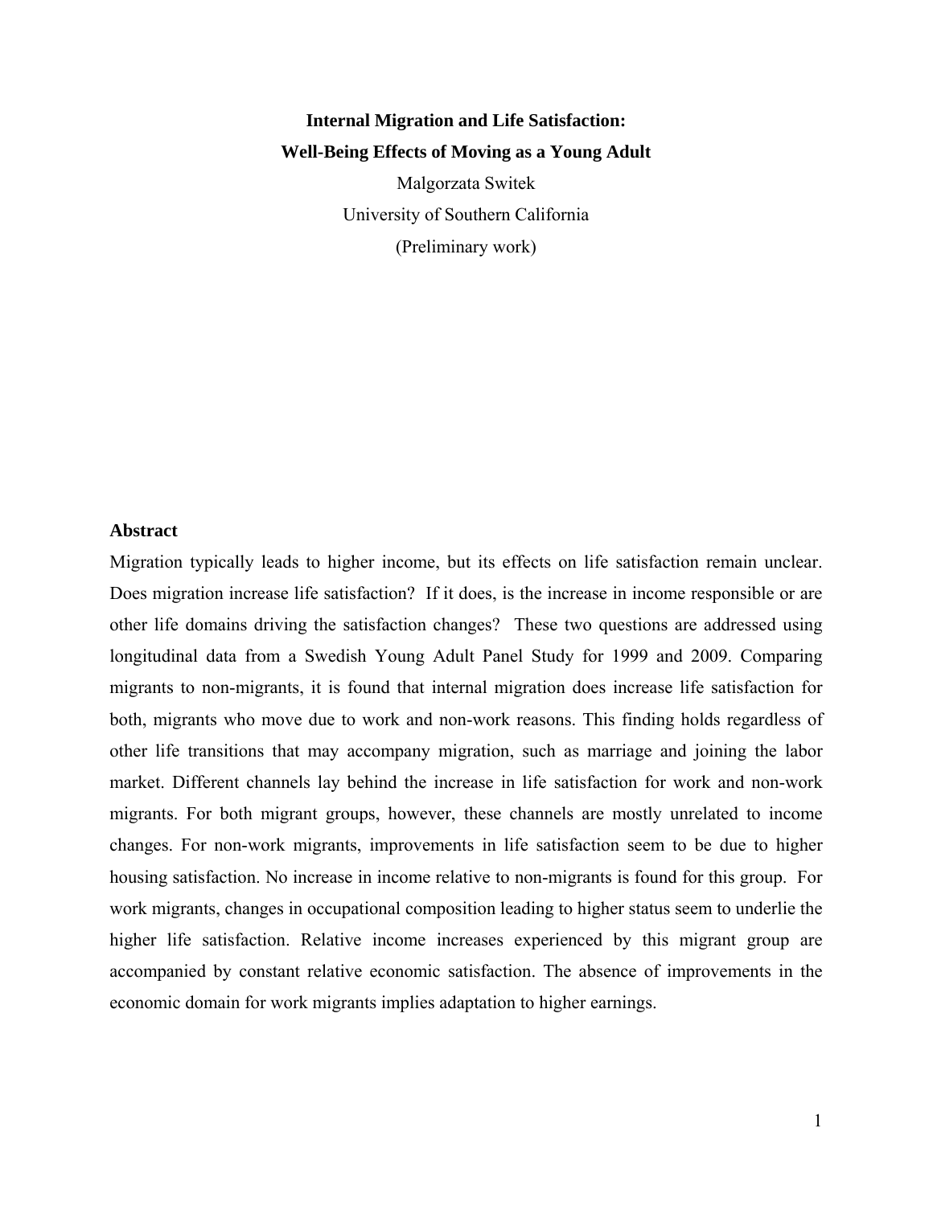# Internal Migration and Life Satisfaction:
# Well-Being Effects of Moving as a Young Adult

Malgorzata Switek

University of Southern California

(Preliminary work)

## Abstract

Migration typically leads to higher income, but its effects on life satisfaction remain unclear. Does migration increase life satisfaction? If it does, is the increase in income responsible or are other life domains driving the satisfaction changes? These two questions are addressed using longitudinal data from a Swedish Young Adult Panel Study for 1999 and 2009. Comparing migrants to non-migrants, it is found that internal migration does increase life satisfaction for both, migrants who move due to work and non-work reasons. This finding holds regardless of other life transitions that may accompany migration, such as marriage and joining the labor market. Different channels lay behind the increase in life satisfaction for work and non-work migrants. For both migrant groups, however, these channels are mostly unrelated to income changes. For non-work migrants, improvements in life satisfaction seem to be due to higher housing satisfaction. No increase in income relative to non-migrants is found for this group. For work migrants, changes in occupational composition leading to higher status seem to underlie the higher life satisfaction. Relative income increases experienced by this migrant group are accompanied by constant relative economic satisfaction. The absence of improvements in the economic domain for work migrants implies adaptation to higher earnings.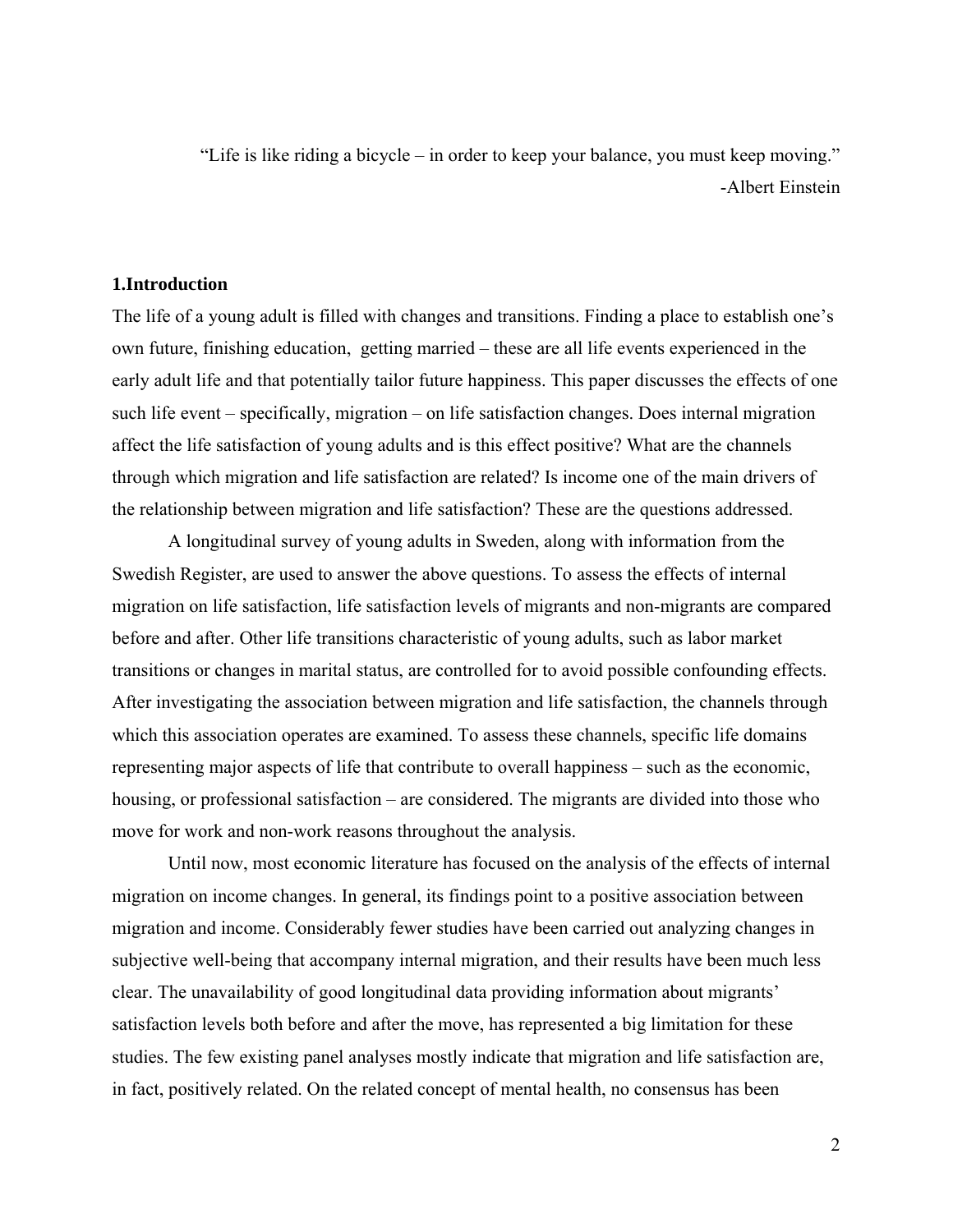"Life is like riding a bicycle – in order to keep your balance, you must keep moving."
-Albert Einstein

## 1.Introduction

The life of a young adult is filled with changes and transitions. Finding a place to establish one's own future, finishing education, getting married – these are all life events experienced in the early adult life and that potentially tailor future happiness. This paper discusses the effects of one such life event – specifically, migration – on life satisfaction changes. Does internal migration affect the life satisfaction of young adults and is this effect positive? What are the channels through which migration and life satisfaction are related? Is income one of the main drivers of the relationship between migration and life satisfaction? These are the questions addressed.

A longitudinal survey of young adults in Sweden, along with information from the Swedish Register, are used to answer the above questions. To assess the effects of internal migration on life satisfaction, life satisfaction levels of migrants and non-migrants are compared before and after. Other life transitions characteristic of young adults, such as labor market transitions or changes in marital status, are controlled for to avoid possible confounding effects. After investigating the association between migration and life satisfaction, the channels through which this association operates are examined. To assess these channels, specific life domains representing major aspects of life that contribute to overall happiness – such as the economic, housing, or professional satisfaction – are considered. The migrants are divided into those who move for work and non-work reasons throughout the analysis.

Until now, most economic literature has focused on the analysis of the effects of internal migration on income changes. In general, its findings point to a positive association between migration and income. Considerably fewer studies have been carried out analyzing changes in subjective well-being that accompany internal migration, and their results have been much less clear. The unavailability of good longitudinal data providing information about migrants' satisfaction levels both before and after the move, has represented a big limitation for these studies. The few existing panel analyses mostly indicate that migration and life satisfaction are, in fact, positively related. On the related concept of mental health, no consensus has been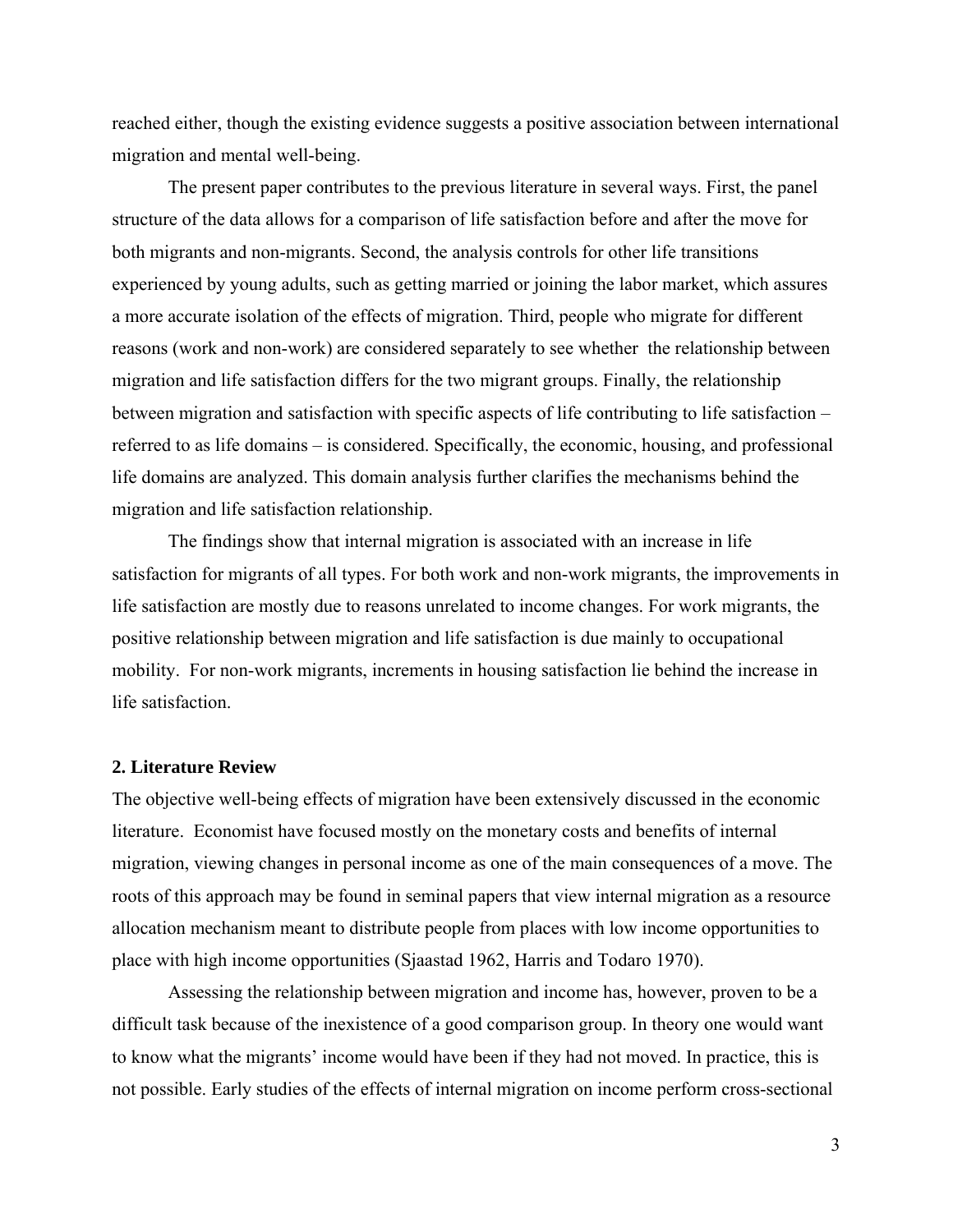reached either, though the existing evidence suggests a positive association between international migration and mental well-being.

The present paper contributes to the previous literature in several ways. First, the panel structure of the data allows for a comparison of life satisfaction before and after the move for both migrants and non-migrants. Second, the analysis controls for other life transitions experienced by young adults, such as getting married or joining the labor market, which assures a more accurate isolation of the effects of migration. Third, people who migrate for different reasons (work and non-work) are considered separately to see whether the relationship between migration and life satisfaction differs for the two migrant groups. Finally, the relationship between migration and satisfaction with specific aspects of life contributing to life satisfaction – referred to as life domains – is considered. Specifically, the economic, housing, and professional life domains are analyzed. This domain analysis further clarifies the mechanisms behind the migration and life satisfaction relationship.

The findings show that internal migration is associated with an increase in life satisfaction for migrants of all types. For both work and non-work migrants, the improvements in life satisfaction are mostly due to reasons unrelated to income changes. For work migrants, the positive relationship between migration and life satisfaction is due mainly to occupational mobility. For non-work migrants, increments in housing satisfaction lie behind the increase in life satisfaction.

## 2. Literature Review

The objective well-being effects of migration have been extensively discussed in the economic literature. Economist have focused mostly on the monetary costs and benefits of internal migration, viewing changes in personal income as one of the main consequences of a move. The roots of this approach may be found in seminal papers that view internal migration as a resource allocation mechanism meant to distribute people from places with low income opportunities to place with high income opportunities (Sjaastad 1962, Harris and Todaro 1970).

Assessing the relationship between migration and income has, however, proven to be a difficult task because of the inexistence of a good comparison group. In theory one would want to know what the migrants' income would have been if they had not moved. In practice, this is not possible. Early studies of the effects of internal migration on income perform cross-sectional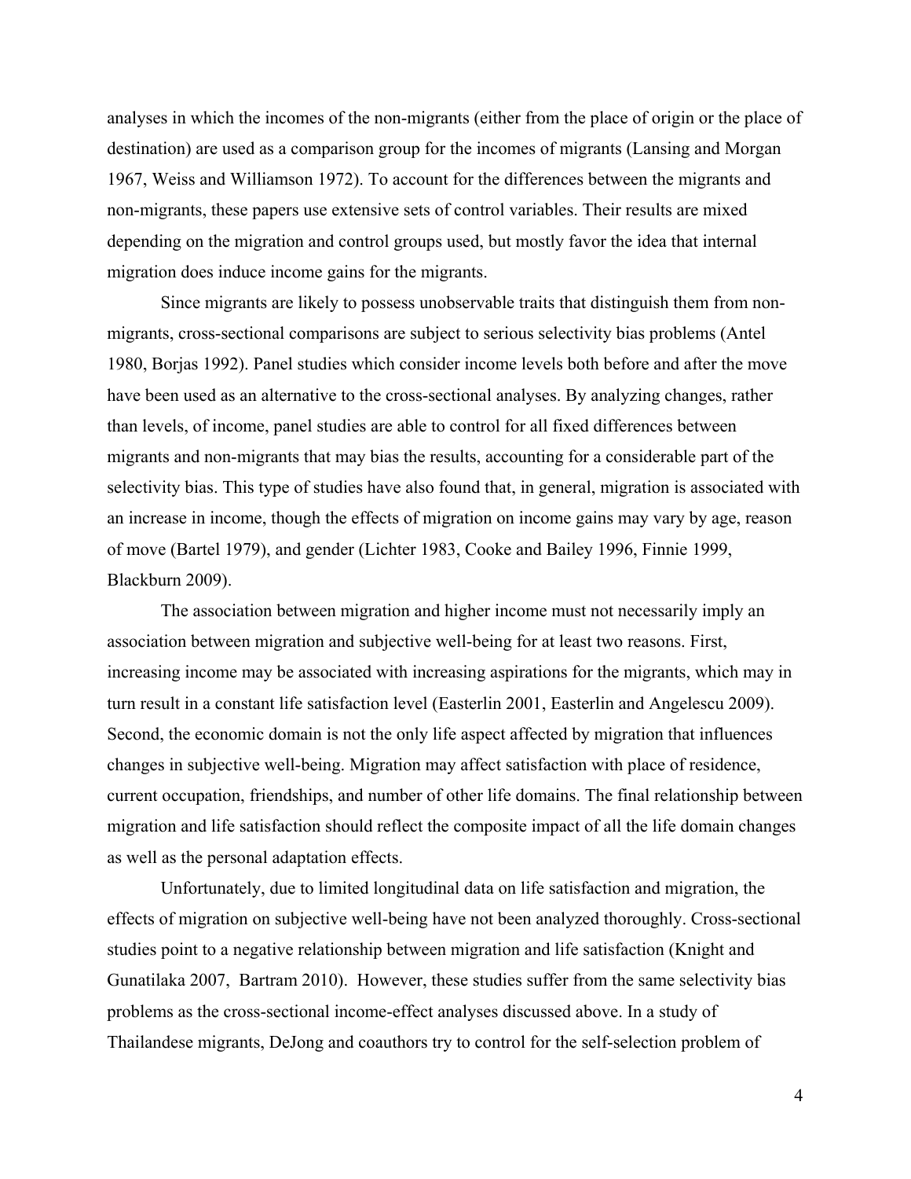analyses in which the incomes of the non-migrants (either from the place of origin or the place of destination) are used as a comparison group for the incomes of migrants (Lansing and Morgan 1967, Weiss and Williamson 1972). To account for the differences between the migrants and non-migrants, these papers use extensive sets of control variables. Their results are mixed depending on the migration and control groups used, but mostly favor the idea that internal migration does induce income gains for the migrants.

Since migrants are likely to possess unobservable traits that distinguish them from non-migrants, cross-sectional comparisons are subject to serious selectivity bias problems (Antel 1980, Borjas 1992). Panel studies which consider income levels both before and after the move have been used as an alternative to the cross-sectional analyses. By analyzing changes, rather than levels, of income, panel studies are able to control for all fixed differences between migrants and non-migrants that may bias the results, accounting for a considerable part of the selectivity bias. This type of studies have also found that, in general, migration is associated with an increase in income, though the effects of migration on income gains may vary by age, reason of move (Bartel 1979), and gender (Lichter 1983, Cooke and Bailey 1996, Finnie 1999, Blackburn 2009).

The association between migration and higher income must not necessarily imply an association between migration and subjective well-being for at least two reasons. First, increasing income may be associated with increasing aspirations for the migrants, which may in turn result in a constant life satisfaction level (Easterlin 2001, Easterlin and Angelescu 2009). Second, the economic domain is not the only life aspect affected by migration that influences changes in subjective well-being. Migration may affect satisfaction with place of residence, current occupation, friendships, and number of other life domains. The final relationship between migration and life satisfaction should reflect the composite impact of all the life domain changes as well as the personal adaptation effects.

Unfortunately, due to limited longitudinal data on life satisfaction and migration, the effects of migration on subjective well-being have not been analyzed thoroughly. Cross-sectional studies point to a negative relationship between migration and life satisfaction (Knight and Gunatilaka 2007, Bartram 2010). However, these studies suffer from the same selectivity bias problems as the cross-sectional income-effect analyses discussed above. In a study of Thailandese migrants, DeJong and coauthors try to control for the self-selection problem of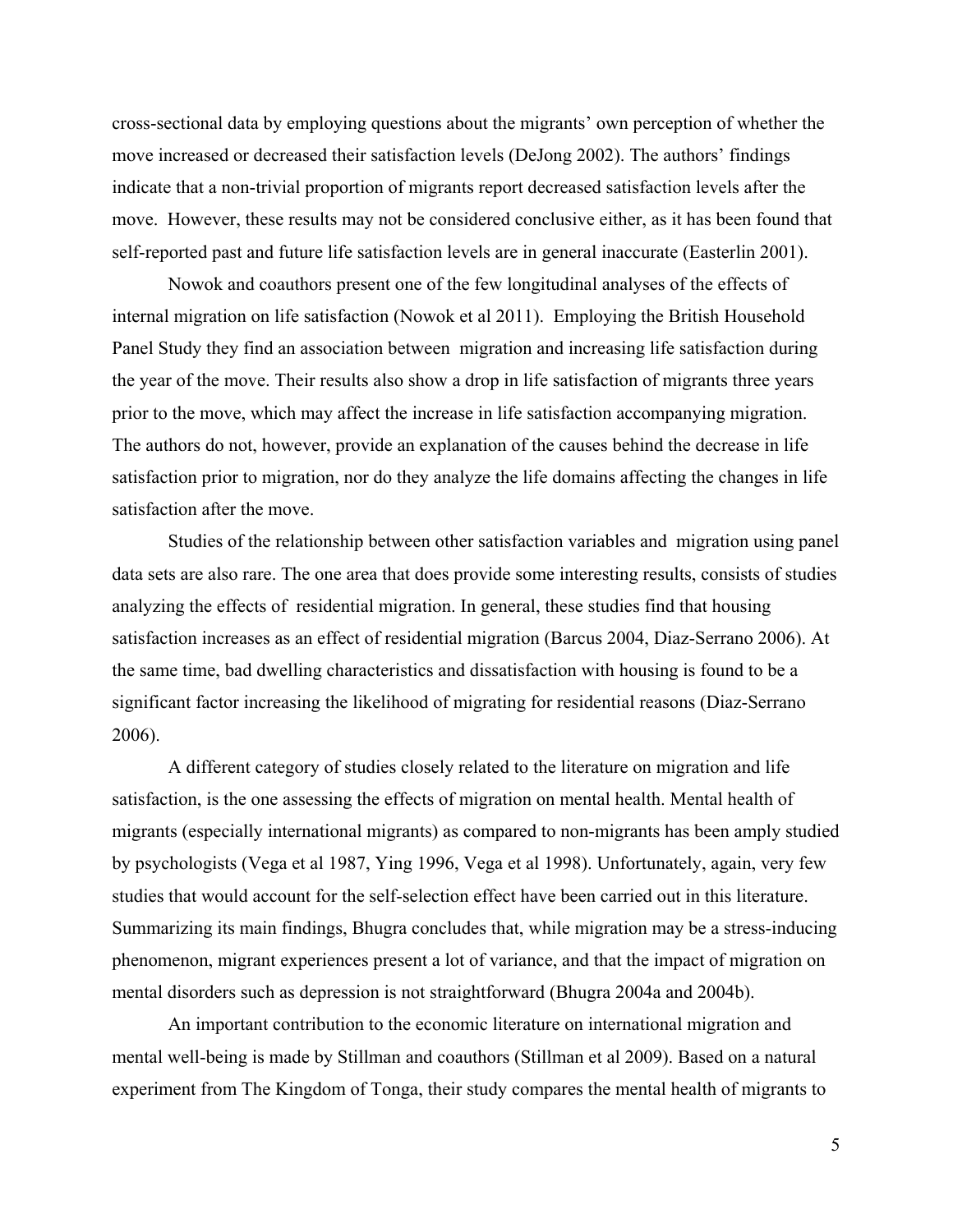cross-sectional data by employing questions about the migrants' own perception of whether the move increased or decreased their satisfaction levels (DeJong 2002). The authors' findings indicate that a non-trivial proportion of migrants report decreased satisfaction levels after the move. However, these results may not be considered conclusive either, as it has been found that self-reported past and future life satisfaction levels are in general inaccurate (Easterlin 2001).

Nowok and coauthors present one of the few longitudinal analyses of the effects of internal migration on life satisfaction (Nowok et al 2011). Employing the British Household Panel Study they find an association between migration and increasing life satisfaction during the year of the move. Their results also show a drop in life satisfaction of migrants three years prior to the move, which may affect the increase in life satisfaction accompanying migration. The authors do not, however, provide an explanation of the causes behind the decrease in life satisfaction prior to migration, nor do they analyze the life domains affecting the changes in life satisfaction after the move.

Studies of the relationship between other satisfaction variables and migration using panel data sets are also rare. The one area that does provide some interesting results, consists of studies analyzing the effects of residential migration. In general, these studies find that housing satisfaction increases as an effect of residential migration (Barcus 2004, Diaz-Serrano 2006). At the same time, bad dwelling characteristics and dissatisfaction with housing is found to be a significant factor increasing the likelihood of migrating for residential reasons (Diaz-Serrano 2006).

A different category of studies closely related to the literature on migration and life satisfaction, is the one assessing the effects of migration on mental health. Mental health of migrants (especially international migrants) as compared to non-migrants has been amply studied by psychologists (Vega et al 1987, Ying 1996, Vega et al 1998). Unfortunately, again, very few studies that would account for the self-selection effect have been carried out in this literature. Summarizing its main findings, Bhugra concludes that, while migration may be a stress-inducing phenomenon, migrant experiences present a lot of variance, and that the impact of migration on mental disorders such as depression is not straightforward (Bhugra 2004a and 2004b).

An important contribution to the economic literature on international migration and mental well-being is made by Stillman and coauthors (Stillman et al 2009). Based on a natural experiment from The Kingdom of Tonga, their study compares the mental health of migrants to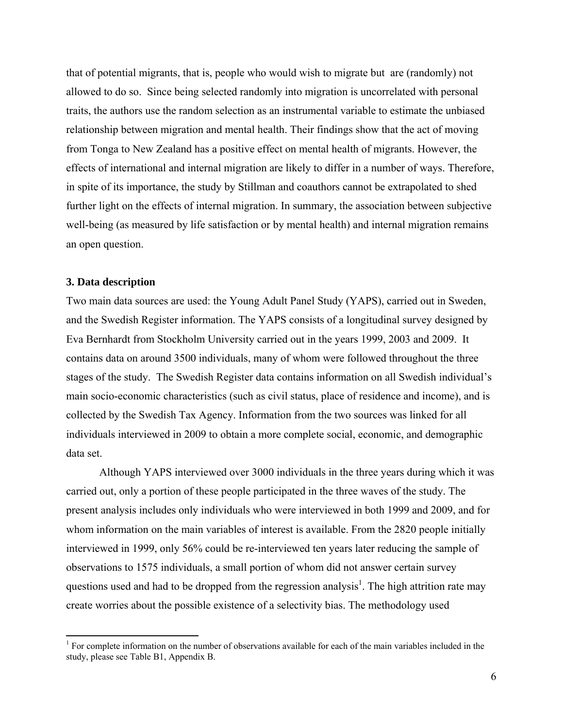that of potential migrants, that is, people who would wish to migrate but are (randomly) not allowed to do so. Since being selected randomly into migration is uncorrelated with personal traits, the authors use the random selection as an instrumental variable to estimate the unbiased relationship between migration and mental health. Their findings show that the act of moving from Tonga to New Zealand has a positive effect on mental health of migrants. However, the effects of international and internal migration are likely to differ in a number of ways. Therefore, in spite of its importance, the study by Stillman and coauthors cannot be extrapolated to shed further light on the effects of internal migration. In summary, the association between subjective well-being (as measured by life satisfaction or by mental health) and internal migration remains an open question.

### 3. Data description

Two main data sources are used: the Young Adult Panel Study (YAPS), carried out in Sweden, and the Swedish Register information. The YAPS consists of a longitudinal survey designed by Eva Bernhardt from Stockholm University carried out in the years 1999, 2003 and 2009. It contains data on around 3500 individuals, many of whom were followed throughout the three stages of the study. The Swedish Register data contains information on all Swedish individual's main socio-economic characteristics (such as civil status, place of residence and income), and is collected by the Swedish Tax Agency. Information from the two sources was linked for all individuals interviewed in 2009 to obtain a more complete social, economic, and demographic data set.

Although YAPS interviewed over 3000 individuals in the three years during which it was carried out, only a portion of these people participated in the three waves of the study. The present analysis includes only individuals who were interviewed in both 1999 and 2009, and for whom information on the main variables of interest is available. From the 2820 people initially interviewed in 1999, only 56% could be re-interviewed ten years later reducing the sample of observations to 1575 individuals, a small portion of whom did not answer certain survey questions used and had to be dropped from the regression analysis[1]. The high attrition rate may create worries about the possible existence of a selectivity bias. The methodology used

[1] For complete information on the number of observations available for each of the main variables included in the study, please see Table B1, Appendix B.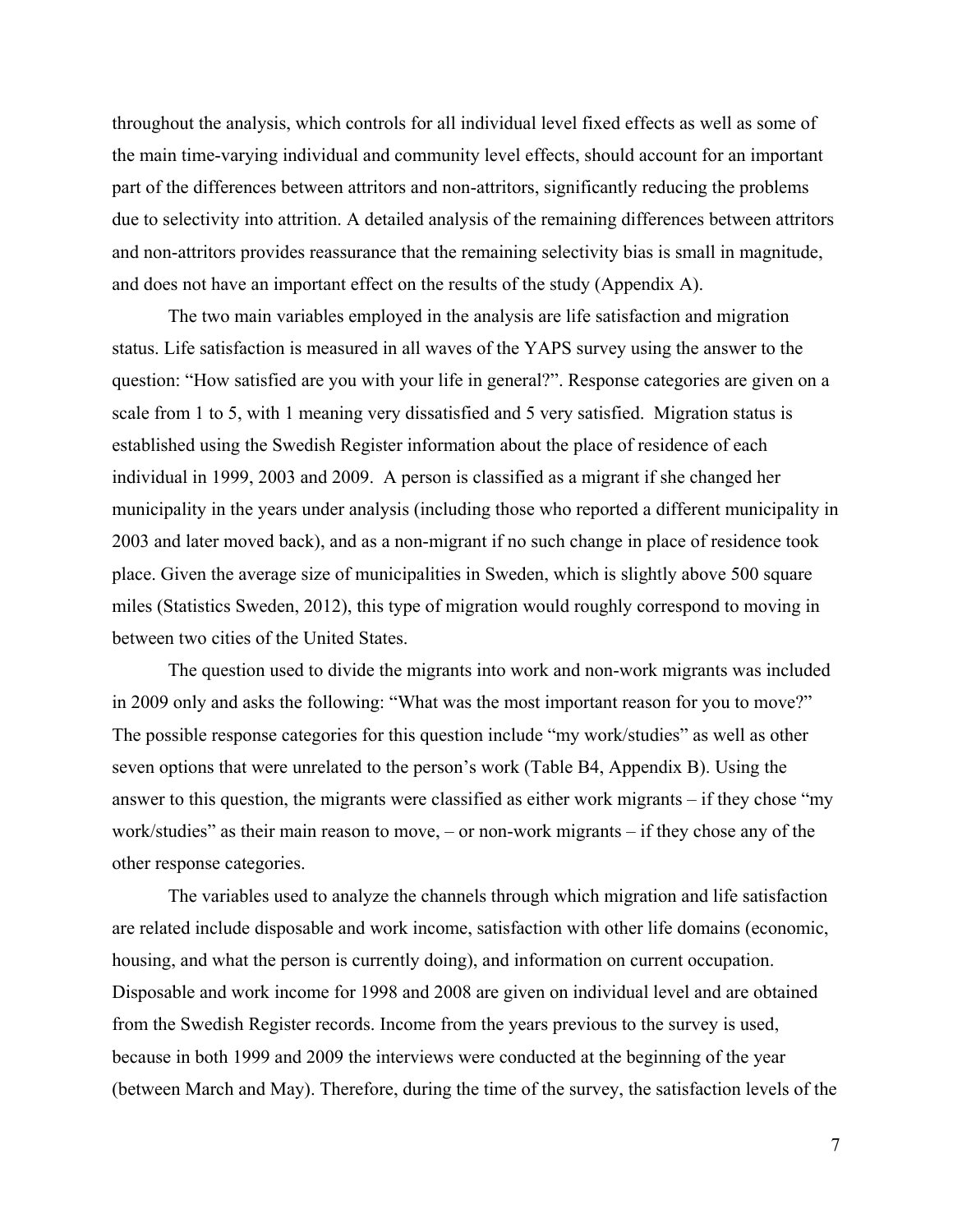throughout the analysis, which controls for all individual level fixed effects as well as some of the main time-varying individual and community level effects, should account for an important part of the differences between attritors and non-attritors, significantly reducing the problems due to selectivity into attrition. A detailed analysis of the remaining differences between attritors and non-attritors provides reassurance that the remaining selectivity bias is small in magnitude, and does not have an important effect on the results of the study (Appendix A).

The two main variables employed in the analysis are life satisfaction and migration status. Life satisfaction is measured in all waves of the YAPS survey using the answer to the question: "How satisfied are you with your life in general?". Response categories are given on a scale from 1 to 5, with 1 meaning very dissatisfied and 5 very satisfied. Migration status is established using the Swedish Register information about the place of residence of each individual in 1999, 2003 and 2009. A person is classified as a migrant if she changed her municipality in the years under analysis (including those who reported a different municipality in 2003 and later moved back), and as a non-migrant if no such change in place of residence took place. Given the average size of municipalities in Sweden, which is slightly above 500 square miles (Statistics Sweden, 2012), this type of migration would roughly correspond to moving in between two cities of the United States.

The question used to divide the migrants into work and non-work migrants was included in 2009 only and asks the following: "What was the most important reason for you to move?" The possible response categories for this question include "my work/studies" as well as other seven options that were unrelated to the person's work (Table B4, Appendix B). Using the answer to this question, the migrants were classified as either work migrants – if they chose "my work/studies" as their main reason to move, – or non-work migrants – if they chose any of the other response categories.

The variables used to analyze the channels through which migration and life satisfaction are related include disposable and work income, satisfaction with other life domains (economic, housing, and what the person is currently doing), and information on current occupation. Disposable and work income for 1998 and 2008 are given on individual level and are obtained from the Swedish Register records. Income from the years previous to the survey is used, because in both 1999 and 2009 the interviews were conducted at the beginning of the year (between March and May). Therefore, during the time of the survey, the satisfaction levels of the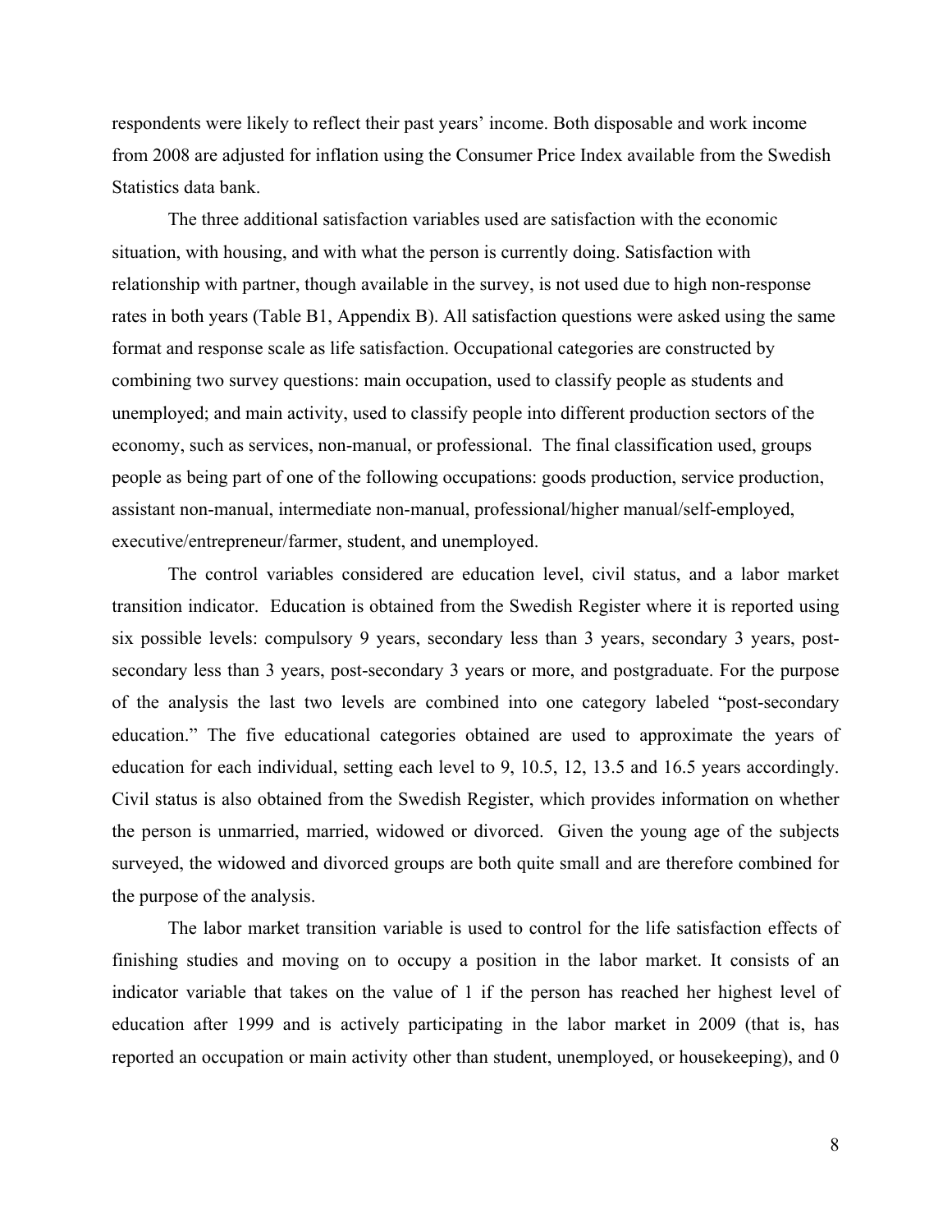respondents were likely to reflect their past years' income. Both disposable and work income from 2008 are adjusted for inflation using the Consumer Price Index available from the Swedish Statistics data bank.

The three additional satisfaction variables used are satisfaction with the economic situation, with housing, and with what the person is currently doing. Satisfaction with relationship with partner, though available in the survey, is not used due to high non-response rates in both years (Table B1, Appendix B). All satisfaction questions were asked using the same format and response scale as life satisfaction. Occupational categories are constructed by combining two survey questions: main occupation, used to classify people as students and unemployed; and main activity, used to classify people into different production sectors of the economy, such as services, non-manual, or professional. The final classification used, groups people as being part of one of the following occupations: goods production, service production, assistant non-manual, intermediate non-manual, professional/higher manual/self-employed, executive/entrepreneur/farmer, student, and unemployed.

The control variables considered are education level, civil status, and a labor market transition indicator. Education is obtained from the Swedish Register where it is reported using six possible levels: compulsory 9 years, secondary less than 3 years, secondary 3 years, post-secondary less than 3 years, post-secondary 3 years or more, and postgraduate. For the purpose of the analysis the last two levels are combined into one category labeled "post-secondary education." The five educational categories obtained are used to approximate the years of education for each individual, setting each level to 9, 10.5, 12, 13.5 and 16.5 years accordingly. Civil status is also obtained from the Swedish Register, which provides information on whether the person is unmarried, married, widowed or divorced. Given the young age of the subjects surveyed, the widowed and divorced groups are both quite small and are therefore combined for the purpose of the analysis.

The labor market transition variable is used to control for the life satisfaction effects of finishing studies and moving on to occupy a position in the labor market. It consists of an indicator variable that takes on the value of 1 if the person has reached her highest level of education after 1999 and is actively participating in the labor market in 2009 (that is, has reported an occupation or main activity other than student, unemployed, or housekeeping), and 0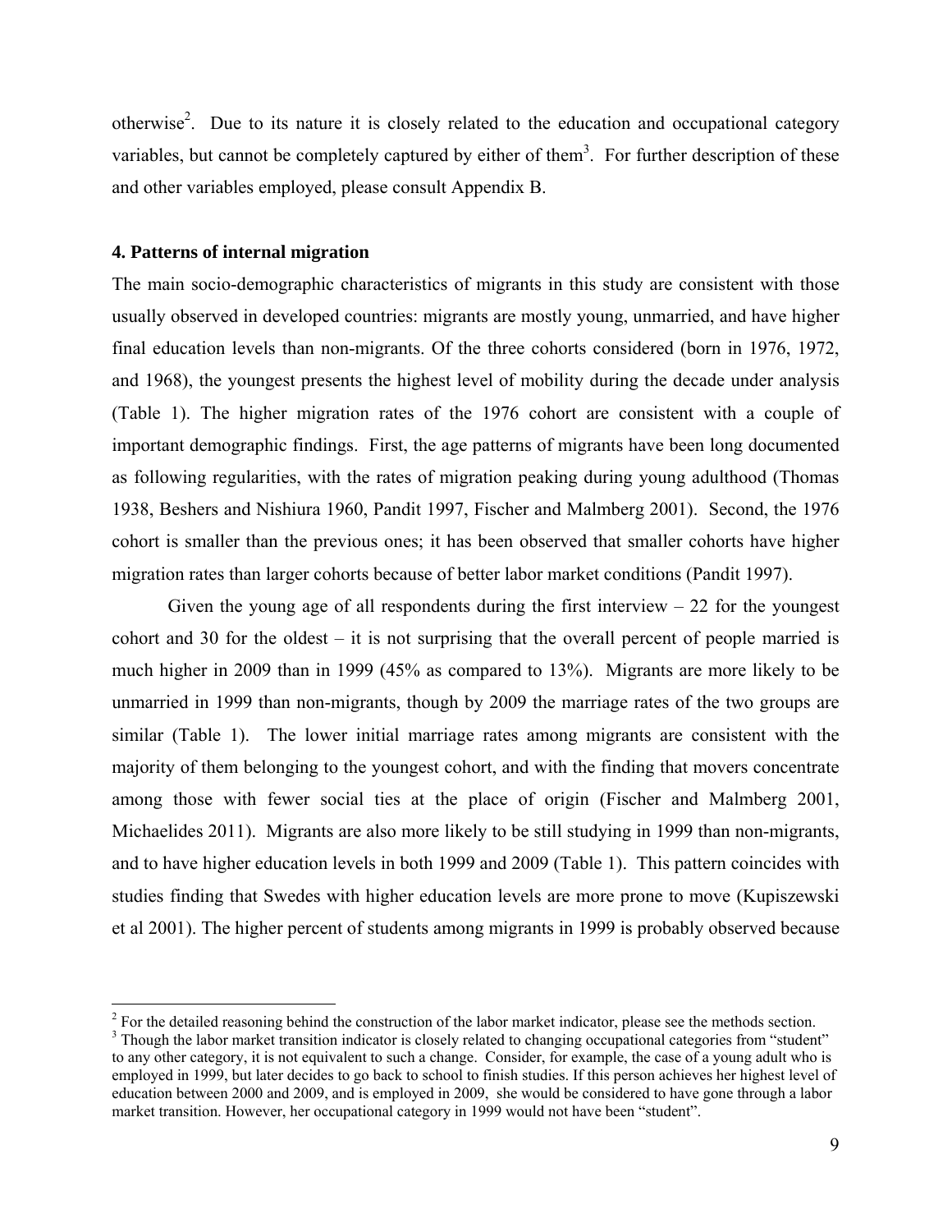otherwise[2]. Due to its nature it is closely related to the education and occupational category variables, but cannot be completely captured by either of them[3]. For further description of these and other variables employed, please consult Appendix B.

**4. Patterns of internal migration**

The main socio-demographic characteristics of migrants in this study are consistent with those usually observed in developed countries: migrants are mostly young, unmarried, and have higher final education levels than non-migrants. Of the three cohorts considered (born in 1976, 1972, and 1968), the youngest presents the highest level of mobility during the decade under analysis (Table 1). The higher migration rates of the 1976 cohort are consistent with a couple of important demographic findings. First, the age patterns of migrants have been long documented as following regularities, with the rates of migration peaking during young adulthood (Thomas 1938, Beshers and Nishiura 1960, Pandit 1997, Fischer and Malmberg 2001). Second, the 1976 cohort is smaller than the previous ones; it has been observed that smaller cohorts have higher migration rates than larger cohorts because of better labor market conditions (Pandit 1997).

Given the young age of all respondents during the first interview – 22 for the youngest cohort and 30 for the oldest – it is not surprising that the overall percent of people married is much higher in 2009 than in 1999 (45% as compared to 13%). Migrants are more likely to be unmarried in 1999 than non-migrants, though by 2009 the marriage rates of the two groups are similar (Table 1). The lower initial marriage rates among migrants are consistent with the majority of them belonging to the youngest cohort, and with the finding that movers concentrate among those with fewer social ties at the place of origin (Fischer and Malmberg 2001, Michaelides 2011). Migrants are also more likely to be still studying in 1999 than non-migrants, and to have higher education levels in both 1999 and 2009 (Table 1). This pattern coincides with studies finding that Swedes with higher education levels are more prone to move (Kupiszewski et al 2001). The higher percent of students among migrants in 1999 is probably observed because

[2] For the detailed reasoning behind the construction of the labor market indicator, please see the methods section.

[3] Though the labor market transition indicator is closely related to changing occupational categories from "student" to any other category, it is not equivalent to such a change. Consider, for example, the case of a young adult who is employed in 1999, but later decides to go back to school to finish studies. If this person achieves her highest level of education between 2000 and 2009, and is employed in 2009, she would be considered to have gone through a labor market transition. However, her occupational category in 1999 would not have been "student".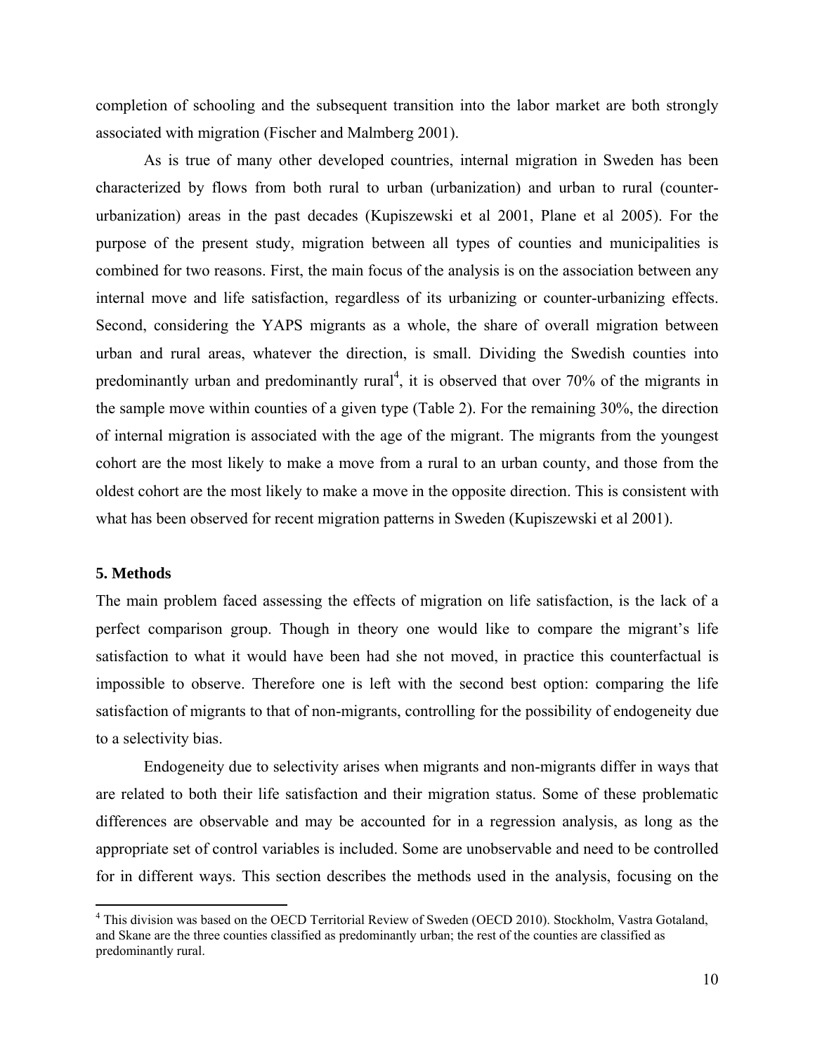completion of schooling and the subsequent transition into the labor market are both strongly associated with migration (Fischer and Malmberg 2001).

As is true of many other developed countries, internal migration in Sweden has been characterized by flows from both rural to urban (urbanization) and urban to rural (counter-urbanization) areas in the past decades (Kupiszewski et al 2001, Plane et al 2005). For the purpose of the present study, migration between all types of counties and municipalities is combined for two reasons. First, the main focus of the analysis is on the association between any internal move and life satisfaction, regardless of its urbanizing or counter-urbanizing effects. Second, considering the YAPS migrants as a whole, the share of overall migration between urban and rural areas, whatever the direction, is small. Dividing the Swedish counties into predominantly urban and predominantly rural[4], it is observed that over 70% of the migrants in the sample move within counties of a given type (Table 2). For the remaining 30%, the direction of internal migration is associated with the age of the migrant. The migrants from the youngest cohort are the most likely to make a move from a rural to an urban county, and those from the oldest cohort are the most likely to make a move in the opposite direction. This is consistent with what has been observed for recent migration patterns in Sweden (Kupiszewski et al 2001).

## 5. Methods

The main problem faced assessing the effects of migration on life satisfaction, is the lack of a perfect comparison group. Though in theory one would like to compare the migrant's life satisfaction to what it would have been had she not moved, in practice this counterfactual is impossible to observe. Therefore one is left with the second best option: comparing the life satisfaction of migrants to that of non-migrants, controlling for the possibility of endogeneity due to a selectivity bias.

Endogeneity due to selectivity arises when migrants and non-migrants differ in ways that are related to both their life satisfaction and their migration status. Some of these problematic differences are observable and may be accounted for in a regression analysis, as long as the appropriate set of control variables is included. Some are unobservable and need to be controlled for in different ways. This section describes the methods used in the analysis, focusing on the

[4] This division was based on the OECD Territorial Review of Sweden (OECD 2010). Stockholm, Vastra Gotaland, and Skane are the three counties classified as predominantly urban; the rest of the counties are classified as predominantly rural.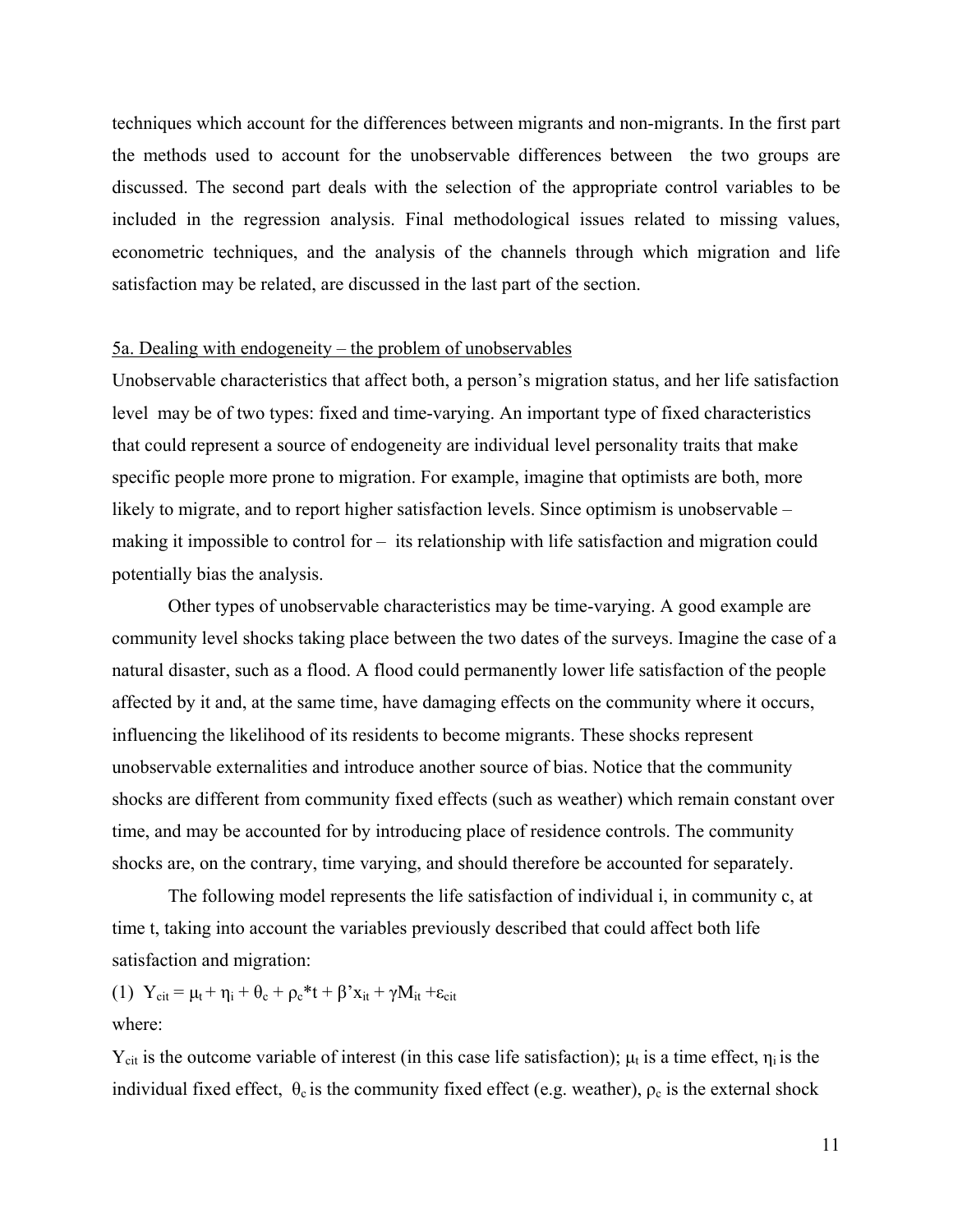techniques which account for the differences between migrants and non-migrants. In the first part the methods used to account for the unobservable differences between the two groups are discussed. The second part deals with the selection of the appropriate control variables to be included in the regression analysis. Final methodological issues related to missing values, econometric techniques, and the analysis of the channels through which migration and life satisfaction may be related, are discussed in the last part of the section.

5a. Dealing with endogeneity – the problem of unobservables

Unobservable characteristics that affect both, a person's migration status, and her life satisfaction level may be of two types: fixed and time-varying. An important type of fixed characteristics that could represent a source of endogeneity are individual level personality traits that make specific people more prone to migration. For example, imagine that optimists are both, more likely to migrate, and to report higher satisfaction levels. Since optimism is unobservable – making it impossible to control for – its relationship with life satisfaction and migration could potentially bias the analysis.

Other types of unobservable characteristics may be time-varying. A good example are community level shocks taking place between the two dates of the surveys. Imagine the case of a natural disaster, such as a flood. A flood could permanently lower life satisfaction of the people affected by it and, at the same time, have damaging effects on the community where it occurs, influencing the likelihood of its residents to become migrants. These shocks represent unobservable externalities and introduce another source of bias. Notice that the community shocks are different from community fixed effects (such as weather) which remain constant over time, and may be accounted for by introducing place of residence controls. The community shocks are, on the contrary, time varying, and should therefore be accounted for separately.

The following model represents the life satisfaction of individual i, in community c, at time t, taking into account the variables previously described that could affect both life satisfaction and migration:

(1) $Y_{cit} = \mu_t + \eta_i + \theta_c + \rho_c{*}t + \beta' x_{it} + \gamma M_{it} + \varepsilon_{cit}$

where:

$Y_{cit}$ is the outcome variable of interest (in this case life satisfaction); $\mu_t$ is a time effect, $\eta_i$ is the individual fixed effect, $\theta_c$ is the community fixed effect (e.g. weather), $\rho_c$ is the external shock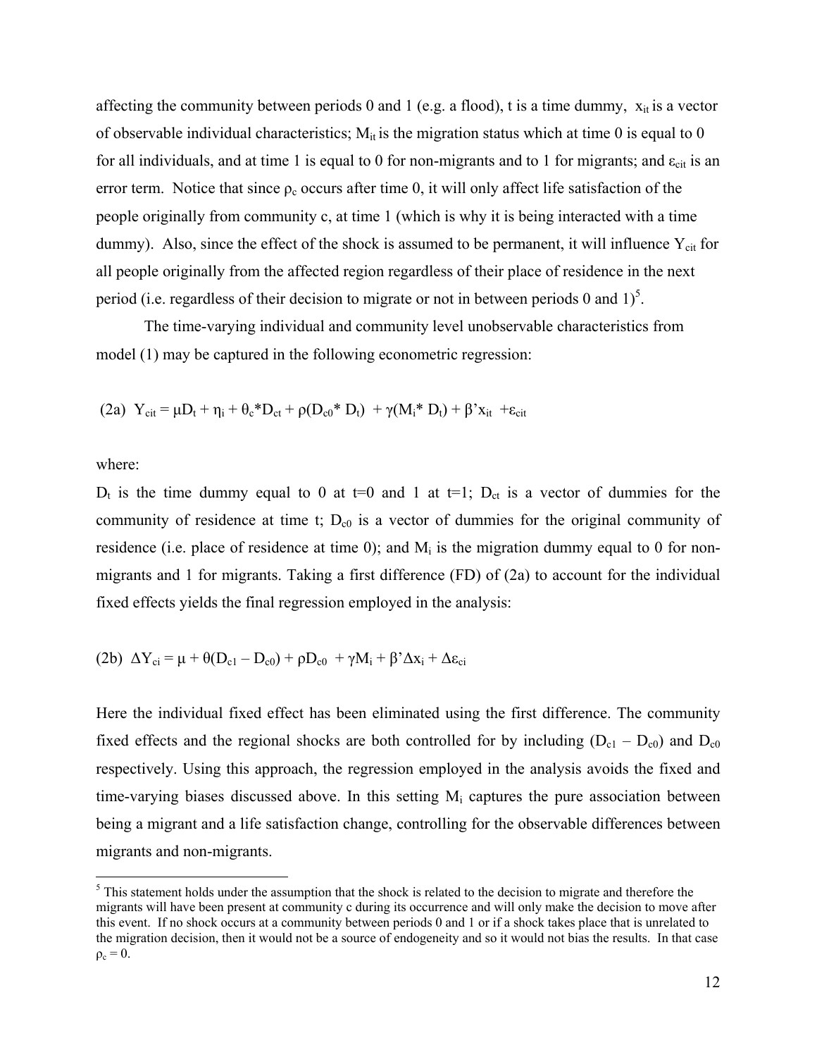affecting the community between periods 0 and 1 (e.g. a flood), t is a time dummy, $x_{it}$ is a vector of observable individual characteristics; $M_{it}$ is the migration status which at time 0 is equal to 0 for all individuals, and at time 1 is equal to 0 for non-migrants and to 1 for migrants; and $\varepsilon_{cit}$ is an error term. Notice that since $\rho_c$ occurs after time 0, it will only affect life satisfaction of the people originally from community c, at time 1 (which is why it is being interacted with a time dummy). Also, since the effect of the shock is assumed to be permanent, it will influence $Y_{cit}$ for all people originally from the affected region regardless of their place of residence in the next period (i.e. regardless of their decision to migrate or not in between periods 0 and 1)[5].

The time-varying individual and community level unobservable characteristics from model (1) may be captured in the following econometric regression:

$$\text{(2a)} \quad Y_{cit} = \mu D_t + \eta_i + \theta_c{*}D_{ct} + \rho(D_{c0}{*}\, D_t) + \gamma(M_i{*}\, D_t) + \beta' x_{it} + \varepsilon_{cit}$$

where:

$D_t$ is the time dummy equal to 0 at t=0 and 1 at t=1; $D_{ct}$ is a vector of dummies for the community of residence at time t; $D_{c0}$ is a vector of dummies for the original community of residence (i.e. place of residence at time 0); and $M_i$ is the migration dummy equal to 0 for non-migrants and 1 for migrants. Taking a first difference (FD) of (2a) to account for the individual fixed effects yields the final regression employed in the analysis:

$$\text{(2b)} \quad \Delta Y_{ci} = \mu + \theta(D_{c1} - D_{c0}) + \rho D_{c0} + \gamma M_i + \beta' \Delta x_i + \Delta\varepsilon_{ci}$$

Here the individual fixed effect has been eliminated using the first difference. The community fixed effects and the regional shocks are both controlled for by including ($D_{c1} - D_{c0}$) and $D_{c0}$ respectively. Using this approach, the regression employed in the analysis avoids the fixed and time-varying biases discussed above. In this setting $M_i$ captures the pure association between being a migrant and a life satisfaction change, controlling for the observable differences between migrants and non-migrants.

[5] This statement holds under the assumption that the shock is related to the decision to migrate and therefore the migrants will have been present at community c during its occurrence and will only make the decision to move after this event. If no shock occurs at a community between periods 0 and 1 or if a shock takes place that is unrelated to the migration decision, then it would not be a source of endogeneity and so it would not bias the results. In that case $\rho_c = 0$.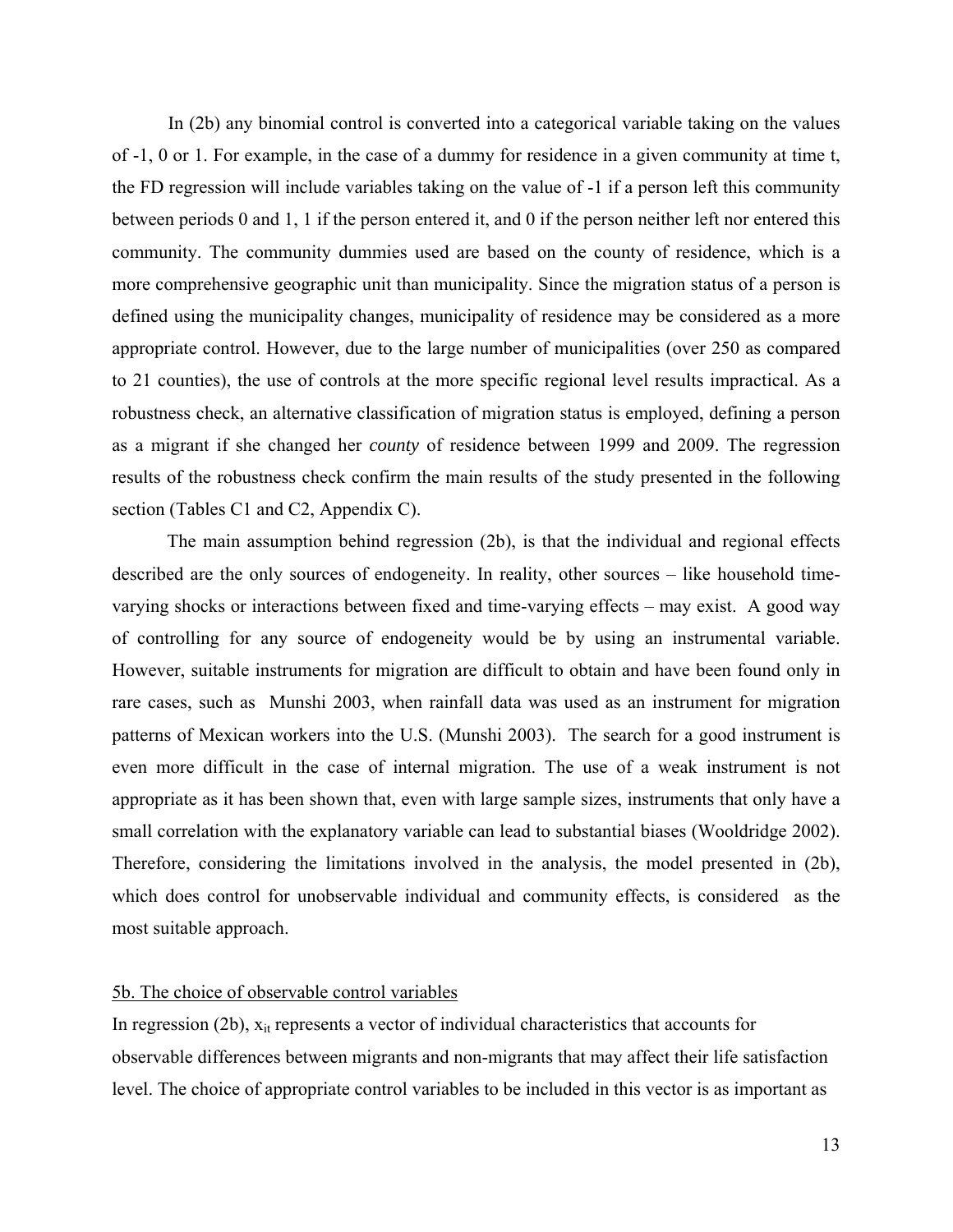In (2b) any binomial control is converted into a categorical variable taking on the values of -1, 0 or 1. For example, in the case of a dummy for residence in a given community at time t, the FD regression will include variables taking on the value of -1 if a person left this community between periods 0 and 1, 1 if the person entered it, and 0 if the person neither left nor entered this community. The community dummies used are based on the county of residence, which is a more comprehensive geographic unit than municipality. Since the migration status of a person is defined using the municipality changes, municipality of residence may be considered as a more appropriate control. However, due to the large number of municipalities (over 250 as compared to 21 counties), the use of controls at the more specific regional level results impractical. As a robustness check, an alternative classification of migration status is employed, defining a person as a migrant if she changed her *county* of residence between 1999 and 2009. The regression results of the robustness check confirm the main results of the study presented in the following section (Tables C1 and C2, Appendix C).

The main assumption behind regression (2b), is that the individual and regional effects described are the only sources of endogeneity. In reality, other sources – like household time-varying shocks or interactions between fixed and time-varying effects – may exist. A good way of controlling for any source of endogeneity would be by using an instrumental variable. However, suitable instruments for migration are difficult to obtain and have been found only in rare cases, such as Munshi 2003, when rainfall data was used as an instrument for migration patterns of Mexican workers into the U.S. (Munshi 2003). The search for a good instrument is even more difficult in the case of internal migration. The use of a weak instrument is not appropriate as it has been shown that, even with large sample sizes, instruments that only have a small correlation with the explanatory variable can lead to substantial biases (Wooldridge 2002). Therefore, considering the limitations involved in the analysis, the model presented in (2b), which does control for unobservable individual and community effects, is considered as the most suitable approach.

## 5b. The choice of observable control variables

In regression (2b), $x_{it}$ represents a vector of individual characteristics that accounts for observable differences between migrants and non-migrants that may affect their life satisfaction level. The choice of appropriate control variables to be included in this vector is as important as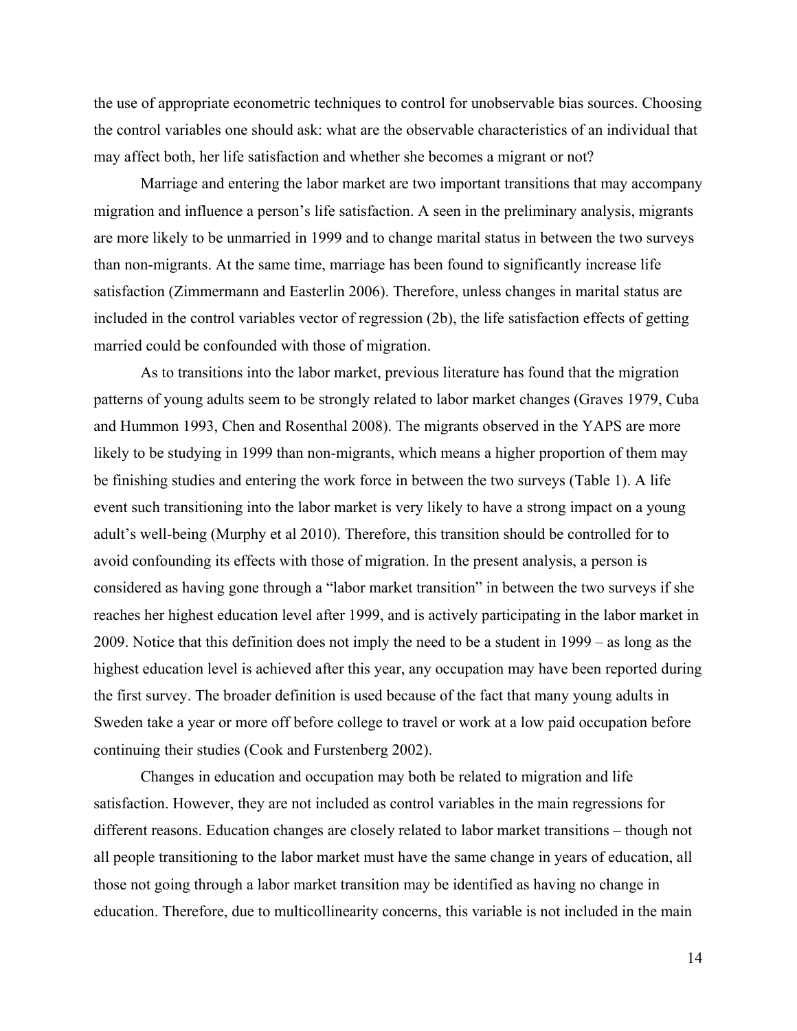the use of appropriate econometric techniques to control for unobservable bias sources. Choosing the control variables one should ask: what are the observable characteristics of an individual that may affect both, her life satisfaction and whether she becomes a migrant or not?

Marriage and entering the labor market are two important transitions that may accompany migration and influence a person's life satisfaction. A seen in the preliminary analysis, migrants are more likely to be unmarried in 1999 and to change marital status in between the two surveys than non-migrants. At the same time, marriage has been found to significantly increase life satisfaction (Zimmermann and Easterlin 2006). Therefore, unless changes in marital status are included in the control variables vector of regression (2b), the life satisfaction effects of getting married could be confounded with those of migration.

As to transitions into the labor market, previous literature has found that the migration patterns of young adults seem to be strongly related to labor market changes (Graves 1979, Cuba and Hummon 1993, Chen and Rosenthal 2008). The migrants observed in the YAPS are more likely to be studying in 1999 than non-migrants, which means a higher proportion of them may be finishing studies and entering the work force in between the two surveys (Table 1). A life event such transitioning into the labor market is very likely to have a strong impact on a young adult's well-being (Murphy et al 2010). Therefore, this transition should be controlled for to avoid confounding its effects with those of migration. In the present analysis, a person is considered as having gone through a "labor market transition" in between the two surveys if she reaches her highest education level after 1999, and is actively participating in the labor market in 2009. Notice that this definition does not imply the need to be a student in 1999 – as long as the highest education level is achieved after this year, any occupation may have been reported during the first survey. The broader definition is used because of the fact that many young adults in Sweden take a year or more off before college to travel or work at a low paid occupation before continuing their studies (Cook and Furstenberg 2002).

Changes in education and occupation may both be related to migration and life satisfaction. However, they are not included as control variables in the main regressions for different reasons. Education changes are closely related to labor market transitions – though not all people transitioning to the labor market must have the same change in years of education, all those not going through a labor market transition may be identified as having no change in education. Therefore, due to multicollinearity concerns, this variable is not included in the main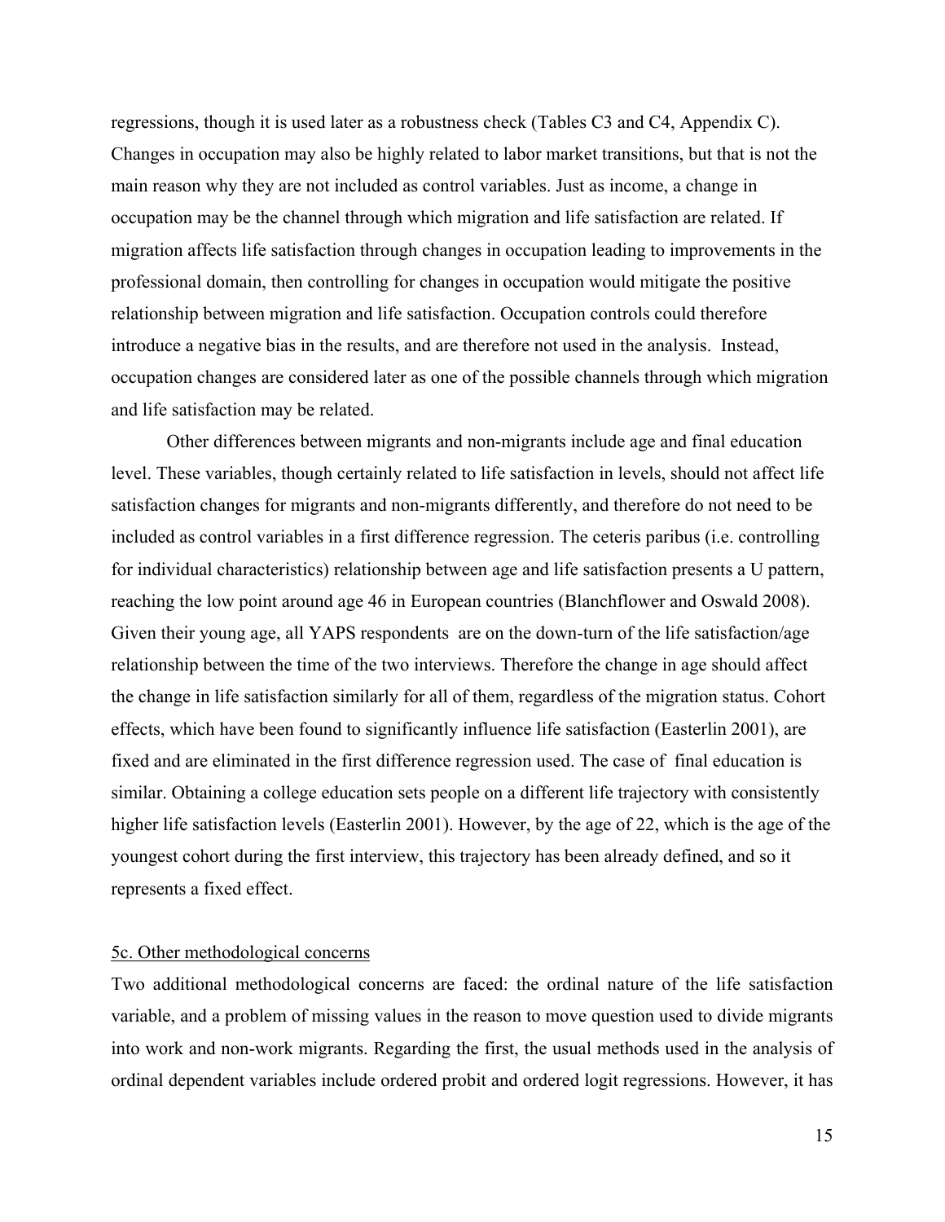regressions, though it is used later as a robustness check (Tables C3 and C4, Appendix C). Changes in occupation may also be highly related to labor market transitions, but that is not the main reason why they are not included as control variables. Just as income, a change in occupation may be the channel through which migration and life satisfaction are related. If migration affects life satisfaction through changes in occupation leading to improvements in the professional domain, then controlling for changes in occupation would mitigate the positive relationship between migration and life satisfaction. Occupation controls could therefore introduce a negative bias in the results, and are therefore not used in the analysis. Instead, occupation changes are considered later as one of the possible channels through which migration and life satisfaction may be related.

Other differences between migrants and non-migrants include age and final education level. These variables, though certainly related to life satisfaction in levels, should not affect life satisfaction changes for migrants and non-migrants differently, and therefore do not need to be included as control variables in a first difference regression. The ceteris paribus (i.e. controlling for individual characteristics) relationship between age and life satisfaction presents a U pattern, reaching the low point around age 46 in European countries (Blanchflower and Oswald 2008). Given their young age, all YAPS respondents are on the down-turn of the life satisfaction/age relationship between the time of the two interviews. Therefore the change in age should affect the change in life satisfaction similarly for all of them, regardless of the migration status. Cohort effects, which have been found to significantly influence life satisfaction (Easterlin 2001), are fixed and are eliminated in the first difference regression used. The case of final education is similar. Obtaining a college education sets people on a different life trajectory with consistently higher life satisfaction levels (Easterlin 2001). However, by the age of 22, which is the age of the youngest cohort during the first interview, this trajectory has been already defined, and so it represents a fixed effect.

### 5c. Other methodological concerns

Two additional methodological concerns are faced: the ordinal nature of the life satisfaction variable, and a problem of missing values in the reason to move question used to divide migrants into work and non-work migrants. Regarding the first, the usual methods used in the analysis of ordinal dependent variables include ordered probit and ordered logit regressions. However, it has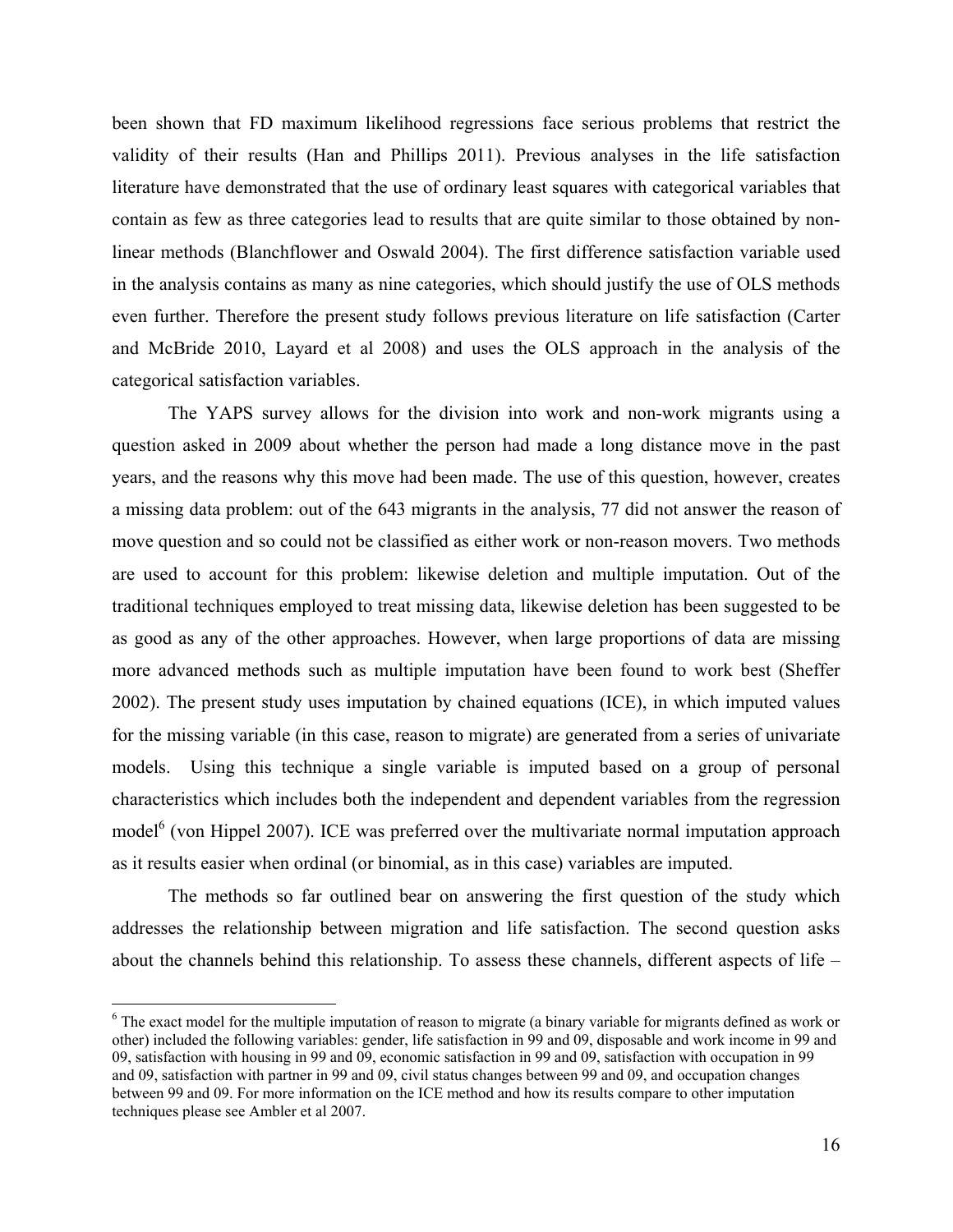been shown that FD maximum likelihood regressions face serious problems that restrict the validity of their results (Han and Phillips 2011). Previous analyses in the life satisfaction literature have demonstrated that the use of ordinary least squares with categorical variables that contain as few as three categories lead to results that are quite similar to those obtained by non-linear methods (Blanchflower and Oswald 2004). The first difference satisfaction variable used in the analysis contains as many as nine categories, which should justify the use of OLS methods even further. Therefore the present study follows previous literature on life satisfaction (Carter and McBride 2010, Layard et al 2008) and uses the OLS approach in the analysis of the categorical satisfaction variables.

The YAPS survey allows for the division into work and non-work migrants using a question asked in 2009 about whether the person had made a long distance move in the past years, and the reasons why this move had been made. The use of this question, however, creates a missing data problem: out of the 643 migrants in the analysis, 77 did not answer the reason of move question and so could not be classified as either work or non-reason movers. Two methods are used to account for this problem: likewise deletion and multiple imputation. Out of the traditional techniques employed to treat missing data, likewise deletion has been suggested to be as good as any of the other approaches. However, when large proportions of data are missing more advanced methods such as multiple imputation have been found to work best (Sheffer 2002). The present study uses imputation by chained equations (ICE), in which imputed values for the missing variable (in this case, reason to migrate) are generated from a series of univariate models. Using this technique a single variable is imputed based on a group of personal characteristics which includes both the independent and dependent variables from the regression model[6] (von Hippel 2007). ICE was preferred over the multivariate normal imputation approach as it results easier when ordinal (or binomial, as in this case) variables are imputed.

The methods so far outlined bear on answering the first question of the study which addresses the relationship between migration and life satisfaction. The second question asks about the channels behind this relationship. To assess these channels, different aspects of life –

[6] The exact model for the multiple imputation of reason to migrate (a binary variable for migrants defined as work or other) included the following variables: gender, life satisfaction in 99 and 09, disposable and work income in 99 and 09, satisfaction with housing in 99 and 09, economic satisfaction in 99 and 09, satisfaction with occupation in 99 and 09, satisfaction with partner in 99 and 09, civil status changes between 99 and 09, and occupation changes between 99 and 09. For more information on the ICE method and how its results compare to other imputation techniques please see Ambler et al 2007.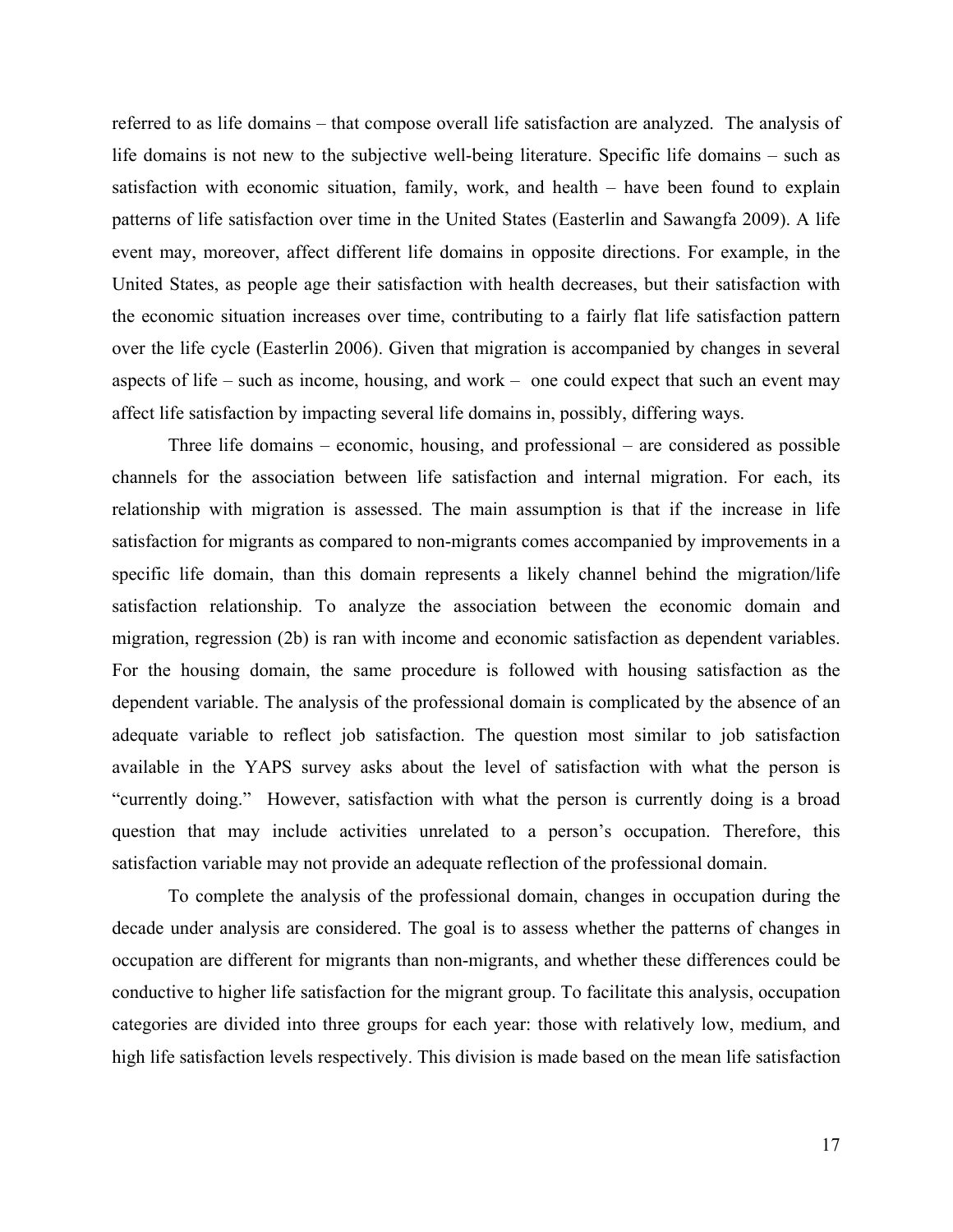referred to as life domains – that compose overall life satisfaction are analyzed. The analysis of life domains is not new to the subjective well-being literature. Specific life domains – such as satisfaction with economic situation, family, work, and health – have been found to explain patterns of life satisfaction over time in the United States (Easterlin and Sawangfa 2009). A life event may, moreover, affect different life domains in opposite directions. For example, in the United States, as people age their satisfaction with health decreases, but their satisfaction with the economic situation increases over time, contributing to a fairly flat life satisfaction pattern over the life cycle (Easterlin 2006). Given that migration is accompanied by changes in several aspects of life – such as income, housing, and work – one could expect that such an event may affect life satisfaction by impacting several life domains in, possibly, differing ways.

Three life domains – economic, housing, and professional – are considered as possible channels for the association between life satisfaction and internal migration. For each, its relationship with migration is assessed. The main assumption is that if the increase in life satisfaction for migrants as compared to non-migrants comes accompanied by improvements in a specific life domain, than this domain represents a likely channel behind the migration/life satisfaction relationship. To analyze the association between the economic domain and migration, regression (2b) is ran with income and economic satisfaction as dependent variables. For the housing domain, the same procedure is followed with housing satisfaction as the dependent variable. The analysis of the professional domain is complicated by the absence of an adequate variable to reflect job satisfaction. The question most similar to job satisfaction available in the YAPS survey asks about the level of satisfaction with what the person is "currently doing." However, satisfaction with what the person is currently doing is a broad question that may include activities unrelated to a person's occupation. Therefore, this satisfaction variable may not provide an adequate reflection of the professional domain.

To complete the analysis of the professional domain, changes in occupation during the decade under analysis are considered. The goal is to assess whether the patterns of changes in occupation are different for migrants than non-migrants, and whether these differences could be conductive to higher life satisfaction for the migrant group. To facilitate this analysis, occupation categories are divided into three groups for each year: those with relatively low, medium, and high life satisfaction levels respectively. This division is made based on the mean life satisfaction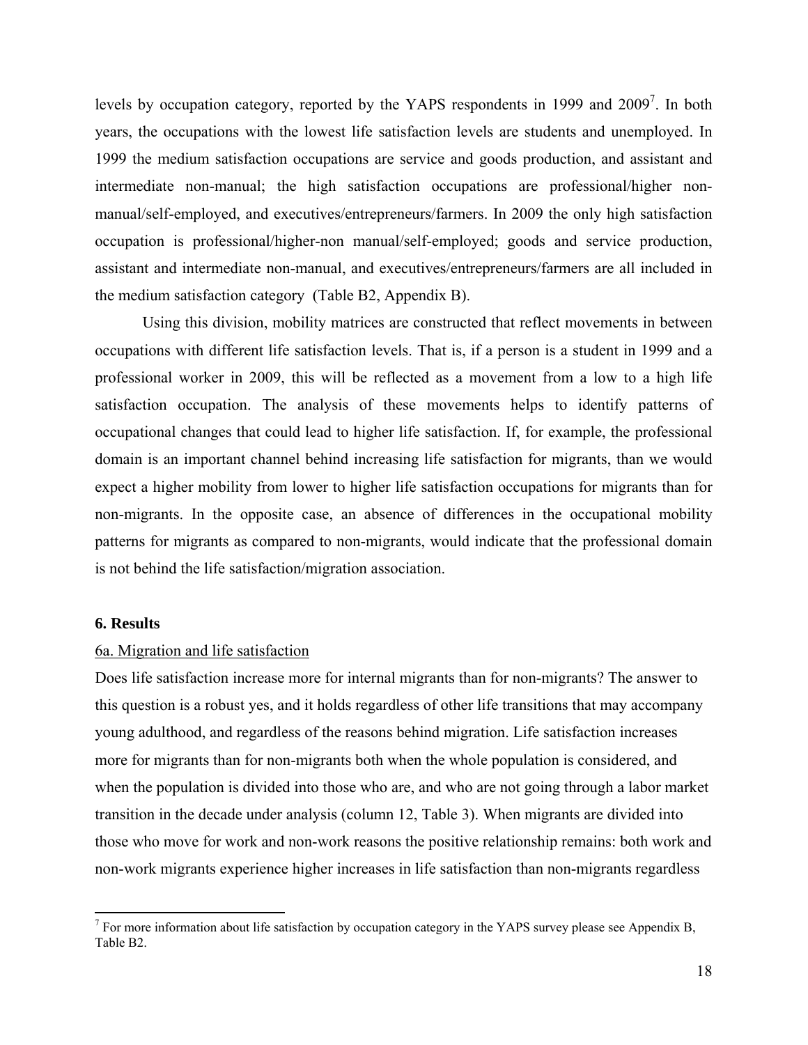levels by occupation category, reported by the YAPS respondents in 1999 and 2009[7]. In both years, the occupations with the lowest life satisfaction levels are students and unemployed. In 1999 the medium satisfaction occupations are service and goods production, and assistant and intermediate non-manual; the high satisfaction occupations are professional/higher non-manual/self-employed, and executives/entrepreneurs/farmers. In 2009 the only high satisfaction occupation is professional/higher-non manual/self-employed; goods and service production, assistant and intermediate non-manual, and executives/entrepreneurs/farmers are all included in the medium satisfaction category (Table B2, Appendix B).

Using this division, mobility matrices are constructed that reflect movements in between occupations with different life satisfaction levels. That is, if a person is a student in 1999 and a professional worker in 2009, this will be reflected as a movement from a low to a high life satisfaction occupation. The analysis of these movements helps to identify patterns of occupational changes that could lead to higher life satisfaction. If, for example, the professional domain is an important channel behind increasing life satisfaction for migrants, than we would expect a higher mobility from lower to higher life satisfaction occupations for migrants than for non-migrants. In the opposite case, an absence of differences in the occupational mobility patterns for migrants as compared to non-migrants, would indicate that the professional domain is not behind the life satisfaction/migration association.

## 6. Results

### 6a. Migration and life satisfaction

Does life satisfaction increase more for internal migrants than for non-migrants? The answer to this question is a robust yes, and it holds regardless of other life transitions that may accompany young adulthood, and regardless of the reasons behind migration. Life satisfaction increases more for migrants than for non-migrants both when the whole population is considered, and when the population is divided into those who are, and who are not going through a labor market transition in the decade under analysis (column 12, Table 3). When migrants are divided into those who move for work and non-work reasons the positive relationship remains: both work and non-work migrants experience higher increases in life satisfaction than non-migrants regardless

[7] For more information about life satisfaction by occupation category in the YAPS survey please see Appendix B, Table B2.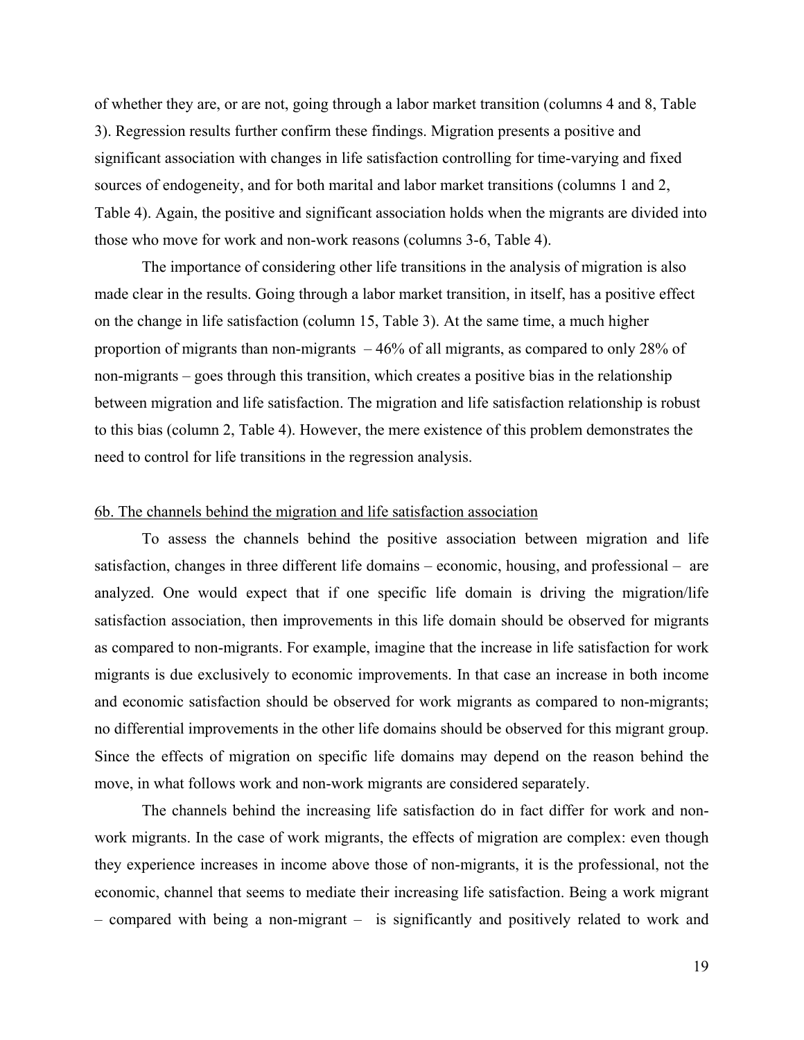of whether they are, or are not, going through a labor market transition (columns 4 and 8, Table 3). Regression results further confirm these findings. Migration presents a positive and significant association with changes in life satisfaction controlling for time-varying and fixed sources of endogeneity, and for both marital and labor market transitions (columns 1 and 2, Table 4). Again, the positive and significant association holds when the migrants are divided into those who move for work and non-work reasons (columns 3-6, Table 4).

The importance of considering other life transitions in the analysis of migration is also made clear in the results. Going through a labor market transition, in itself, has a positive effect on the change in life satisfaction (column 15, Table 3). At the same time, a much higher proportion of migrants than non-migrants – 46% of all migrants, as compared to only 28% of non-migrants – goes through this transition, which creates a positive bias in the relationship between migration and life satisfaction. The migration and life satisfaction relationship is robust to this bias (column 2, Table 4). However, the mere existence of this problem demonstrates the need to control for life transitions in the regression analysis.

## 6b. The channels behind the migration and life satisfaction association

To assess the channels behind the positive association between migration and life satisfaction, changes in three different life domains – economic, housing, and professional – are analyzed. One would expect that if one specific life domain is driving the migration/life satisfaction association, then improvements in this life domain should be observed for migrants as compared to non-migrants. For example, imagine that the increase in life satisfaction for work migrants is due exclusively to economic improvements. In that case an increase in both income and economic satisfaction should be observed for work migrants as compared to non-migrants; no differential improvements in the other life domains should be observed for this migrant group. Since the effects of migration on specific life domains may depend on the reason behind the move, in what follows work and non-work migrants are considered separately.

The channels behind the increasing life satisfaction do in fact differ for work and non-work migrants. In the case of work migrants, the effects of migration are complex: even though they experience increases in income above those of non-migrants, it is the professional, not the economic, channel that seems to mediate their increasing life satisfaction. Being a work migrant – compared with being a non-migrant – is significantly and positively related to work and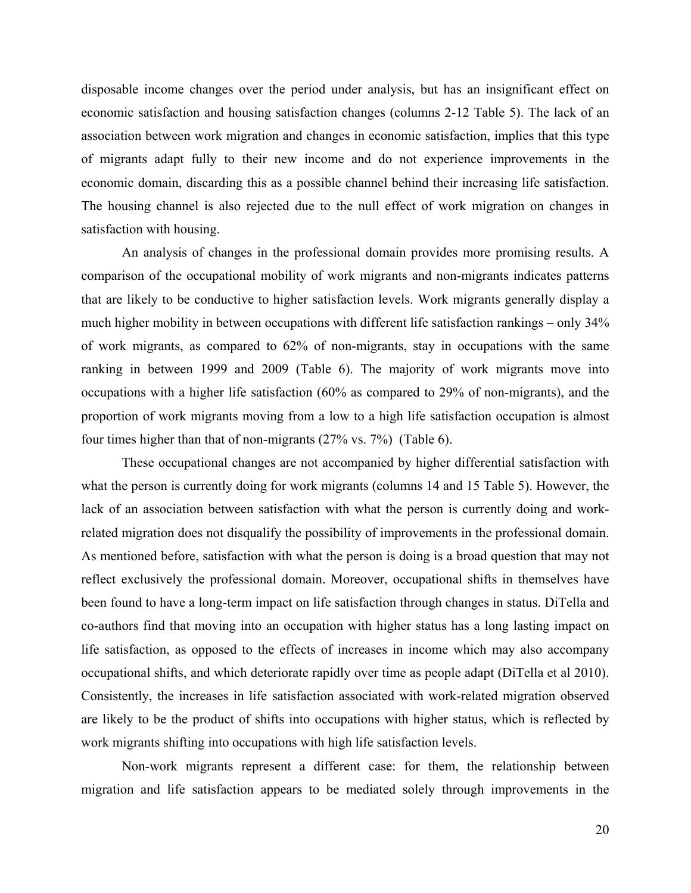disposable income changes over the period under analysis, but has an insignificant effect on economic satisfaction and housing satisfaction changes (columns 2-12 Table 5). The lack of an association between work migration and changes in economic satisfaction, implies that this type of migrants adapt fully to their new income and do not experience improvements in the economic domain, discarding this as a possible channel behind their increasing life satisfaction. The housing channel is also rejected due to the null effect of work migration on changes in satisfaction with housing.

An analysis of changes in the professional domain provides more promising results. A comparison of the occupational mobility of work migrants and non-migrants indicates patterns that are likely to be conductive to higher satisfaction levels. Work migrants generally display a much higher mobility in between occupations with different life satisfaction rankings – only 34% of work migrants, as compared to 62% of non-migrants, stay in occupations with the same ranking in between 1999 and 2009 (Table 6). The majority of work migrants move into occupations with a higher life satisfaction (60% as compared to 29% of non-migrants), and the proportion of work migrants moving from a low to a high life satisfaction occupation is almost four times higher than that of non-migrants (27% vs. 7%) (Table 6).

These occupational changes are not accompanied by higher differential satisfaction with what the person is currently doing for work migrants (columns 14 and 15 Table 5). However, the lack of an association between satisfaction with what the person is currently doing and work-related migration does not disqualify the possibility of improvements in the professional domain. As mentioned before, satisfaction with what the person is doing is a broad question that may not reflect exclusively the professional domain. Moreover, occupational shifts in themselves have been found to have a long-term impact on life satisfaction through changes in status. DiTella and co-authors find that moving into an occupation with higher status has a long lasting impact on life satisfaction, as opposed to the effects of increases in income which may also accompany occupational shifts, and which deteriorate rapidly over time as people adapt (DiTella et al 2010). Consistently, the increases in life satisfaction associated with work-related migration observed are likely to be the product of shifts into occupations with higher status, which is reflected by work migrants shifting into occupations with high life satisfaction levels.

Non-work migrants represent a different case: for them, the relationship between migration and life satisfaction appears to be mediated solely through improvements in the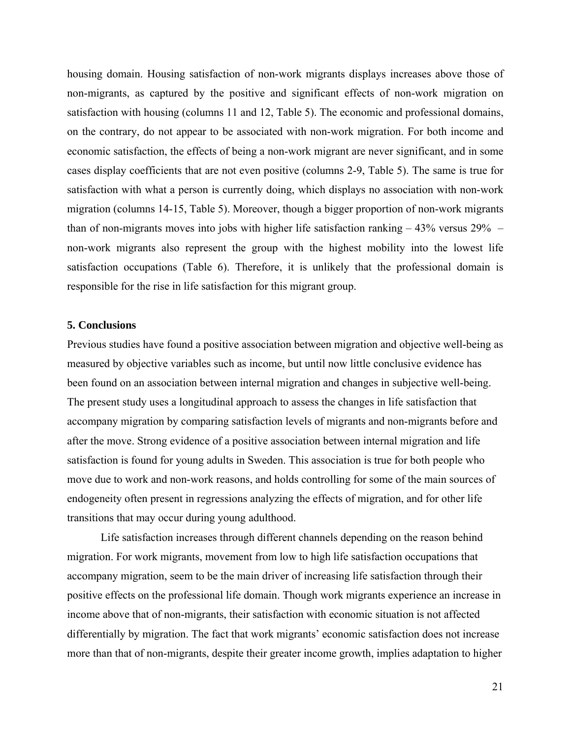housing domain. Housing satisfaction of non-work migrants displays increases above those of non-migrants, as captured by the positive and significant effects of non-work migration on satisfaction with housing (columns 11 and 12, Table 5). The economic and professional domains, on the contrary, do not appear to be associated with non-work migration. For both income and economic satisfaction, the effects of being a non-work migrant are never significant, and in some cases display coefficients that are not even positive (columns 2-9, Table 5). The same is true for satisfaction with what a person is currently doing, which displays no association with non-work migration (columns 14-15, Table 5). Moreover, though a bigger proportion of non-work migrants than of non-migrants moves into jobs with higher life satisfaction ranking – 43% versus 29% – non-work migrants also represent the group with the highest mobility into the lowest life satisfaction occupations (Table 6). Therefore, it is unlikely that the professional domain is responsible for the rise in life satisfaction for this migrant group.

**5. Conclusions**

Previous studies have found a positive association between migration and objective well-being as measured by objective variables such as income, but until now little conclusive evidence has been found on an association between internal migration and changes in subjective well-being. The present study uses a longitudinal approach to assess the changes in life satisfaction that accompany migration by comparing satisfaction levels of migrants and non-migrants before and after the move. Strong evidence of a positive association between internal migration and life satisfaction is found for young adults in Sweden. This association is true for both people who move due to work and non-work reasons, and holds controlling for some of the main sources of endogeneity often present in regressions analyzing the effects of migration, and for other life transitions that may occur during young adulthood.

Life satisfaction increases through different channels depending on the reason behind migration. For work migrants, movement from low to high life satisfaction occupations that accompany migration, seem to be the main driver of increasing life satisfaction through their positive effects on the professional life domain. Though work migrants experience an increase in income above that of non-migrants, their satisfaction with economic situation is not affected differentially by migration. The fact that work migrants' economic satisfaction does not increase more than that of non-migrants, despite their greater income growth, implies adaptation to higher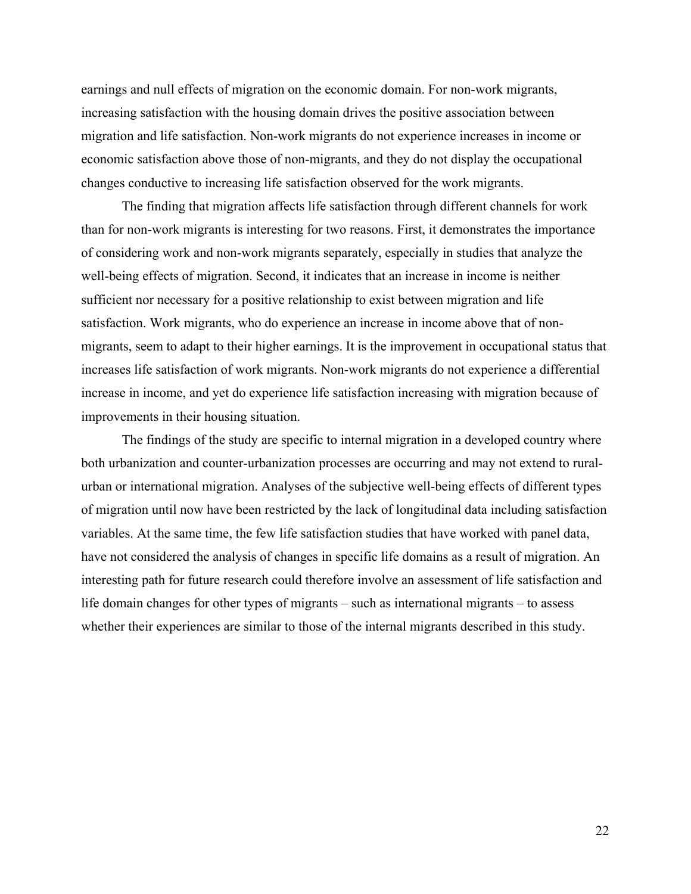earnings and null effects of migration on the economic domain. For non-work migrants, increasing satisfaction with the housing domain drives the positive association between migration and life satisfaction. Non-work migrants do not experience increases in income or economic satisfaction above those of non-migrants, and they do not display the occupational changes conductive to increasing life satisfaction observed for the work migrants.

The finding that migration affects life satisfaction through different channels for work than for non-work migrants is interesting for two reasons. First, it demonstrates the importance of considering work and non-work migrants separately, especially in studies that analyze the well-being effects of migration. Second, it indicates that an increase in income is neither sufficient nor necessary for a positive relationship to exist between migration and life satisfaction. Work migrants, who do experience an increase in income above that of non-migrants, seem to adapt to their higher earnings. It is the improvement in occupational status that increases life satisfaction of work migrants. Non-work migrants do not experience a differential increase in income, and yet do experience life satisfaction increasing with migration because of improvements in their housing situation.

The findings of the study are specific to internal migration in a developed country where both urbanization and counter-urbanization processes are occurring and may not extend to rural-urban or international migration. Analyses of the subjective well-being effects of different types of migration until now have been restricted by the lack of longitudinal data including satisfaction variables. At the same time, the few life satisfaction studies that have worked with panel data, have not considered the analysis of changes in specific life domains as a result of migration. An interesting path for future research could therefore involve an assessment of life satisfaction and life domain changes for other types of migrants – such as international migrants – to assess whether their experiences are similar to those of the internal migrants described in this study.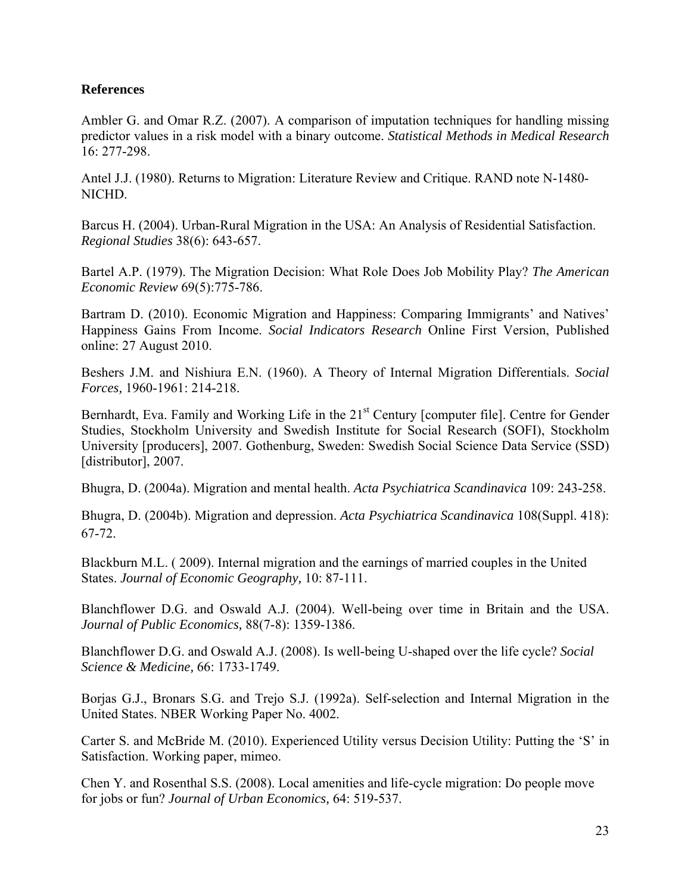**References**

Ambler G. and Omar R.Z. (2007). A comparison of imputation techniques for handling missing predictor values in a risk model with a binary outcome. *Statistical Methods in Medical Research* 16: 277-298.

Antel J.J. (1980). Returns to Migration: Literature Review and Critique. RAND note N-1480-NICHD.

Barcus H. (2004). Urban-Rural Migration in the USA: An Analysis of Residential Satisfaction. *Regional Studies* 38(6): 643-657.

Bartel A.P. (1979). The Migration Decision: What Role Does Job Mobility Play? *The American Economic Review* 69(5):775-786.

Bartram D. (2010). Economic Migration and Happiness: Comparing Immigrants' and Natives' Happiness Gains From Income. *Social Indicators Research* Online First Version, Published online: 27 August 2010.

Beshers J.M. and Nishiura E.N. (1960). A Theory of Internal Migration Differentials. *Social Forces,* 1960-1961: 214-218.

Bernhardt, Eva. Family and Working Life in the 21st Century [computer file]. Centre for Gender Studies, Stockholm University and Swedish Institute for Social Research (SOFI), Stockholm University [producers], 2007. Gothenburg, Sweden: Swedish Social Science Data Service (SSD) [distributor], 2007.

Bhugra, D. (2004a). Migration and mental health. *Acta Psychiatrica Scandinavica* 109: 243-258.

Bhugra, D. (2004b). Migration and depression. *Acta Psychiatrica Scandinavica* 108(Suppl. 418): 67-72.

Blackburn M.L. ( 2009). Internal migration and the earnings of married couples in the United States. *Journal of Economic Geography,* 10: 87-111.

Blanchflower D.G. and Oswald A.J. (2004). Well-being over time in Britain and the USA. *Journal of Public Economics,* 88(7-8): 1359-1386.

Blanchflower D.G. and Oswald A.J. (2008). Is well-being U-shaped over the life cycle? *Social Science & Medicine,* 66: 1733-1749.

Borjas G.J., Bronars S.G. and Trejo S.J. (1992a). Self-selection and Internal Migration in the United States. NBER Working Paper No. 4002.

Carter S. and McBride M. (2010). Experienced Utility versus Decision Utility: Putting the 'S' in Satisfaction. Working paper, mimeo.

Chen Y. and Rosenthal S.S. (2008). Local amenities and life-cycle migration: Do people move for jobs or fun? *Journal of Urban Economics,* 64: 519-537.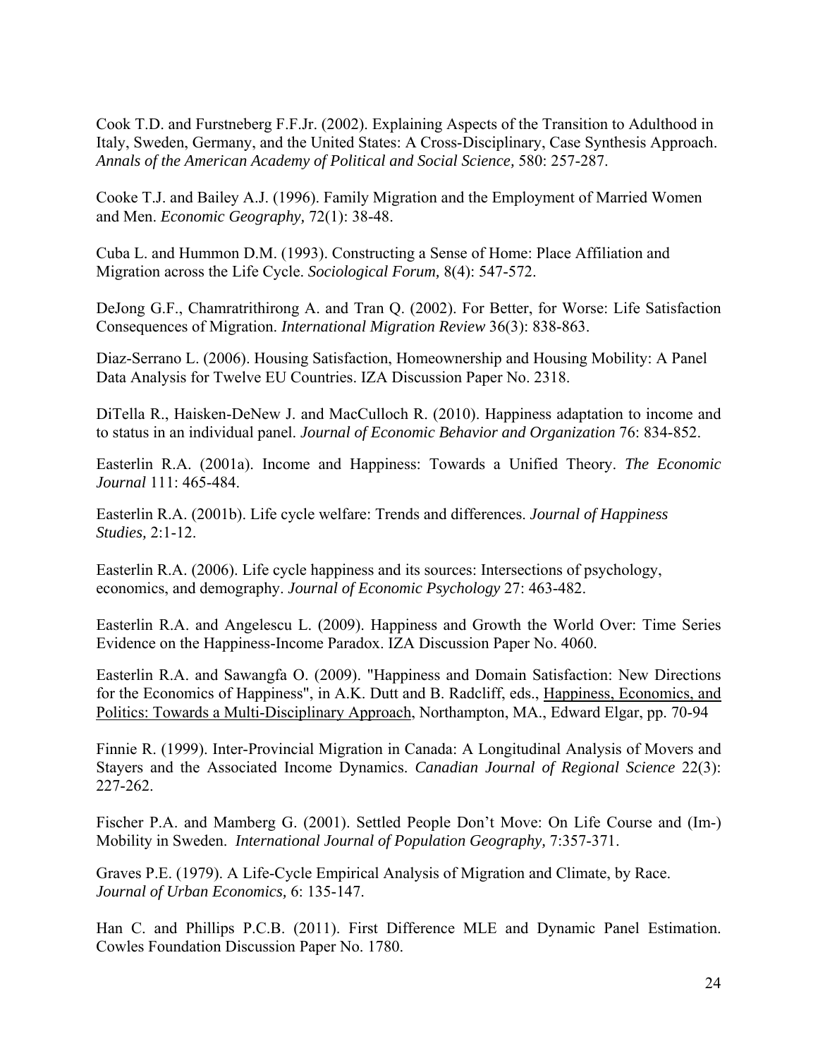Cook T.D. and Furstneberg F.F.Jr. (2002). Explaining Aspects of the Transition to Adulthood in Italy, Sweden, Germany, and the United States: A Cross-Disciplinary, Case Synthesis Approach. *Annals of the American Academy of Political and Social Science,* 580: 257-287.

Cooke T.J. and Bailey A.J. (1996). Family Migration and the Employment of Married Women and Men. *Economic Geography,* 72(1): 38-48.

Cuba L. and Hummon D.M. (1993). Constructing a Sense of Home: Place Affiliation and Migration across the Life Cycle. *Sociological Forum,* 8(4): 547-572.

DeJong G.F., Chamratrithirong A. and Tran Q. (2002). For Better, for Worse: Life Satisfaction Consequences of Migration. *International Migration Review* 36(3): 838-863.

Diaz-Serrano L. (2006). Housing Satisfaction, Homeownership and Housing Mobility: A Panel Data Analysis for Twelve EU Countries. IZA Discussion Paper No. 2318.

DiTella R., Haisken-DeNew J. and MacCulloch R. (2010). Happiness adaptation to income and to status in an individual panel. *Journal of Economic Behavior and Organization* 76: 834-852.

Easterlin R.A. (2001a). Income and Happiness: Towards a Unified Theory. *The Economic Journal* 111: 465-484.

Easterlin R.A. (2001b). Life cycle welfare: Trends and differences. *Journal of Happiness Studies,* 2:1-12.

Easterlin R.A. (2006). Life cycle happiness and its sources: Intersections of psychology, economics, and demography. *Journal of Economic Psychology* 27: 463-482.

Easterlin R.A. and Angelescu L. (2009). Happiness and Growth the World Over: Time Series Evidence on the Happiness-Income Paradox. IZA Discussion Paper No. 4060.

Easterlin R.A. and Sawangfa O. (2009). "Happiness and Domain Satisfaction: New Directions for the Economics of Happiness", in A.K. Dutt and B. Radcliff, eds., Happiness, Economics, and Politics: Towards a Multi-Disciplinary Approach, Northampton, MA., Edward Elgar, pp. 70-94

Finnie R. (1999). Inter-Provincial Migration in Canada: A Longitudinal Analysis of Movers and Stayers and the Associated Income Dynamics. *Canadian Journal of Regional Science* 22(3): 227-262.

Fischer P.A. and Mamberg G. (2001). Settled People Don't Move: On Life Course and (Im-) Mobility in Sweden. *International Journal of Population Geography,* 7:357-371.

Graves P.E. (1979). A Life-Cycle Empirical Analysis of Migration and Climate, by Race. *Journal of Urban Economics,* 6: 135-147.

Han C. and Phillips P.C.B. (2011). First Difference MLE and Dynamic Panel Estimation. Cowles Foundation Discussion Paper No. 1780.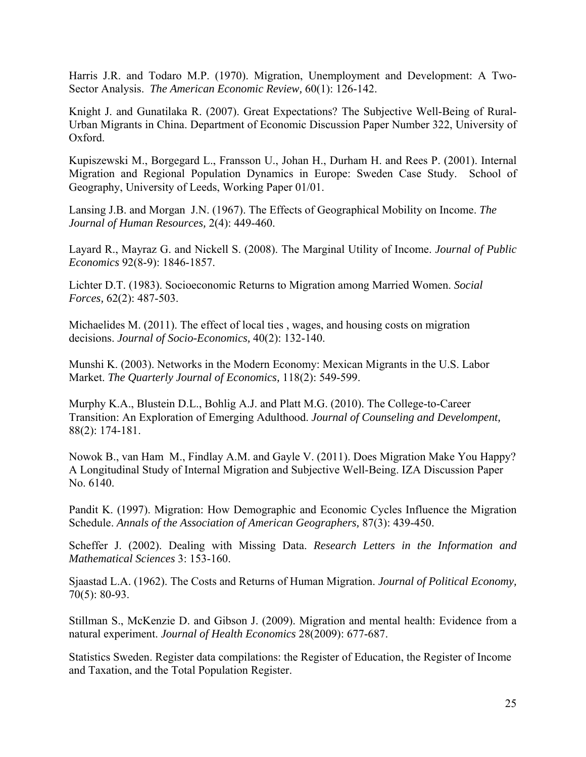Harris J.R. and Todaro M.P. (1970). Migration, Unemployment and Development: A Two-Sector Analysis. *The American Economic Review,* 60(1): 126-142.

Knight J. and Gunatilaka R. (2007). Great Expectations? The Subjective Well-Being of Rural-Urban Migrants in China. Department of Economic Discussion Paper Number 322, University of Oxford.

Kupiszewski M., Borgegard L., Fransson U., Johan H., Durham H. and Rees P. (2001). Internal Migration and Regional Population Dynamics in Europe: Sweden Case Study. School of Geography, University of Leeds, Working Paper 01/01.

Lansing J.B. and Morgan J.N. (1967). The Effects of Geographical Mobility on Income. *The Journal of Human Resources,* 2(4): 449-460.

Layard R., Mayraz G. and Nickell S. (2008). The Marginal Utility of Income. *Journal of Public Economics* 92(8-9): 1846-1857.

Lichter D.T. (1983). Socioeconomic Returns to Migration among Married Women. *Social Forces,* 62(2): 487-503.

Michaelides M. (2011). The effect of local ties , wages, and housing costs on migration decisions. *Journal of Socio-Economics,* 40(2): 132-140.

Munshi K. (2003). Networks in the Modern Economy: Mexican Migrants in the U.S. Labor Market. *The Quarterly Journal of Economics,* 118(2): 549-599.

Murphy K.A., Blustein D.L., Bohlig A.J. and Platt M.G. (2010). The College-to-Career Transition: An Exploration of Emerging Adulthood. *Journal of Counseling and Develompent,* 88(2): 174-181.

Nowok B., van Ham M., Findlay A.M. and Gayle V. (2011). Does Migration Make You Happy? A Longitudinal Study of Internal Migration and Subjective Well-Being. IZA Discussion Paper No. 6140.

Pandit K. (1997). Migration: How Demographic and Economic Cycles Influence the Migration Schedule. *Annals of the Association of American Geographers,* 87(3): 439-450.

Scheffer J. (2002). Dealing with Missing Data. *Research Letters in the Information and Mathematical Sciences* 3: 153-160.

Sjaastad L.A. (1962). The Costs and Returns of Human Migration. *Journal of Political Economy,* 70(5): 80-93.

Stillman S., McKenzie D. and Gibson J. (2009). Migration and mental health: Evidence from a natural experiment. *Journal of Health Economics* 28(2009): 677-687.

Statistics Sweden. Register data compilations: the Register of Education, the Register of Income and Taxation, and the Total Population Register.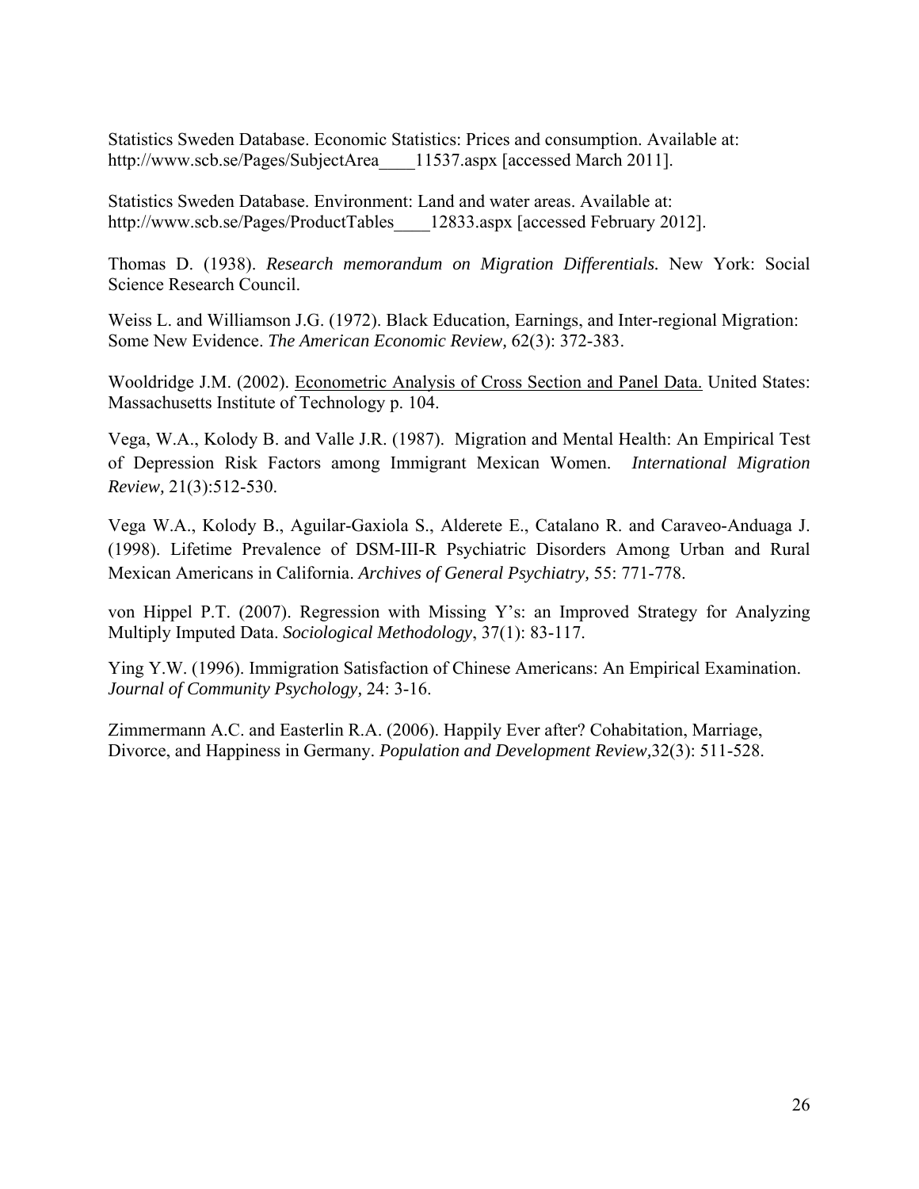Statistics Sweden Database. Economic Statistics: Prices and consumption. Available at: http://www.scb.se/Pages/SubjectArea____11537.aspx [accessed March 2011].

Statistics Sweden Database. Environment: Land and water areas. Available at: http://www.scb.se/Pages/ProductTables____12833.aspx [accessed February 2012].

Thomas D. (1938). *Research memorandum on Migration Differentials.* New York: Social Science Research Council.

Weiss L. and Williamson J.G. (1972). Black Education, Earnings, and Inter-regional Migration: Some New Evidence. *The American Economic Review,* 62(3): 372-383.

Wooldridge J.M. (2002). Econometric Analysis of Cross Section and Panel Data. United States: Massachusetts Institute of Technology p. 104.

Vega, W.A., Kolody B. and Valle J.R. (1987). Migration and Mental Health: An Empirical Test of Depression Risk Factors among Immigrant Mexican Women. *International Migration Review,* 21(3):512-530.

Vega W.A., Kolody B., Aguilar-Gaxiola S., Alderete E., Catalano R. and Caraveo-Anduaga J. (1998). Lifetime Prevalence of DSM-III-R Psychiatric Disorders Among Urban and Rural Mexican Americans in California. *Archives of General Psychiatry,* 55: 771-778.

von Hippel P.T. (2007). Regression with Missing Y's: an Improved Strategy for Analyzing Multiply Imputed Data. *Sociological Methodology*, 37(1): 83-117.

Ying Y.W. (1996). Immigration Satisfaction of Chinese Americans: An Empirical Examination. *Journal of Community Psychology,* 24: 3-16.

Zimmermann A.C. and Easterlin R.A. (2006). Happily Ever after? Cohabitation, Marriage, Divorce, and Happiness in Germany. *Population and Development Review,*32(3): 511-528.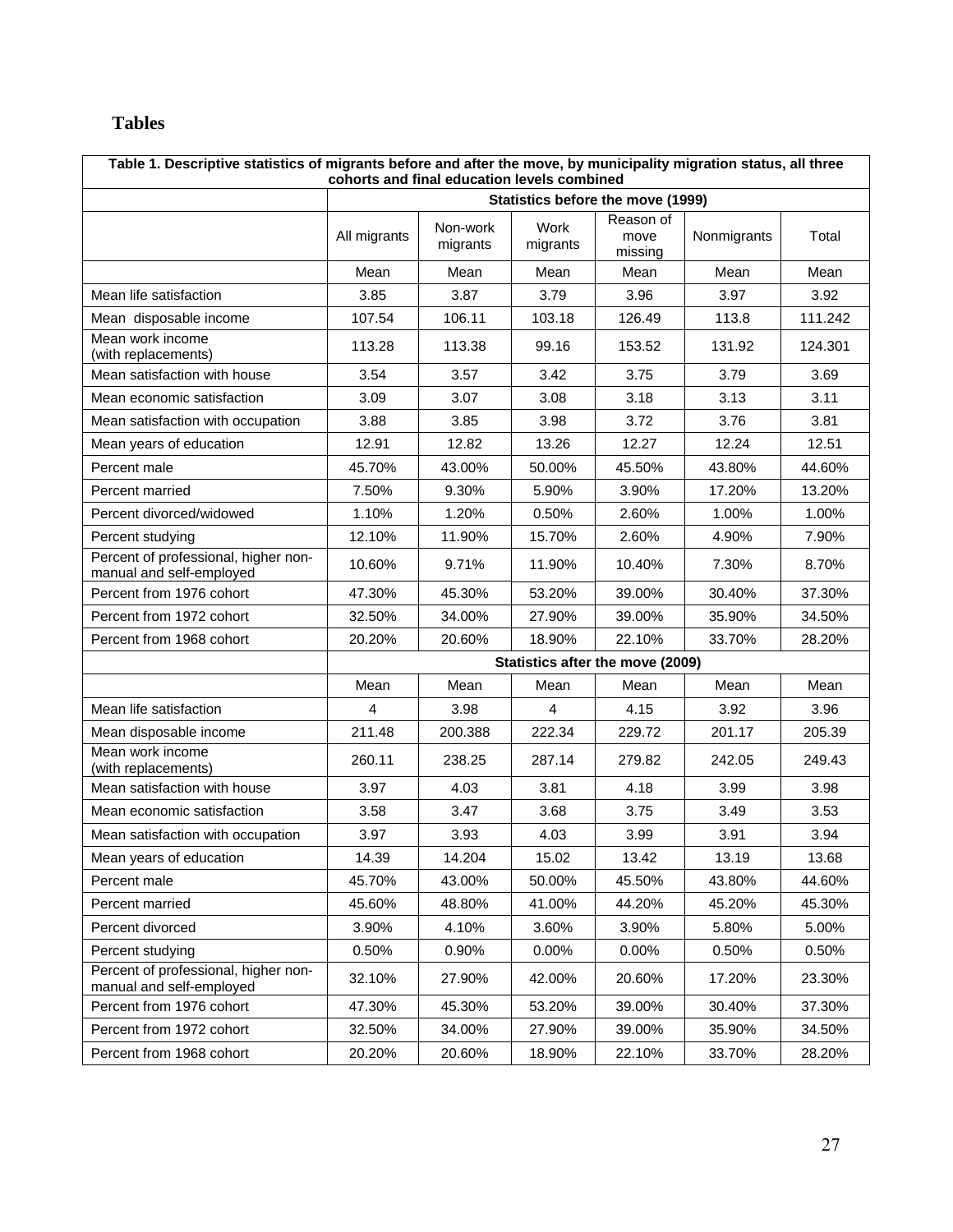# Tables

| Table 1. Descriptive statistics of migrants before and after the move, by municipality migration status, all three cohorts and final education levels combined | | | | | | |
|---|---|---|---|---|---|---|
| | Statistics before the move (1999) | | | | | |
| | All migrants | Non-work migrants | Work migrants | Reason of move missing | Nonmigrants | Total |
| | Mean | Mean | Mean | Mean | Mean | Mean |
| Mean life satisfaction | 3.85 | 3.87 | 3.79 | 3.96 | 3.97 | 3.92 |
| Mean disposable income | 107.54 | 106.11 | 103.18 | 126.49 | 113.8 | 111.242 |
| Mean work income (with replacements) | 113.28 | 113.38 | 99.16 | 153.52 | 131.92 | 124.301 |
| Mean satisfaction with house | 3.54 | 3.57 | 3.42 | 3.75 | 3.79 | 3.69 |
| Mean economic satisfaction | 3.09 | 3.07 | 3.08 | 3.18 | 3.13 | 3.11 |
| Mean satisfaction with occupation | 3.88 | 3.85 | 3.98 | 3.72 | 3.76 | 3.81 |
| Mean years of education | 12.91 | 12.82 | 13.26 | 12.27 | 12.24 | 12.51 |
| Percent male | 45.70% | 43.00% | 50.00% | 45.50% | 43.80% | 44.60% |
| Percent married | 7.50% | 9.30% | 5.90% | 3.90% | 17.20% | 13.20% |
| Percent divorced/widowed | 1.10% | 1.20% | 0.50% | 2.60% | 1.00% | 1.00% |
| Percent studying | 12.10% | 11.90% | 15.70% | 2.60% | 4.90% | 7.90% |
| Percent of professional, higher non-manual and self-employed | 10.60% | 9.71% | 11.90% | 10.40% | 7.30% | 8.70% |
| Percent from 1976 cohort | 47.30% | 45.30% | 53.20% | 39.00% | 30.40% | 37.30% |
| Percent from 1972 cohort | 32.50% | 34.00% | 27.90% | 39.00% | 35.90% | 34.50% |
| Percent from 1968 cohort | 20.20% | 20.60% | 18.90% | 22.10% | 33.70% | 28.20% |
| | Statistics after the move (2009) | | | | | |
| | Mean | Mean | Mean | Mean | Mean | Mean |
| Mean life satisfaction | 4 | 3.98 | 4 | 4.15 | 3.92 | 3.96 |
| Mean disposable income | 211.48 | 200.388 | 222.34 | 229.72 | 201.17 | 205.39 |
| Mean work income (with replacements) | 260.11 | 238.25 | 287.14 | 279.82 | 242.05 | 249.43 |
| Mean satisfaction with house | 3.97 | 4.03 | 3.81 | 4.18 | 3.99 | 3.98 |
| Mean economic satisfaction | 3.58 | 3.47 | 3.68 | 3.75 | 3.49 | 3.53 |
| Mean satisfaction with occupation | 3.97 | 3.93 | 4.03 | 3.99 | 3.91 | 3.94 |
| Mean years of education | 14.39 | 14.204 | 15.02 | 13.42 | 13.19 | 13.68 |
| Percent male | 45.70% | 43.00% | 50.00% | 45.50% | 43.80% | 44.60% |
| Percent married | 45.60% | 48.80% | 41.00% | 44.20% | 45.20% | 45.30% |
| Percent divorced | 3.90% | 4.10% | 3.60% | 3.90% | 5.80% | 5.00% |
| Percent studying | 0.50% | 0.90% | 0.00% | 0.00% | 0.50% | 0.50% |
| Percent of professional, higher non-manual and self-employed | 32.10% | 27.90% | 42.00% | 20.60% | 17.20% | 23.30% |
| Percent from 1976 cohort | 47.30% | 45.30% | 53.20% | 39.00% | 30.40% | 37.30% |
| Percent from 1972 cohort | 32.50% | 34.00% | 27.90% | 39.00% | 35.90% | 34.50% |
| Percent from 1968 cohort | 20.20% | 20.60% | 18.90% | 22.10% | 33.70% | 28.20% |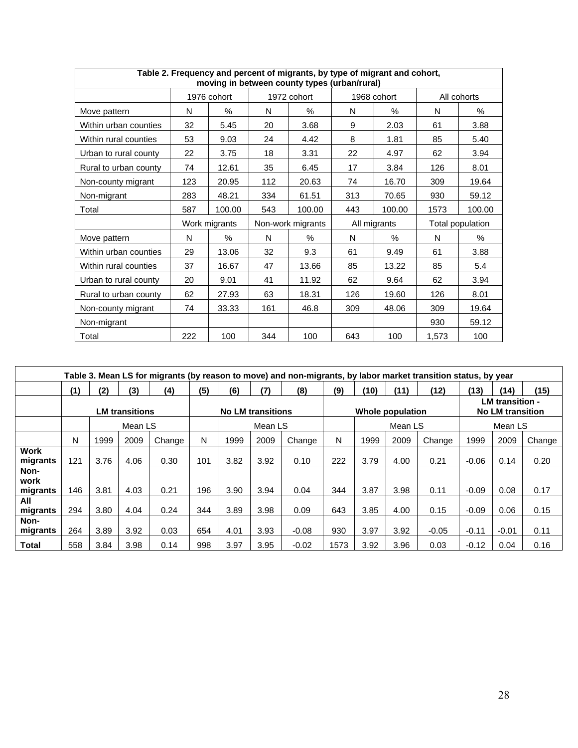| Table 2. Frequency and percent of migrants, by type of migrant and cohort, moving in between county types (urban/rural) | | | | | | | | |
|---|---|---|---|---|---|---|---|---|
| | 1976 cohort | | 1972 cohort | | 1968 cohort | | All cohorts | |
| Move pattern | N | % | N | % | N | % | N | % |
| Within urban counties | 32 | 5.45 | 20 | 3.68 | 9 | 2.03 | 61 | 3.88 |
| Within rural counties | 53 | 9.03 | 24 | 4.42 | 8 | 1.81 | 85 | 5.40 |
| Urban to rural county | 22 | 3.75 | 18 | 3.31 | 22 | 4.97 | 62 | 3.94 |
| Rural to urban county | 74 | 12.61 | 35 | 6.45 | 17 | 3.84 | 126 | 8.01 |
| Non-county migrant | 123 | 20.95 | 112 | 20.63 | 74 | 16.70 | 309 | 19.64 |
| Non-migrant | 283 | 48.21 | 334 | 61.51 | 313 | 70.65 | 930 | 59.12 |
| Total | 587 | 100.00 | 543 | 100.00 | 443 | 100.00 | 1573 | 100.00 |
| | Work migrants | | Non-work migrants | | All migrants | | Total population | |
| Move pattern | N | % | N | % | N | % | N | % |
| Within urban counties | 29 | 13.06 | 32 | 9.3 | 61 | 9.49 | 61 | 3.88 |
| Within rural counties | 37 | 16.67 | 47 | 13.66 | 85 | 13.22 | 85 | 5.4 |
| Urban to rural county | 20 | 9.01 | 41 | 11.92 | 62 | 9.64 | 62 | 3.94 |
| Rural to urban county | 62 | 27.93 | 63 | 18.31 | 126 | 19.60 | 126 | 8.01 |
| Non-county migrant | 74 | 33.33 | 161 | 46.8 | 309 | 48.06 | 309 | 19.64 |
| Non-migrant | | | | | | | 930 | 59.12 |
| Total | 222 | 100 | 344 | 100 | 643 | 100 | 1,573 | 100 |

| Table 3. Mean LS for migrants (by reason to move) and non-migrants, by labor market transition status, by year | | | | | | | | | | | | | | | |
|---|---|---|---|---|---|---|---|---|---|---|---|---|---|---|---|
| | (1) | (2) | (3) | (4) | (5) | (6) | (7) | (8) | (9) | (10) | (11) | (12) | (13) | (14) | (15) |
| | LM transitions | | | | No LM transitions | | | | Whole population | | | | LM transition - No LM transition | | |
| | | Mean LS | | | | Mean LS | | | | Mean LS | | | Mean LS | | |
| | N | 1999 | 2009 | Change | N | 1999 | 2009 | Change | N | 1999 | 2009 | Change | 1999 | 2009 | Change |
| **Work migrants** | 121 | 3.76 | 4.06 | 0.30 | 101 | 3.82 | 3.92 | 0.10 | 222 | 3.79 | 4.00 | 0.21 | -0.06 | 0.14 | 0.20 |
| **Non-work migrants** | 146 | 3.81 | 4.03 | 0.21 | 196 | 3.90 | 3.94 | 0.04 | 344 | 3.87 | 3.98 | 0.11 | -0.09 | 0.08 | 0.17 |
| **All migrants** | 294 | 3.80 | 4.04 | 0.24 | 344 | 3.89 | 3.98 | 0.09 | 643 | 3.85 | 4.00 | 0.15 | -0.09 | 0.06 | 0.15 |
| **Non-migrants** | 264 | 3.89 | 3.92 | 0.03 | 654 | 4.01 | 3.93 | -0.08 | 930 | 3.97 | 3.92 | -0.05 | -0.11 | -0.01 | 0.11 |
| **Total** | 558 | 3.84 | 3.98 | 0.14 | 998 | 3.97 | 3.95 | -0.02 | 1573 | 3.92 | 3.96 | 0.03 | -0.12 | 0.04 | 0.16 |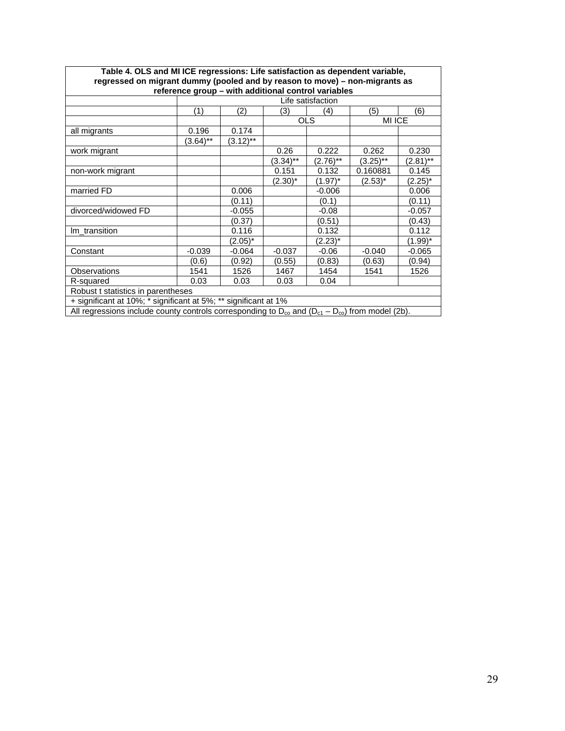**Table 4. OLS and MI ICE regressions: Life satisfaction as dependent variable, regressed on migrant dummy (pooled and by reason to move) – non-migrants as reference group – with additional control variables**

| | Life satisfaction | | | | | |
|---|---|---|---|---|---|---|
| | (1) | (2) | (3) | (4) | (5) | (6) |
| | | | OLS | | MI ICE | |
| all migrants | 0.196 | 0.174 | | | | |
| | (3.64)** | (3.12)** | | | | |
| work migrant | | | 0.26 | 0.222 | 0.262 | 0.230 |
| | | | (3.34)** | (2.76)** | (3.25)** | (2.81)** |
| non-work migrant | | | 0.151 | 0.132 | 0.160881 | 0.145 |
| | | | (2.30)* | (1.97)* | (2.53)* | (2.25)* |
| married FD | | 0.006 | | -0.006 | | 0.006 |
| | | (0.11) | | (0.1) | | (0.11) |
| divorced/widowed FD | | -0.055 | | -0.08 | | -0.057 |
| | | (0.37) | | (0.51) | | (0.43) |
| lm_transition | | 0.116 | | 0.132 | | 0.112 |
| | | (2.05)* | | (2.23)* | | (1.99)* |
| Constant | -0.039 | -0.064 | -0.037 | -0.06 | -0.040 | -0.065 |
| | (0.6) | (0.92) | (0.55) | (0.83) | (0.63) | (0.94) |
| Observations | 1541 | 1526 | 1467 | 1454 | 1541 | 1526 |
| R-squared | 0.03 | 0.03 | 0.03 | 0.04 | | |

Robust t statistics in parentheses

+ significant at 10%; * significant at 5%; ** significant at 1%

All regressions include county controls corresponding to $D_{co}$ and $(D_{c1} – D_{co})$ from model (2b).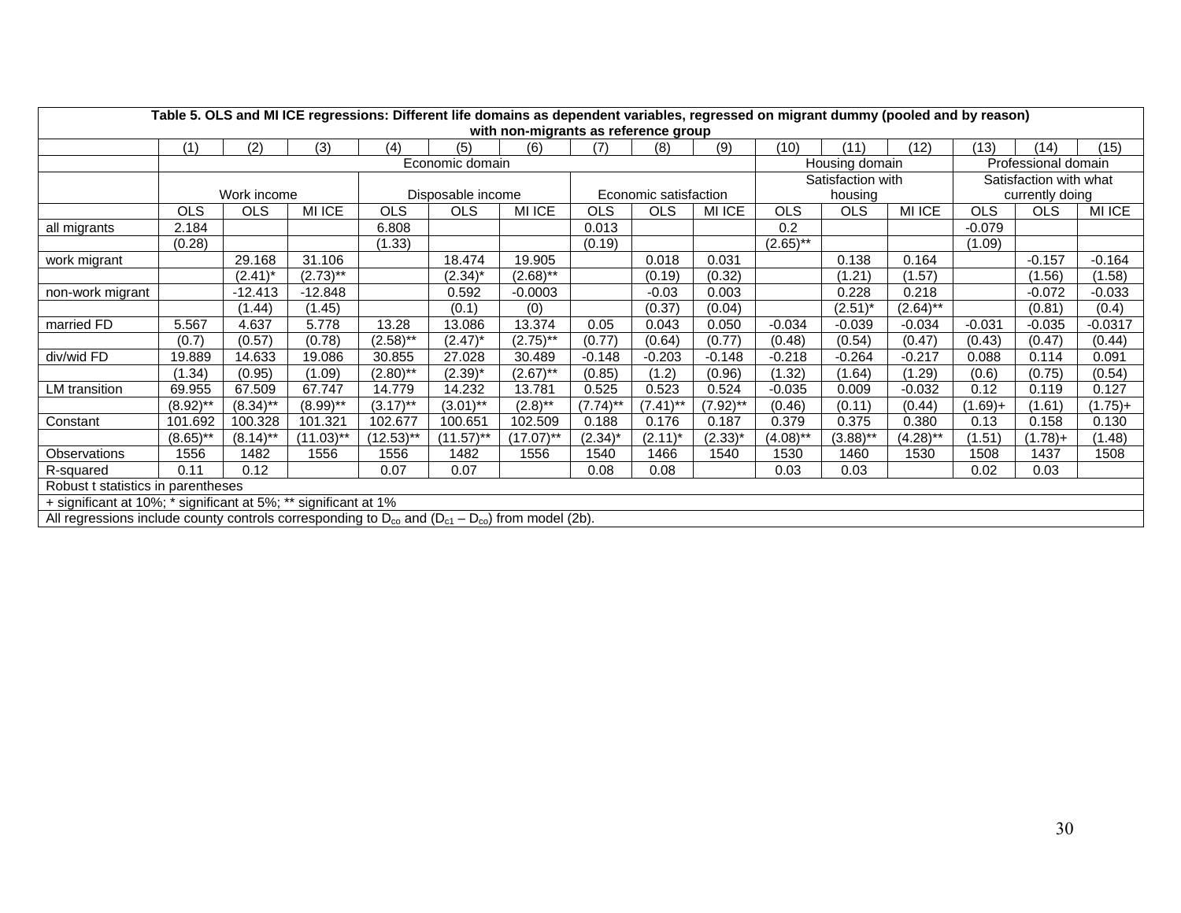**Table 5. OLS and MI ICE regressions: Different life domains as dependent variables, regressed on migrant dummy (pooled and by reason) with non-migrants as reference group**

| | (1) | (2) | (3) | (4) | (5) | (6) | (7) | (8) | (9) | (10) | (11) | (12) | (13) | (14) | (15) |
|---|---|---|---|---|---|---|---|---|---|---|---|---|---|---|---|
| | Economic domain | | | | | | | | | Housing domain | | | Professional domain | | |
| | Work income | | | Disposable income | | | Economic satisfaction | | | Satisfaction with housing | | | Satisfaction with what currently doing | | |
| | OLS | OLS | MI ICE | OLS | OLS | MI ICE | OLS | OLS | MI ICE | OLS | OLS | MI ICE | OLS | OLS | MI ICE |
| all migrants | 2.184 | | | 6.808 | | | 0.013 | | | 0.2 | | | -0.079 | | |
| | (0.28) | | | (1.33) | | | (0.19) | | | (2.65)** | | | (1.09) | | |
| work migrant | | 29.168 | 31.106 | | 18.474 | 19.905 | | 0.018 | 0.031 | | 0.138 | 0.164 | | -0.157 | -0.164 |
| | | (2.41)* | (2.73)** | | (2.34)* | (2.68)** | | (0.19) | (0.32) | | (1.21) | (1.57) | | (1.56) | (1.58) |
| non-work migrant | | -12.413 | -12.848 | | 0.592 | -0.0003 | | -0.03 | 0.003 | | 0.228 | 0.218 | | -0.072 | -0.033 |
| | | (1.44) | (1.45) | | (0.1) | (0) | | (0.37) | (0.04) | | (2.51)* | (2.64)** | | (0.81) | (0.4) |
| married FD | 5.567 | 4.637 | 5.778 | 13.28 | 13.086 | 13.374 | 0.05 | 0.043 | 0.050 | -0.034 | -0.039 | -0.034 | -0.031 | -0.035 | -0.0317 |
| | (0.7) | (0.57) | (0.78) | (2.58)** | (2.47)* | (2.75)** | (0.77) | (0.64) | (0.77) | (0.48) | (0.54) | (0.47) | (0.43) | (0.47) | (0.44) |
| div/wid FD | 19.889 | 14.633 | 19.086 | 30.855 | 27.028 | 30.489 | -0.148 | -0.203 | -0.148 | -0.218 | -0.264 | -0.217 | 0.088 | 0.114 | 0.091 |
| | (1.34) | (0.95) | (1.09) | (2.80)** | (2.39)* | (2.67)** | (0.85) | (1.2) | (0.96) | (1.32) | (1.64) | (1.29) | (0.6) | (0.75) | (0.54) |
| LM transition | 69.955 | 67.509 | 67.747 | 14.779 | 14.232 | 13.781 | 0.525 | 0.523 | 0.524 | -0.035 | 0.009 | -0.032 | 0.12 | 0.119 | 0.127 |
| | (8.92)** | (8.34)** | (8.99)** | (3.17)** | (3.01)** | (2.8)** | (7.74)** | (7.41)** | (7.92)** | (0.46) | (0.11) | (0.44) | (1.69)+ | (1.61) | (1.75)+ |
| Constant | 101.692 | 100.328 | 101.321 | 102.677 | 100.651 | 102.509 | 0.188 | 0.176 | 0.187 | 0.379 | 0.375 | 0.380 | 0.13 | 0.158 | 0.130 |
| | (8.65)** | (8.14)** | (11.03)** | (12.53)** | (11.57)** | (17.07)** | (2.34)* | (2.11)* | (2.33)* | (4.08)** | (3.88)** | (4.28)** | (1.51) | (1.78)+ | (1.48) |
| Observations | 1556 | 1482 | 1556 | 1556 | 1482 | 1556 | 1540 | 1466 | 1540 | 1530 | 1460 | 1530 | 1508 | 1437 | 1508 |
| R-squared | 0.11 | 0.12 | | 0.07 | 0.07 | | 0.08 | 0.08 | | 0.03 | 0.03 | | 0.02 | 0.03 | |

Robust t statistics in parentheses

+ significant at 10%; * significant at 5%; ** significant at 1%

All regressions include county controls corresponding to $D_{co}$ and $(D_{c1} – D_{co})$ from model (2b).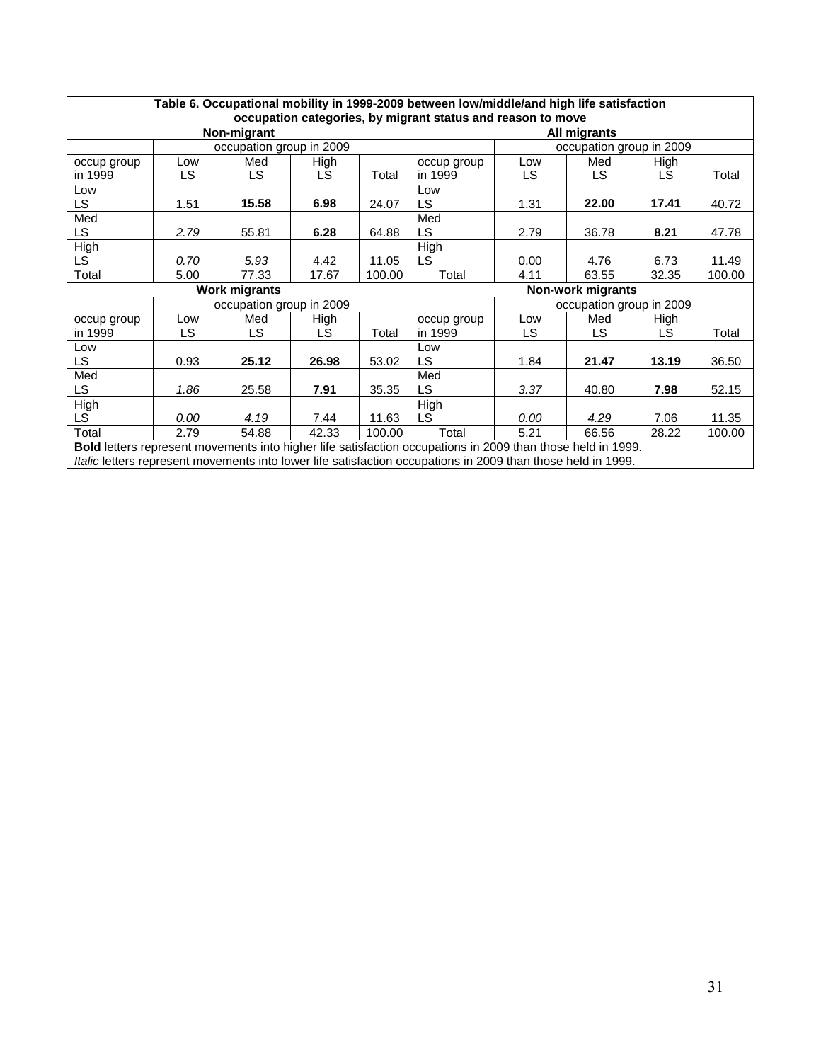**Table 6. Occupational mobility in 1999-2009 between low/middle/and high life satisfaction occupation categories, by migrant status and reason to move**

| **Non-migrant** | | | | | **All migrants** | | | | |
|---|---|---|---|---|---|---|---|---|---|
| | occupation group in 2009 | | | | | occupation group in 2009 | | | |
| occup group in 1999 | Low LS | Med LS | High LS | Total | occup group in 1999 | Low LS | Med LS | High LS | Total |
| Low LS | 1.51 | **15.58** | **6.98** | 24.07 | Low LS | 1.31 | **22.00** | **17.41** | 40.72 |
| Med LS | *2.79* | 55.81 | **6.28** | 64.88 | Med LS | 2.79 | 36.78 | **8.21** | 47.78 |
| High LS | *0.70* | *5.93* | 4.42 | 11.05 | High LS | 0.00 | 4.76 | 6.73 | 11.49 |
| Total | 5.00 | 77.33 | 17.67 | 100.00 | Total | 4.11 | 63.55 | 32.35 | 100.00 |
| **Work migrants** | | | | | **Non-work migrants** | | | | |
| | occupation group in 2009 | | | | | occupation group in 2009 | | | |
| occup group in 1999 | Low LS | Med LS | High LS | Total | occup group in 1999 | Low LS | Med LS | High LS | Total |
| Low LS | 0.93 | **25.12** | **26.98** | 53.02 | Low LS | 1.84 | **21.47** | **13.19** | 36.50 |
| Med LS | *1.86* | 25.58 | **7.91** | 35.35 | Med LS | *3.37* | 40.80 | **7.98** | 52.15 |
| High LS | *0.00* | *4.19* | 7.44 | 11.63 | High LS | *0.00* | *4.29* | 7.06 | 11.35 |
| Total | 2.79 | 54.88 | 42.33 | 100.00 | Total | 5.21 | 66.56 | 28.22 | 100.00 |

**Bold** letters represent movements into higher life satisfaction occupations in 2009 than those held in 1999.
*Italic* letters represent movements into lower life satisfaction occupations in 2009 than those held in 1999.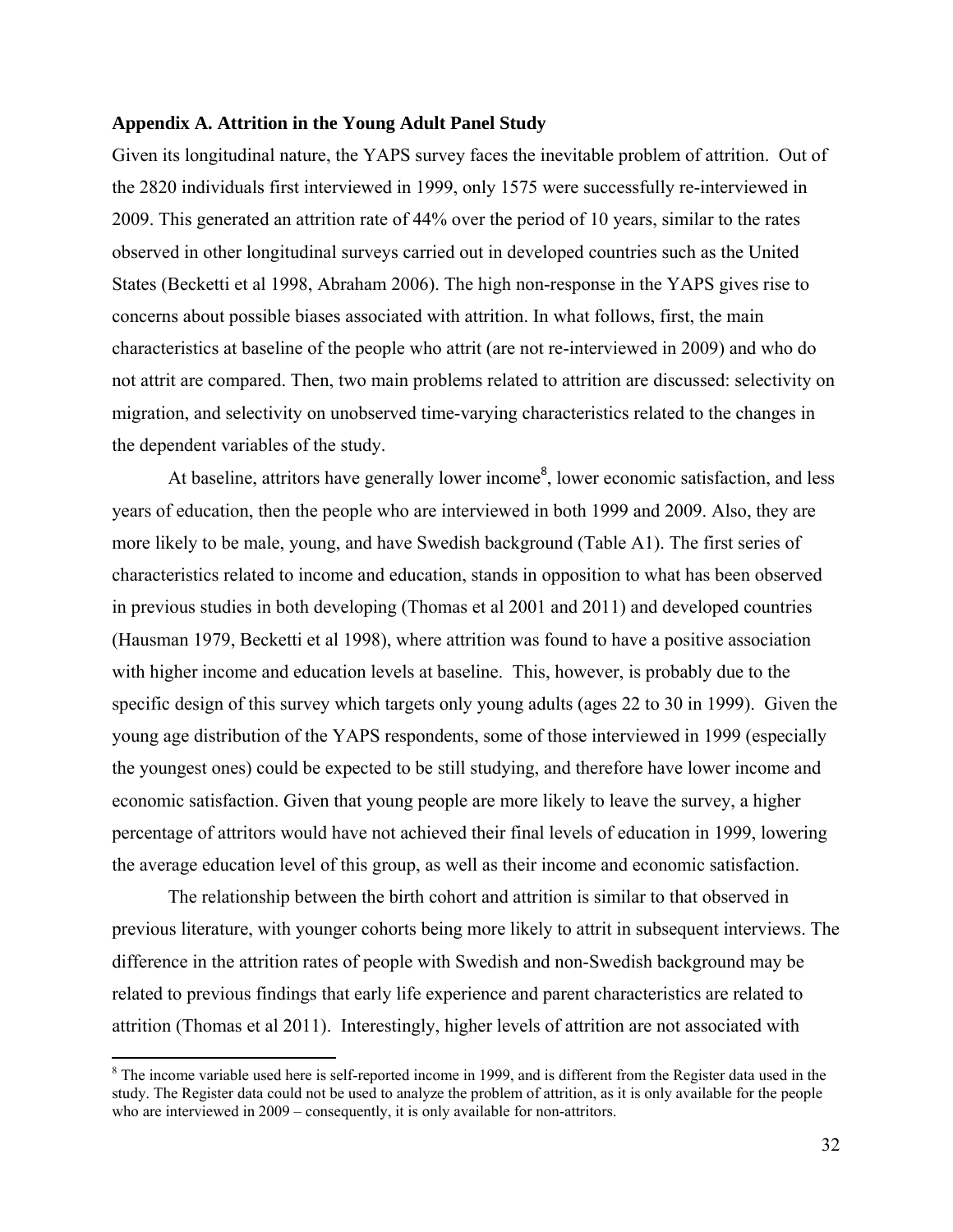**Appendix A. Attrition in the Young Adult Panel Study**

Given its longitudinal nature, the YAPS survey faces the inevitable problem of attrition. Out of the 2820 individuals first interviewed in 1999, only 1575 were successfully re-interviewed in 2009. This generated an attrition rate of 44% over the period of 10 years, similar to the rates observed in other longitudinal surveys carried out in developed countries such as the United States (Becketti et al 1998, Abraham 2006). The high non-response in the YAPS gives rise to concerns about possible biases associated with attrition. In what follows, first, the main characteristics at baseline of the people who attrit (are not re-interviewed in 2009) and who do not attrit are compared. Then, two main problems related to attrition are discussed: selectivity on migration, and selectivity on unobserved time-varying characteristics related to the changes in the dependent variables of the study.

At baseline, attritors have generally lower income[8], lower economic satisfaction, and less years of education, then the people who are interviewed in both 1999 and 2009. Also, they are more likely to be male, young, and have Swedish background (Table A1). The first series of characteristics related to income and education, stands in opposition to what has been observed in previous studies in both developing (Thomas et al 2001 and 2011) and developed countries (Hausman 1979, Becketti et al 1998), where attrition was found to have a positive association with higher income and education levels at baseline. This, however, is probably due to the specific design of this survey which targets only young adults (ages 22 to 30 in 1999). Given the young age distribution of the YAPS respondents, some of those interviewed in 1999 (especially the youngest ones) could be expected to be still studying, and therefore have lower income and economic satisfaction. Given that young people are more likely to leave the survey, a higher percentage of attritors would have not achieved their final levels of education in 1999, lowering the average education level of this group, as well as their income and economic satisfaction.

The relationship between the birth cohort and attrition is similar to that observed in previous literature, with younger cohorts being more likely to attrit in subsequent interviews. The difference in the attrition rates of people with Swedish and non-Swedish background may be related to previous findings that early life experience and parent characteristics are related to attrition (Thomas et al 2011). Interestingly, higher levels of attrition are not associated with

[8] The income variable used here is self-reported income in 1999, and is different from the Register data used in the study. The Register data could not be used to analyze the problem of attrition, as it is only available for the people who are interviewed in 2009 – consequently, it is only available for non-attritors.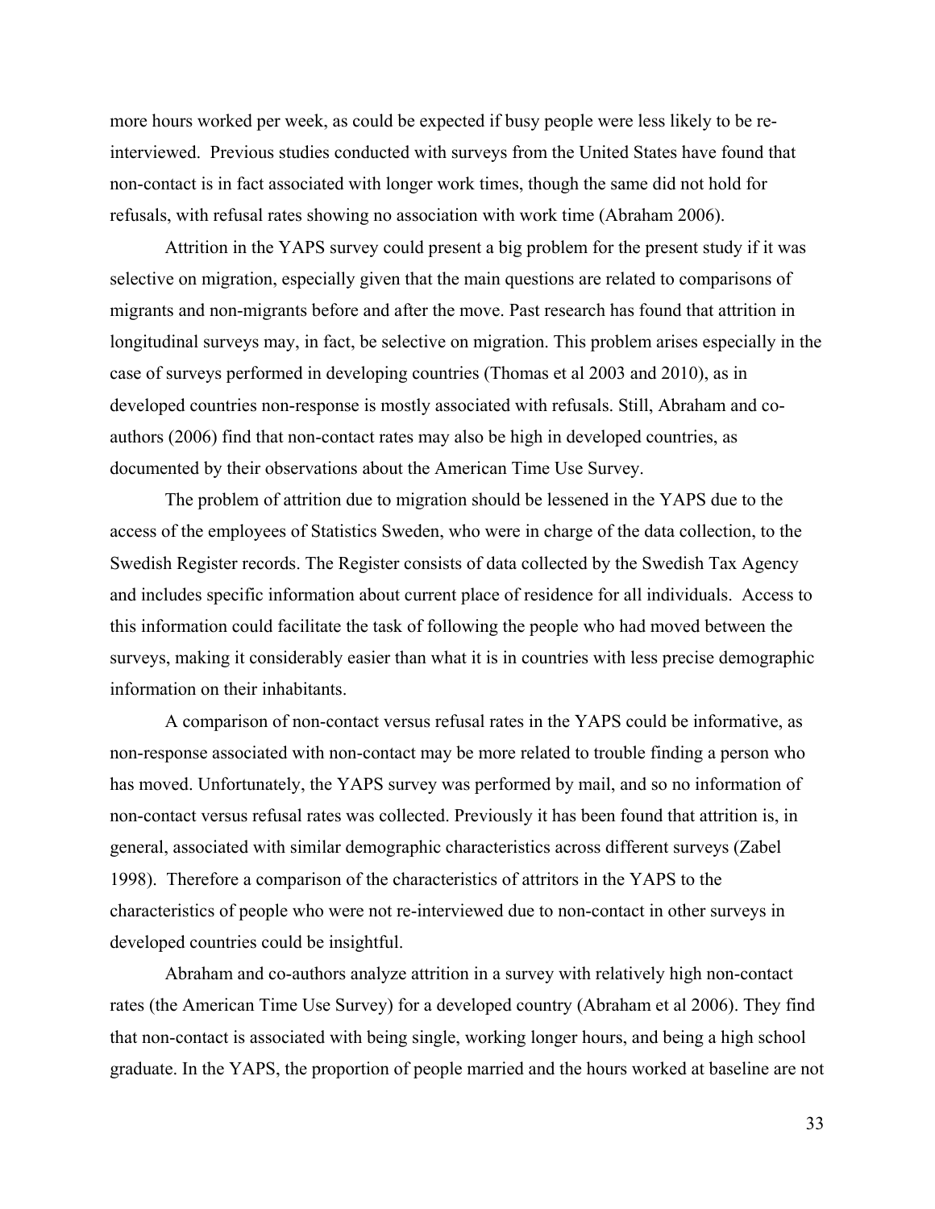more hours worked per week, as could be expected if busy people were less likely to be re-interviewed. Previous studies conducted with surveys from the United States have found that non-contact is in fact associated with longer work times, though the same did not hold for refusals, with refusal rates showing no association with work time (Abraham 2006).

Attrition in the YAPS survey could present a big problem for the present study if it was selective on migration, especially given that the main questions are related to comparisons of migrants and non-migrants before and after the move. Past research has found that attrition in longitudinal surveys may, in fact, be selective on migration. This problem arises especially in the case of surveys performed in developing countries (Thomas et al 2003 and 2010), as in developed countries non-response is mostly associated with refusals. Still, Abraham and co-authors (2006) find that non-contact rates may also be high in developed countries, as documented by their observations about the American Time Use Survey.

The problem of attrition due to migration should be lessened in the YAPS due to the access of the employees of Statistics Sweden, who were in charge of the data collection, to the Swedish Register records. The Register consists of data collected by the Swedish Tax Agency and includes specific information about current place of residence for all individuals. Access to this information could facilitate the task of following the people who had moved between the surveys, making it considerably easier than what it is in countries with less precise demographic information on their inhabitants.

A comparison of non-contact versus refusal rates in the YAPS could be informative, as non-response associated with non-contact may be more related to trouble finding a person who has moved. Unfortunately, the YAPS survey was performed by mail, and so no information of non-contact versus refusal rates was collected. Previously it has been found that attrition is, in general, associated with similar demographic characteristics across different surveys (Zabel 1998). Therefore a comparison of the characteristics of attritors in the YAPS to the characteristics of people who were not re-interviewed due to non-contact in other surveys in developed countries could be insightful.

Abraham and co-authors analyze attrition in a survey with relatively high non-contact rates (the American Time Use Survey) for a developed country (Abraham et al 2006). They find that non-contact is associated with being single, working longer hours, and being a high school graduate. In the YAPS, the proportion of people married and the hours worked at baseline are not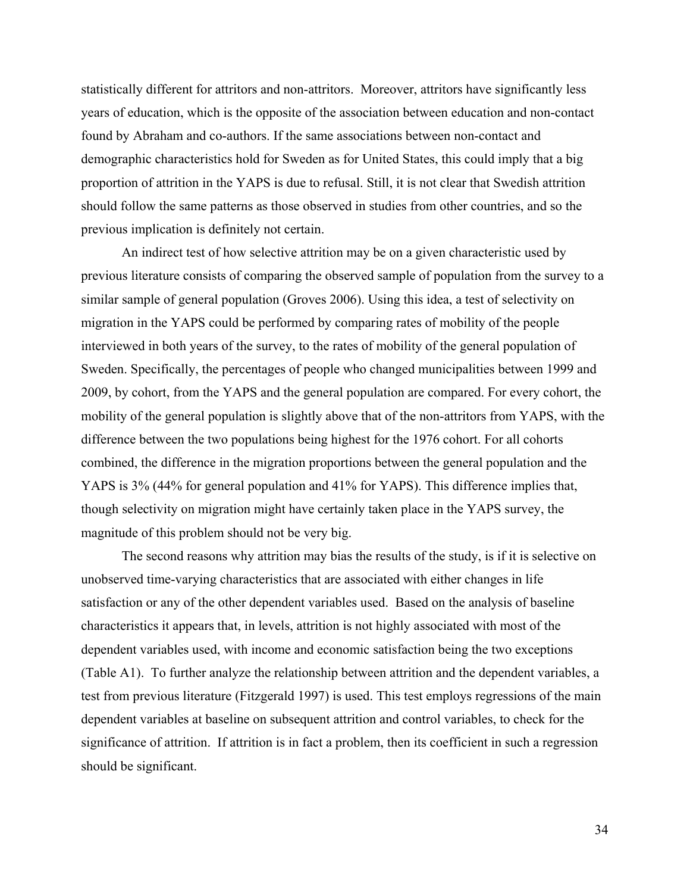statistically different for attritors and non-attritors. Moreover, attritors have significantly less years of education, which is the opposite of the association between education and non-contact found by Abraham and co-authors. If the same associations between non-contact and demographic characteristics hold for Sweden as for United States, this could imply that a big proportion of attrition in the YAPS is due to refusal. Still, it is not clear that Swedish attrition should follow the same patterns as those observed in studies from other countries, and so the previous implication is definitely not certain.

An indirect test of how selective attrition may be on a given characteristic used by previous literature consists of comparing the observed sample of population from the survey to a similar sample of general population (Groves 2006). Using this idea, a test of selectivity on migration in the YAPS could be performed by comparing rates of mobility of the people interviewed in both years of the survey, to the rates of mobility of the general population of Sweden. Specifically, the percentages of people who changed municipalities between 1999 and 2009, by cohort, from the YAPS and the general population are compared. For every cohort, the mobility of the general population is slightly above that of the non-attritors from YAPS, with the difference between the two populations being highest for the 1976 cohort. For all cohorts combined, the difference in the migration proportions between the general population and the YAPS is 3% (44% for general population and 41% for YAPS). This difference implies that, though selectivity on migration might have certainly taken place in the YAPS survey, the magnitude of this problem should not be very big.

The second reasons why attrition may bias the results of the study, is if it is selective on unobserved time-varying characteristics that are associated with either changes in life satisfaction or any of the other dependent variables used. Based on the analysis of baseline characteristics it appears that, in levels, attrition is not highly associated with most of the dependent variables used, with income and economic satisfaction being the two exceptions (Table A1). To further analyze the relationship between attrition and the dependent variables, a test from previous literature (Fitzgerald 1997) is used. This test employs regressions of the main dependent variables at baseline on subsequent attrition and control variables, to check for the significance of attrition. If attrition is in fact a problem, then its coefficient in such a regression should be significant.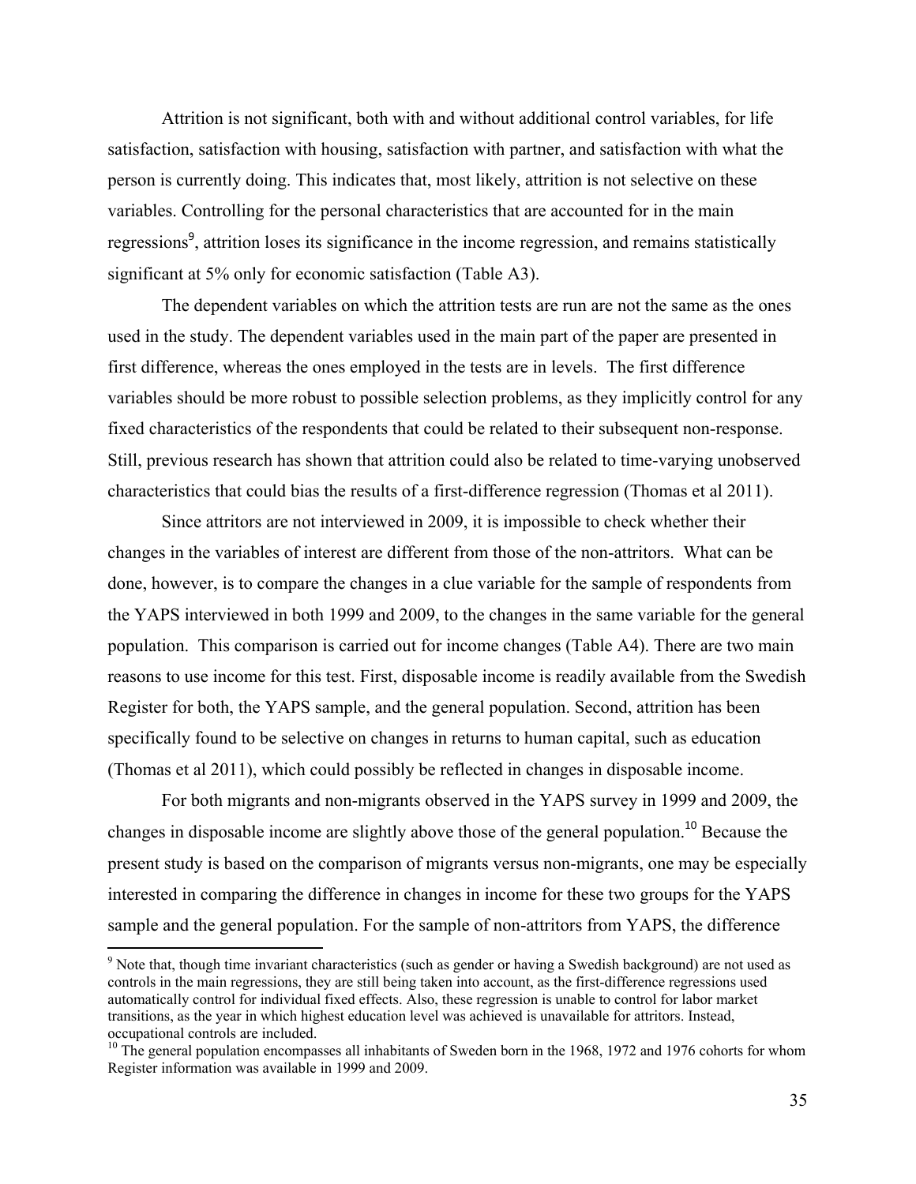Attrition is not significant, both with and without additional control variables, for life satisfaction, satisfaction with housing, satisfaction with partner, and satisfaction with what the person is currently doing. This indicates that, most likely, attrition is not selective on these variables. Controlling for the personal characteristics that are accounted for in the main regressions[9], attrition loses its significance in the income regression, and remains statistically significant at 5% only for economic satisfaction (Table A3).

The dependent variables on which the attrition tests are run are not the same as the ones used in the study. The dependent variables used in the main part of the paper are presented in first difference, whereas the ones employed in the tests are in levels. The first difference variables should be more robust to possible selection problems, as they implicitly control for any fixed characteristics of the respondents that could be related to their subsequent non-response. Still, previous research has shown that attrition could also be related to time-varying unobserved characteristics that could bias the results of a first-difference regression (Thomas et al 2011).

Since attritors are not interviewed in 2009, it is impossible to check whether their changes in the variables of interest are different from those of the non-attritors. What can be done, however, is to compare the changes in a clue variable for the sample of respondents from the YAPS interviewed in both 1999 and 2009, to the changes in the same variable for the general population. This comparison is carried out for income changes (Table A4). There are two main reasons to use income for this test. First, disposable income is readily available from the Swedish Register for both, the YAPS sample, and the general population. Second, attrition has been specifically found to be selective on changes in returns to human capital, such as education (Thomas et al 2011), which could possibly be reflected in changes in disposable income.

For both migrants and non-migrants observed in the YAPS survey in 1999 and 2009, the changes in disposable income are slightly above those of the general population.[10] Because the present study is based on the comparison of migrants versus non-migrants, one may be especially interested in comparing the difference in changes in income for these two groups for the YAPS sample and the general population. For the sample of non-attritors from YAPS, the difference

---

[9] Note that, though time invariant characteristics (such as gender or having a Swedish background) are not used as controls in the main regressions, they are still being taken into account, as the first-difference regressions used automatically control for individual fixed effects. Also, these regression is unable to control for labor market transitions, as the year in which highest education level was achieved is unavailable for attritors. Instead, occupational controls are included.

[10] The general population encompasses all inhabitants of Sweden born in the 1968, 1972 and 1976 cohorts for whom Register information was available in 1999 and 2009.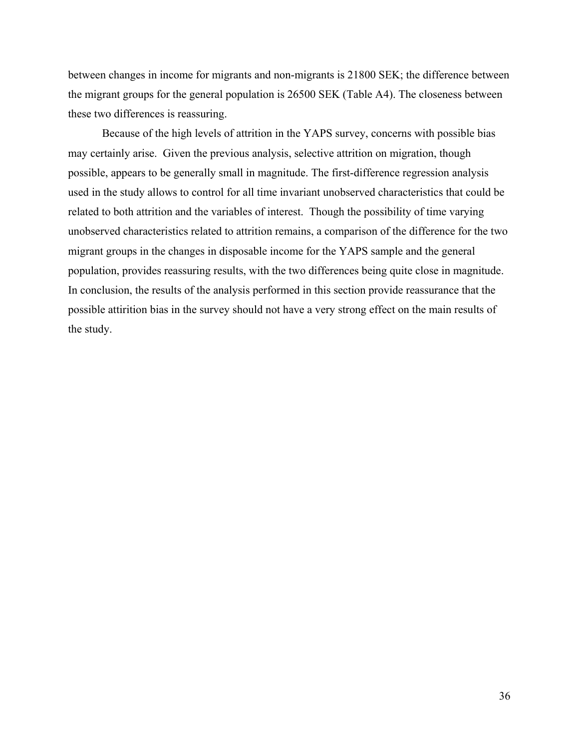between changes in income for migrants and non-migrants is 21800 SEK; the difference between the migrant groups for the general population is 26500 SEK (Table A4). The closeness between these two differences is reassuring.

Because of the high levels of attrition in the YAPS survey, concerns with possible bias may certainly arise. Given the previous analysis, selective attrition on migration, though possible, appears to be generally small in magnitude. The first-difference regression analysis used in the study allows to control for all time invariant unobserved characteristics that could be related to both attrition and the variables of interest. Though the possibility of time varying unobserved characteristics related to attrition remains, a comparison of the difference for the two migrant groups in the changes in disposable income for the YAPS sample and the general population, provides reassuring results, with the two differences being quite close in magnitude. In conclusion, the results of the analysis performed in this section provide reassurance that the possible attirition bias in the survey should not have a very strong effect on the main results of the study.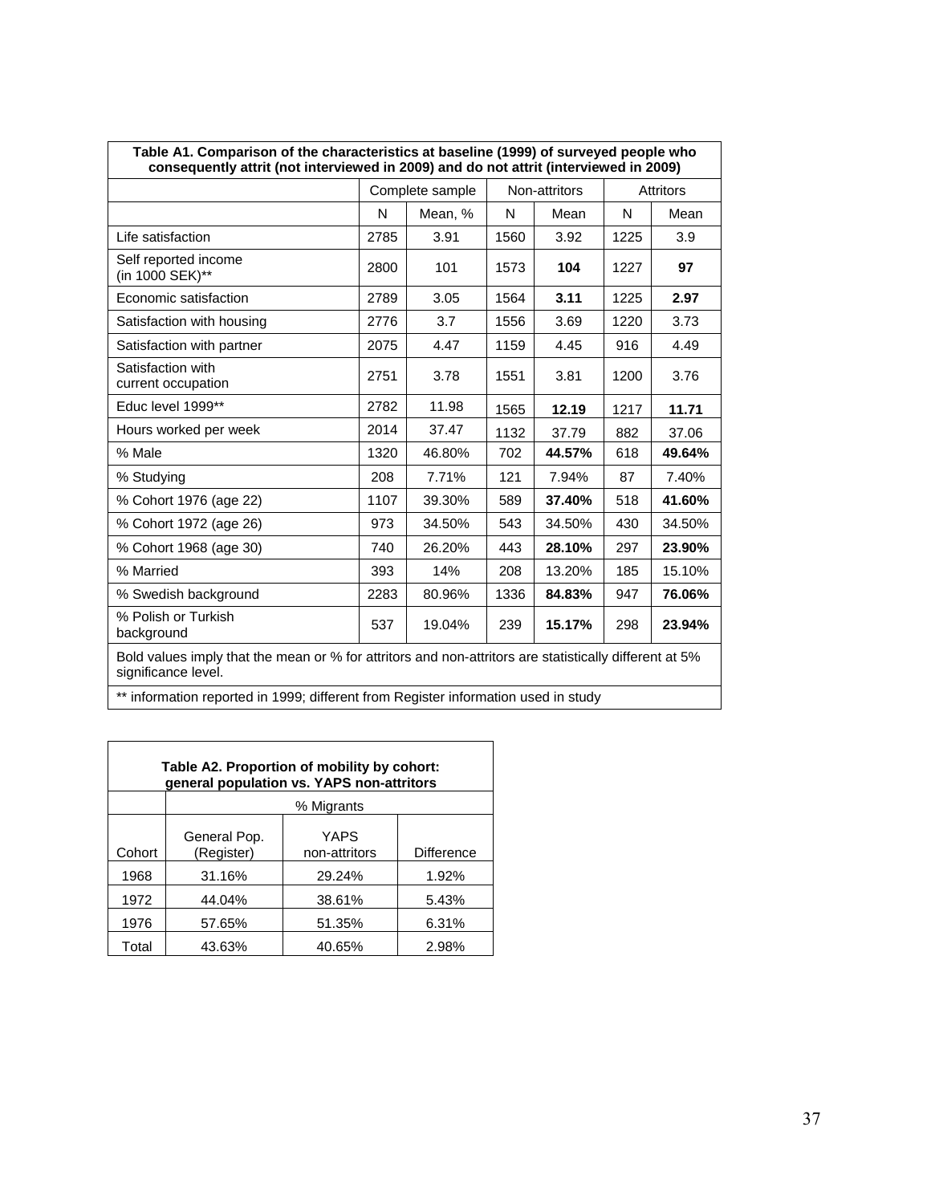**Table A1. Comparison of the characteristics at baseline (1999) of surveyed people who consequently attrit (not interviewed in 2009) and do not attrit (interviewed in 2009)**

| | Complete sample | | Non-attritors | | Attritors | |
|---|---|---|---|---|---|---|
| | N | Mean, % | N | Mean | N | Mean |
| Life satisfaction | 2785 | 3.91 | 1560 | 3.92 | 1225 | 3.9 |
| Self reported income (in 1000 SEK)** | 2800 | 101 | 1573 | **104** | 1227 | **97** |
| Economic satisfaction | 2789 | 3.05 | 1564 | **3.11** | 1225 | **2.97** |
| Satisfaction with housing | 2776 | 3.7 | 1556 | 3.69 | 1220 | 3.73 |
| Satisfaction with partner | 2075 | 4.47 | 1159 | 4.45 | 916 | 4.49 |
| Satisfaction with current occupation | 2751 | 3.78 | 1551 | 3.81 | 1200 | 3.76 |
| Educ level 1999** | 2782 | 11.98 | 1565 | **12.19** | 1217 | **11.71** |
| Hours worked per week | 2014 | 37.47 | 1132 | 37.79 | 882 | 37.06 |
| % Male | 1320 | 46.80% | 702 | **44.57%** | 618 | **49.64%** |
| % Studying | 208 | 7.71% | 121 | 7.94% | 87 | 7.40% |
| % Cohort 1976 (age 22) | 1107 | 39.30% | 589 | **37.40%** | 518 | **41.60%** |
| % Cohort 1972 (age 26) | 973 | 34.50% | 543 | 34.50% | 430 | 34.50% |
| % Cohort 1968 (age 30) | 740 | 26.20% | 443 | **28.10%** | 297 | **23.90%** |
| % Married | 393 | 14% | 208 | 13.20% | 185 | 15.10% |
| % Swedish background | 2283 | 80.96% | 1336 | **84.83%** | 947 | **76.06%** |
| % Polish or Turkish background | 537 | 19.04% | 239 | **15.17%** | 298 | **23.94%** |

Bold values imply that the mean or % for attritors and non-attritors are statistically different at 5% significance level.

** information reported in 1999; different from Register information used in study

**Table A2. Proportion of mobility by cohort: general population vs. YAPS non-attritors**

| | % Migrants | | |
|---|---|---|---|
| Cohort | General Pop. (Register) | YAPS non-attritors | Difference |
| 1968 | 31.16% | 29.24% | 1.92% |
| 1972 | 44.04% | 38.61% | 5.43% |
| 1976 | 57.65% | 51.35% | 6.31% |
| Total | 43.63% | 40.65% | 2.98% |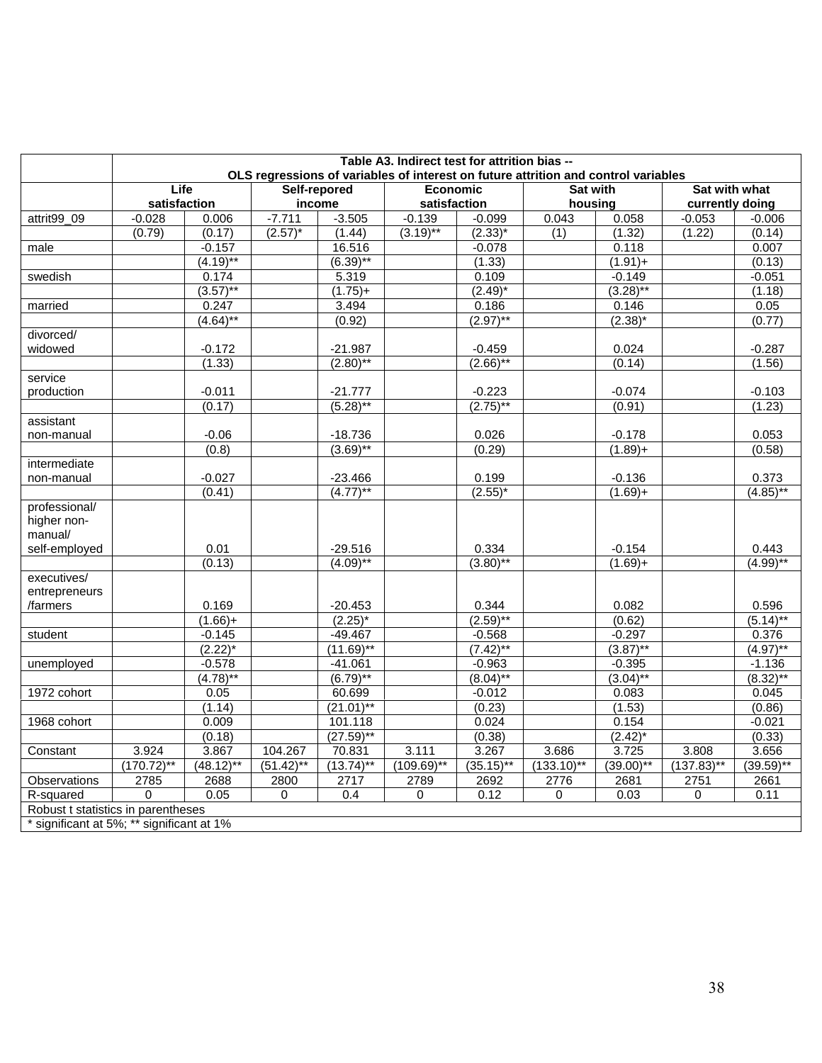**Table A3. Indirect test for attrition bias -- OLS regressions of variables of interest on future attrition and control variables**

| | Life satisfaction | | Self-repored income | | Economic satisfaction | | Sat with housing | | Sat with what currently doing | |
|---|---|---|---|---|---|---|---|---|---|---|
| attrit99_09 | -0.028 | 0.006 | -7.711 | -3.505 | -0.139 | -0.099 | 0.043 | 0.058 | -0.053 | -0.006 |
| | (0.79) | (0.17) | (2.57)* | (1.44) | (3.19)** | (2.33)* | (1) | (1.32) | (1.22) | (0.14) |
| male | | -0.157 | | 16.516 | | -0.078 | | 0.118 | | 0.007 |
| | | (4.19)** | | (6.39)** | | (1.33) | | (1.91)+ | | (0.13) |
| swedish | | 0.174 | | 5.319 | | 0.109 | | -0.149 | | -0.051 |
| | | (3.57)** | | (1.75)+ | | (2.49)* | | (3.28)** | | (1.18) |
| married | | 0.247 | | 3.494 | | 0.186 | | 0.146 | | 0.05 |
| | | (4.64)** | | (0.92) | | (2.97)** | | (2.38)* | | (0.77) |
| divorced/ widowed | | -0.172 | | -21.987 | | -0.459 | | 0.024 | | -0.287 |
| | | (1.33) | | (2.80)** | | (2.66)** | | (0.14) | | (1.56) |
| service production | | -0.011 | | -21.777 | | -0.223 | | -0.074 | | -0.103 |
| | | (0.17) | | (5.28)** | | (2.75)** | | (0.91) | | (1.23) |
| assistant non-manual | | -0.06 | | -18.736 | | 0.026 | | -0.178 | | 0.053 |
| | | (0.8) | | (3.69)** | | (0.29) | | (1.89)+ | | (0.58) |
| intermediate non-manual | | -0.027 | | -23.466 | | 0.199 | | -0.136 | | 0.373 |
| | | (0.41) | | (4.77)** | | (2.55)* | | (1.69)+ | | (4.85)** |
| professional/ higher non-manual/ self-employed | | 0.01 | | -29.516 | | 0.334 | | -0.154 | | 0.443 |
| | | (0.13) | | (4.09)** | | (3.80)** | | (1.69)+ | | (4.99)** |
| executives/ entrepreneurs /farmers | | 0.169 | | -20.453 | | 0.344 | | 0.082 | | 0.596 |
| | | (1.66)+ | | (2.25)* | | (2.59)** | | (0.62) | | (5.14)** |
| student | | -0.145 | | -49.467 | | -0.568 | | -0.297 | | 0.376 |
| | | (2.22)* | | (11.69)** | | (7.42)** | | (3.87)** | | (4.97)** |
| unemployed | | -0.578 | | -41.061 | | -0.963 | | -0.395 | | -1.136 |
| | | (4.78)** | | (6.79)** | | (8.04)** | | (3.04)** | | (8.32)** |
| 1972 cohort | | 0.05 | | 60.699 | | -0.012 | | 0.083 | | 0.045 |
| | | (1.14) | | (21.01)** | | (0.23) | | (1.53) | | (0.86) |
| 1968 cohort | | 0.009 | | 101.118 | | 0.024 | | 0.154 | | -0.021 |
| | | (0.18) | | (27.59)** | | (0.38) | | (2.42)* | | (0.33) |
| Constant | 3.924 | 3.867 | 104.267 | 70.831 | 3.111 | 3.267 | 3.686 | 3.725 | 3.808 | 3.656 |
| | (170.72)** | (48.12)** | (51.42)** | (13.74)** | (109.69)** | (35.15)** | (133.10)** | (39.00)** | (137.83)** | (39.59)** |
| Observations | 2785 | 2688 | 2800 | 2717 | 2789 | 2692 | 2776 | 2681 | 2751 | 2661 |
| R-squared | 0 | 0.05 | 0 | 0.4 | 0 | 0.12 | 0 | 0.03 | 0 | 0.11 |

Robust t statistics in parentheses

* significant at 5%; ** significant at 1%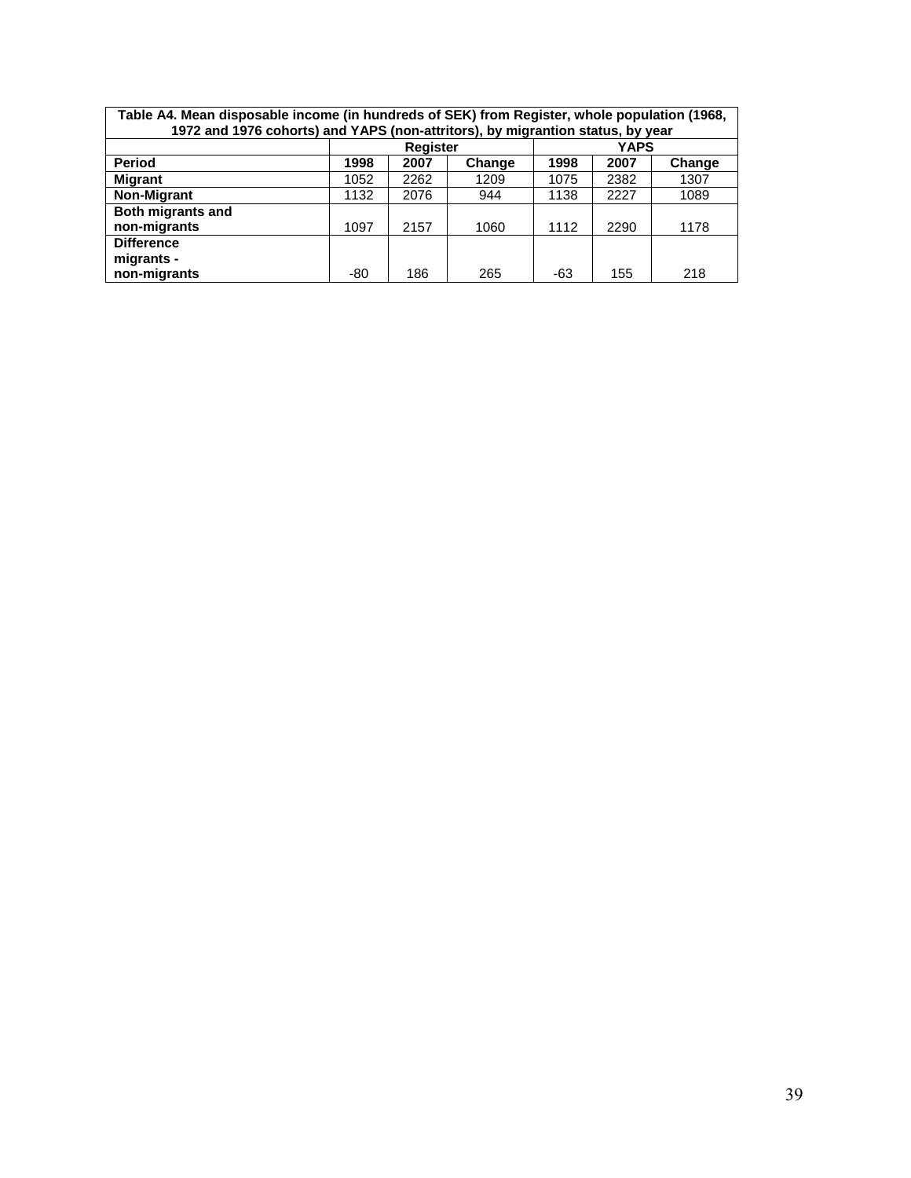| Table A4. Mean disposable income (in hundreds of SEK) from Register, whole population (1968, 1972 and 1976 cohorts) and YAPS (non-attritors), by migrantion status, by year | | | | | | |
|---|---|---|---|---|---|---|
| | **Register** | | | **YAPS** | | |
| **Period** | **1998** | **2007** | **Change** | **1998** | **2007** | **Change** |
| **Migrant** | 1052 | 2262 | 1209 | 1075 | 2382 | 1307 |
| **Non-Migrant** | 1132 | 2076 | 944 | 1138 | 2227 | 1089 |
| **Both migrants and non-migrants** | 1097 | 2157 | 1060 | 1112 | 2290 | 1178 |
| **Difference migrants - non-migrants** | -80 | 186 | 265 | -63 | 155 | 218 |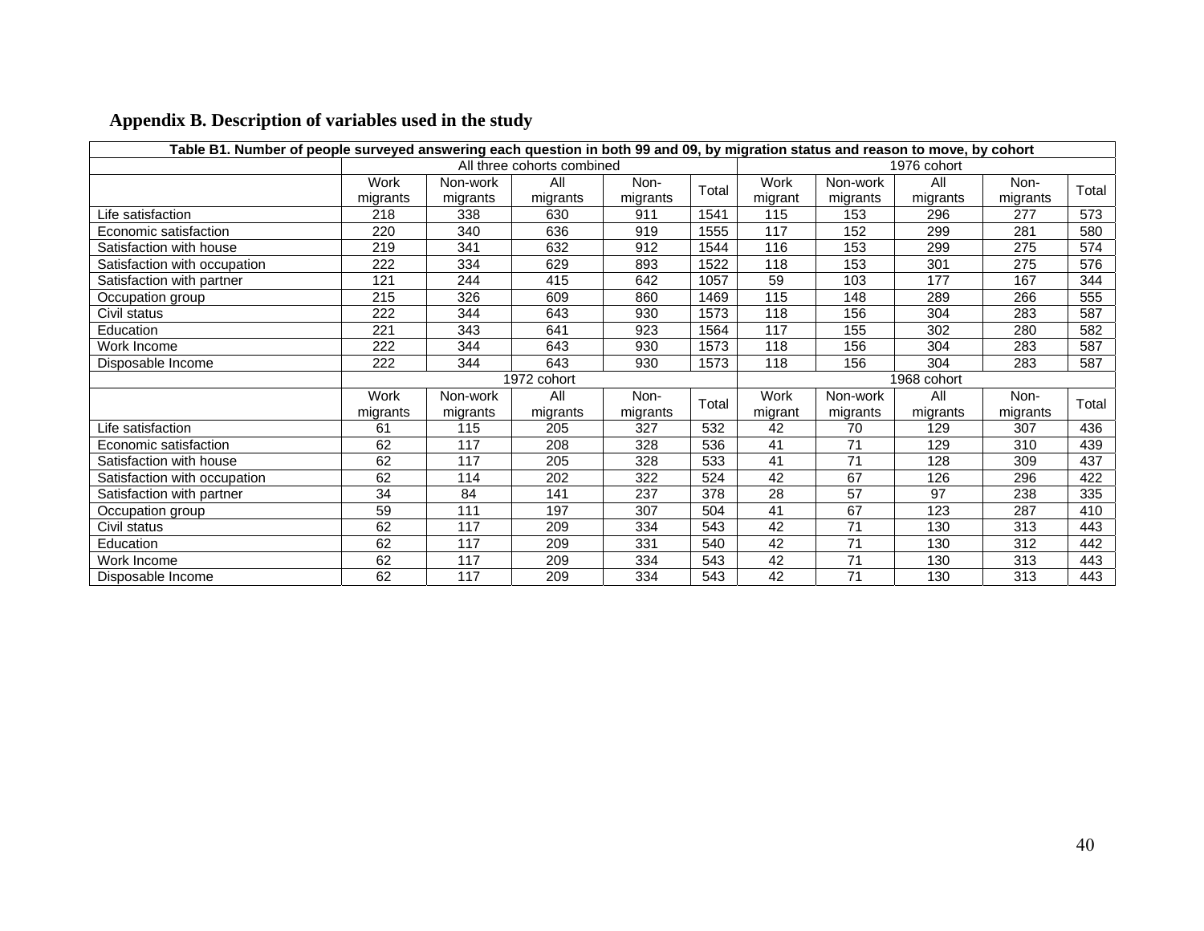## Appendix B. Description of variables used in the study

| Table B1. Number of people surveyed answering each question in both 99 and 09, by migration status and reason to move, by cohort | | | | | | | | | | |
|---|---|---|---|---|---|---|---|---|---|---|
| | All three cohorts combined | | | | | 1976 cohort | | | | |
| | Work migrants | Non-work migrants | All migrants | Non-migrants | Total | Work migrant | Non-work migrants | All migrants | Non-migrants | Total |
| Life satisfaction | 218 | 338 | 630 | 911 | 1541 | 115 | 153 | 296 | 277 | 573 |
| Economic satisfaction | 220 | 340 | 636 | 919 | 1555 | 117 | 152 | 299 | 281 | 580 |
| Satisfaction with house | 219 | 341 | 632 | 912 | 1544 | 116 | 153 | 299 | 275 | 574 |
| Satisfaction with occupation | 222 | 334 | 629 | 893 | 1522 | 118 | 153 | 301 | 275 | 576 |
| Satisfaction with partner | 121 | 244 | 415 | 642 | 1057 | 59 | 103 | 177 | 167 | 344 |
| Occupation group | 215 | 326 | 609 | 860 | 1469 | 115 | 148 | 289 | 266 | 555 |
| Civil status | 222 | 344 | 643 | 930 | 1573 | 118 | 156 | 304 | 283 | 587 |
| Education | 221 | 343 | 641 | 923 | 1564 | 117 | 155 | 302 | 280 | 582 |
| Work Income | 222 | 344 | 643 | 930 | 1573 | 118 | 156 | 304 | 283 | 587 |
| Disposable Income | 222 | 344 | 643 | 930 | 1573 | 118 | 156 | 304 | 283 | 587 |
| | 1972 cohort | | | | | 1968 cohort | | | | |
| | Work migrants | Non-work migrants | All migrants | Non-migrants | Total | Work migrant | Non-work migrants | All migrants | Non-migrants | Total |
| Life satisfaction | 61 | 115 | 205 | 327 | 532 | 42 | 70 | 129 | 307 | 436 |
| Economic satisfaction | 62 | 117 | 208 | 328 | 536 | 41 | 71 | 129 | 310 | 439 |
| Satisfaction with house | 62 | 117 | 205 | 328 | 533 | 41 | 71 | 128 | 309 | 437 |
| Satisfaction with occupation | 62 | 114 | 202 | 322 | 524 | 42 | 67 | 126 | 296 | 422 |
| Satisfaction with partner | 34 | 84 | 141 | 237 | 378 | 28 | 57 | 97 | 238 | 335 |
| Occupation group | 59 | 111 | 197 | 307 | 504 | 41 | 67 | 123 | 287 | 410 |
| Civil status | 62 | 117 | 209 | 334 | 543 | 42 | 71 | 130 | 313 | 443 |
| Education | 62 | 117 | 209 | 331 | 540 | 42 | 71 | 130 | 312 | 442 |
| Work Income | 62 | 117 | 209 | 334 | 543 | 42 | 71 | 130 | 313 | 443 |
| Disposable Income | 62 | 117 | 209 | 334 | 543 | 42 | 71 | 130 | 313 | 443 |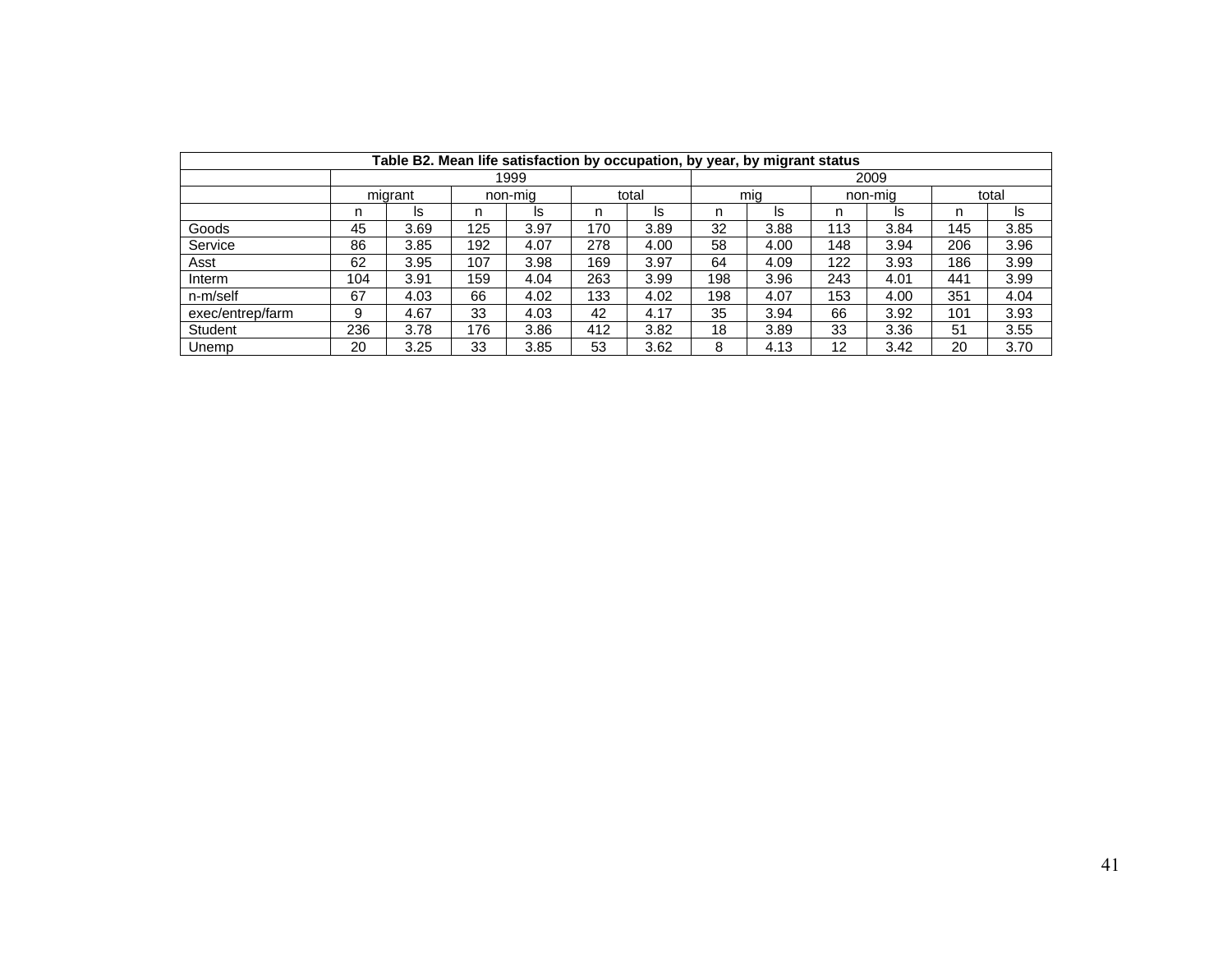**Table B2. Mean life satisfaction by occupation, by year, by migrant status**

| | 1999 | | | | | | 2009 | | | | | |
|---|---|---|---|---|---|---|---|---|---|---|---|---|
| | migrant | | non-mig | | total | | mig | | non-mig | | total | |
| | n | ls | n | ls | n | ls | n | ls | n | ls | n | ls |
| Goods | 45 | 3.69 | 125 | 3.97 | 170 | 3.89 | 32 | 3.88 | 113 | 3.84 | 145 | 3.85 |
| Service | 86 | 3.85 | 192 | 4.07 | 278 | 4.00 | 58 | 4.00 | 148 | 3.94 | 206 | 3.96 |
| Asst | 62 | 3.95 | 107 | 3.98 | 169 | 3.97 | 64 | 4.09 | 122 | 3.93 | 186 | 3.99 |
| Interm | 104 | 3.91 | 159 | 4.04 | 263 | 3.99 | 198 | 3.96 | 243 | 4.01 | 441 | 3.99 |
| n-m/self | 67 | 4.03 | 66 | 4.02 | 133 | 4.02 | 198 | 4.07 | 153 | 4.00 | 351 | 4.04 |
| exec/entrep/farm | 9 | 4.67 | 33 | 4.03 | 42 | 4.17 | 35 | 3.94 | 66 | 3.92 | 101 | 3.93 |
| Student | 236 | 3.78 | 176 | 3.86 | 412 | 3.82 | 18 | 3.89 | 33 | 3.36 | 51 | 3.55 |
| Unemp | 20 | 3.25 | 33 | 3.85 | 53 | 3.62 | 8 | 4.13 | 12 | 3.42 | 20 | 3.70 |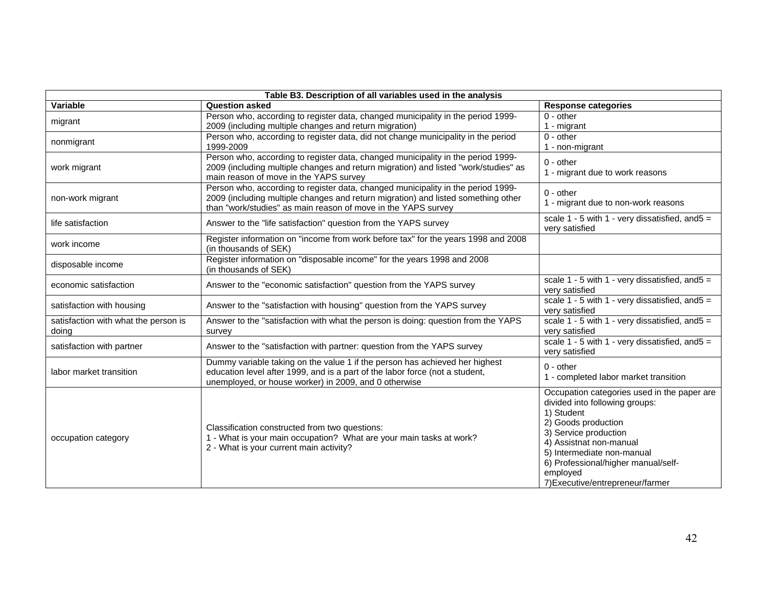| Table B3. Description of all variables used in the analysis | | |
|---|---|---|
| **Variable** | **Question asked** | **Response categories** |
| migrant | Person who, according to register data, changed municipality in the period 1999-2009 (including multiple changes and return migration) | 0 - other<br>1 - migrant |
| nonmigrant | Person who, according to register data, did not change municipality in the period 1999-2009 | 0 - other<br>1 - non-migrant |
| work migrant | Person who, according to register data, changed municipality in the period 1999-2009 (including multiple changes and return migration) and listed "work/studies" as main reason of move in the YAPS survey | 0 - other<br>1 - migrant due to work reasons |
| non-work migrant | Person who, according to register data, changed municipality in the period 1999-2009 (including multiple changes and return migration) and listed something other than "work/studies" as main reason of move in the YAPS survey | 0 - other<br>1 - migrant due to non-work reasons |
| life satisfaction | Answer to the "life satisfaction" question from the YAPS survey | scale 1 - 5 with 1 - very dissatisfied, and5 = very satisfied |
| work income | Register information on "income from work before tax" for the years 1998 and 2008 (in thousands of SEK) | |
| disposable income | Register information on "disposable income" for the years 1998 and 2008 (in thousands of SEK) | |
| economic satisfaction | Answer to the "economic satisfaction" question from the YAPS survey | scale 1 - 5 with 1 - very dissatisfied, and5 = very satisfied |
| satisfaction with housing | Answer to the "satisfaction with housing" question from the YAPS survey | scale 1 - 5 with 1 - very dissatisfied, and5 = very satisfied |
| satisfaction with what the person is doing | Answer to the "satisfaction with what the person is doing: question from the YAPS survey | scale 1 - 5 with 1 - very dissatisfied, and5 = very satisfied |
| satisfaction with partner | Answer to the "satisfaction with partner: question from the YAPS survey | scale 1 - 5 with 1 - very dissatisfied, and5 = very satisfied |
| labor market transition | Dummy variable taking on the value 1 if the person has achieved her highest education level after 1999, and is a part of the labor force (not a student, unemployed, or house worker) in 2009, and 0 otherwise | 0 - other<br>1 - completed labor market transition |
| occupation category | Classification constructed from two questions:<br>1 - What is your main occupation? What are your main tasks at work?<br>2 - What is your current main activity? | Occupation categories used in the paper are divided into following groups:<br>1) Student<br>2) Goods production<br>3) Service production<br>4) Assistnat non-manual<br>5) Intermediate non-manual<br>6) Professional/higher manual/self-employed<br>7)Executive/entrepreneur/farmer |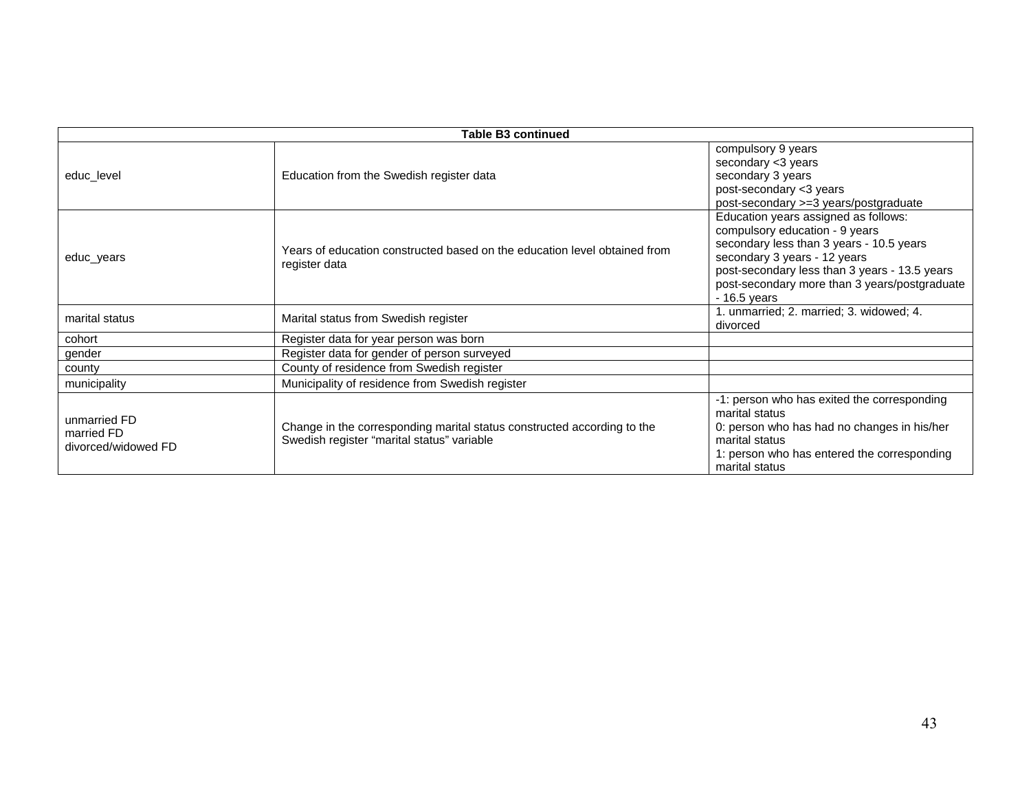| Table B3 continued | | |
|---|---|---|
| educ_level | Education from the Swedish register data | compulsory 9 years<br>secondary <3 years<br>secondary 3 years<br>post-secondary <3 years<br>post-secondary >=3 years/postgraduate |
| educ_years | Years of education constructed based on the education level obtained from register data | Education years assigned as follows:<br>compulsory education - 9 years<br>secondary less than 3 years - 10.5 years<br>secondary 3 years - 12 years<br>post-secondary less than 3 years - 13.5 years<br>post-secondary more than 3 years/postgraduate - 16.5 years |
| marital status | Marital status from Swedish register | 1. unmarried; 2. married; 3. widowed; 4. divorced |
| cohort | Register data for year person was born | |
| gender | Register data for gender of person surveyed | |
| county | County of residence from Swedish register | |
| municipality | Municipality of residence from Swedish register | |
| unmarried FD<br>married FD<br>divorced/widowed FD | Change in the corresponding marital status constructed according to the Swedish register "marital status" variable | -1: person who has exited the corresponding marital status<br>0: person who has had no changes in his/her marital status<br>1: person who has entered the corresponding marital status |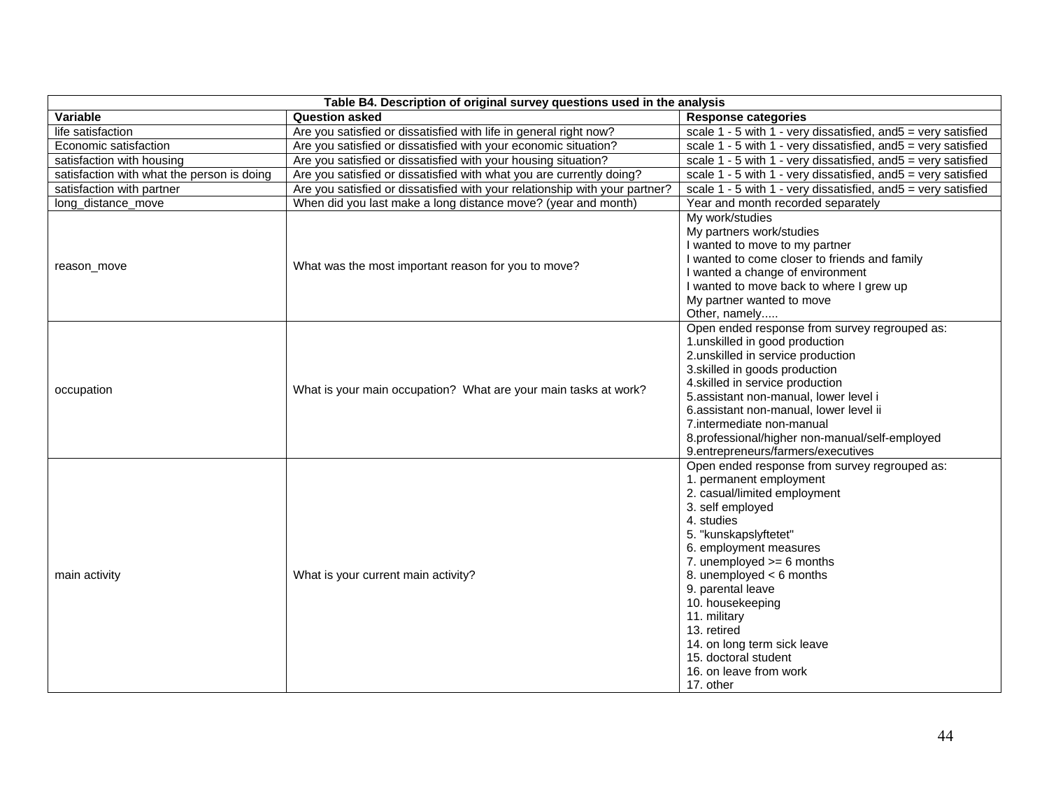**Table B4. Description of original survey questions used in the analysis**

| Variable | Question asked | Response categories |
|---|---|---|
| life satisfaction | Are you satisfied or dissatisfied with life in general right now? | scale 1 - 5 with 1 - very dissatisfied, and5 = very satisfied |
| Economic satisfaction | Are you satisfied or dissatisfied with your economic situation? | scale 1 - 5 with 1 - very dissatisfied, and5 = very satisfied |
| satisfaction with housing | Are you satisfied or dissatisfied with your housing situation? | scale 1 - 5 with 1 - very dissatisfied, and5 = very satisfied |
| satisfaction with what the person is doing | Are you satisfied or dissatisfied with what you are currently doing? | scale 1 - 5 with 1 - very dissatisfied, and5 = very satisfied |
| satisfaction with partner | Are you satisfied or dissatisfied with your relationship with your partner? | scale 1 - 5 with 1 - very dissatisfied, and5 = very satisfied |
| long_distance_move | When did you last make a long distance move? (year and month) | Year and month recorded separately |
| reason_move | What was the most important reason for you to move? | My work/studies<br>My partners work/studies<br>I wanted to move to my partner<br>I wanted to come closer to friends and family<br>I wanted a change of environment<br>I wanted to move back to where I grew up<br>My partner wanted to move<br>Other, namely..... |
| occupation | What is your main occupation? What are your main tasks at work? | Open ended response from survey regrouped as:<br>1.unskilled in good production<br>2.unskilled in service production<br>3.skilled in goods production<br>4.skilled in service production<br>5.assistant non-manual, lower level i<br>6.assistant non-manual, lower level ii<br>7.intermediate non-manual<br>8.professional/higher non-manual/self-employed<br>9.entrepreneurs/farmers/executives |
| main activity | What is your current main activity? | Open ended response from survey regrouped as:<br>1. permanent employment<br>2. casual/limited employment<br>3. self employed<br>4. studies<br>5. "kunskapslyftetet"<br>6. employment measures<br>7. unemployed >= 6 months<br>8. unemployed < 6 months<br>9. parental leave<br>10. housekeeping<br>11. military<br>13. retired<br>14. on long term sick leave<br>15. doctoral student<br>16. on leave from work<br>17. other |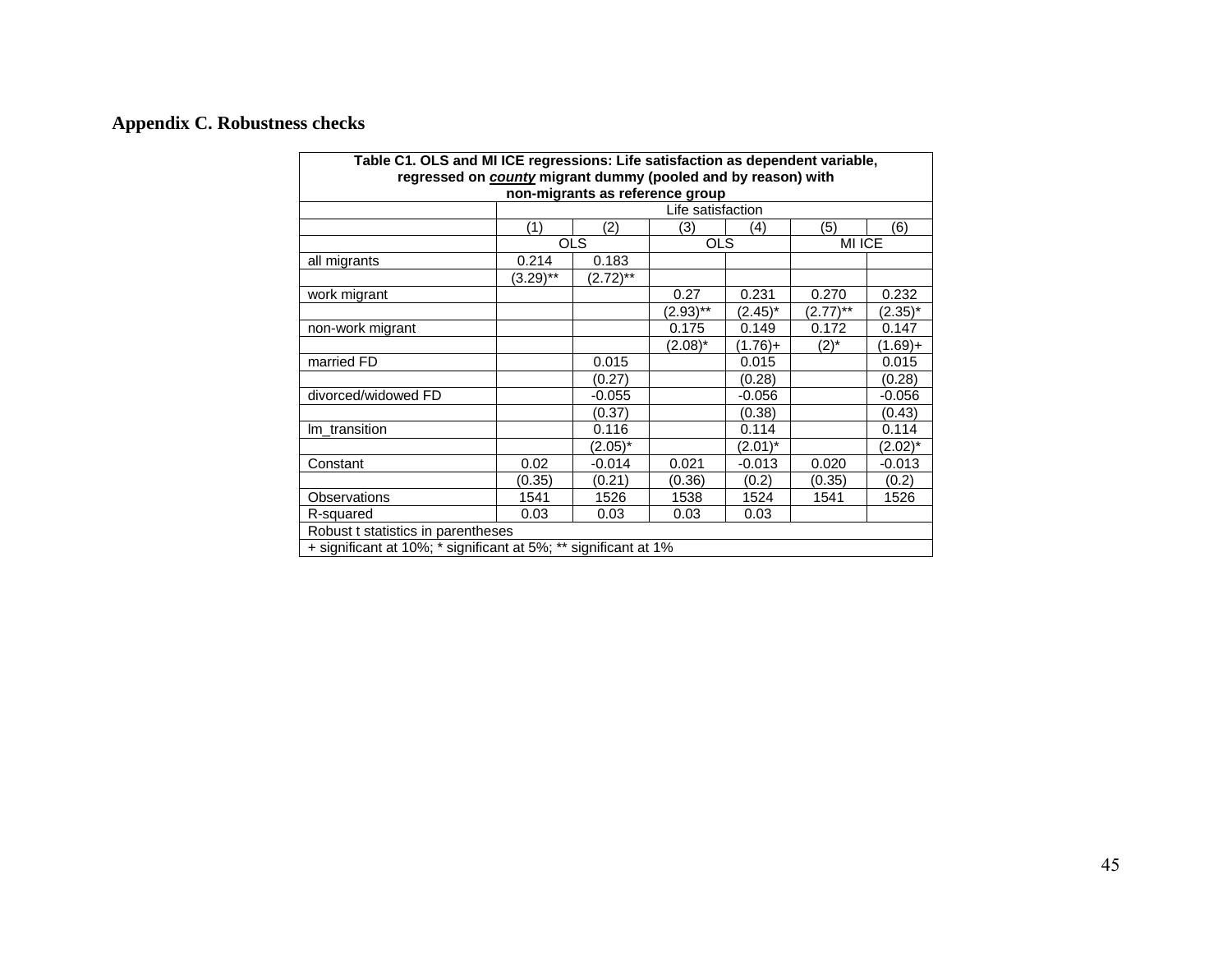## Appendix C. Robustness checks

**Table C1. OLS and MI ICE regressions: Life satisfaction as dependent variable, regressed on *county* migrant dummy (pooled and by reason) with non-migrants as reference group**

| | Life satisfaction | | | | | |
|---|---|---|---|---|---|---|
| | (1) | (2) | (3) | (4) | (5) | (6) |
| | OLS | | OLS | | MI ICE | |
| all migrants | 0.214 | 0.183 | | | | |
| | (3.29)** | (2.72)** | | | | |
| work migrant | | | 0.27 | 0.231 | 0.270 | 0.232 |
| | | | (2.93)** | (2.45)* | (2.77)** | (2.35)* |
| non-work migrant | | | 0.175 | 0.149 | 0.172 | 0.147 |
| | | | (2.08)* | (1.76)+ | (2)* | (1.69)+ |
| married FD | | 0.015 | | 0.015 | | 0.015 |
| | | (0.27) | | (0.28) | | (0.28) |
| divorced/widowed FD | | -0.055 | | -0.056 | | -0.056 |
| | | (0.37) | | (0.38) | | (0.43) |
| lm_transition | | 0.116 | | 0.114 | | 0.114 |
| | | (2.05)* | | (2.01)* | | (2.02)* |
| Constant | 0.02 | -0.014 | 0.021 | -0.013 | 0.020 | -0.013 |
| | (0.35) | (0.21) | (0.36) | (0.2) | (0.35) | (0.2) |
| Observations | 1541 | 1526 | 1538 | 1524 | 1541 | 1526 |
| R-squared | 0.03 | 0.03 | 0.03 | 0.03 | | |

Robust t statistics in parentheses

+ significant at 10%; * significant at 5%; ** significant at 1%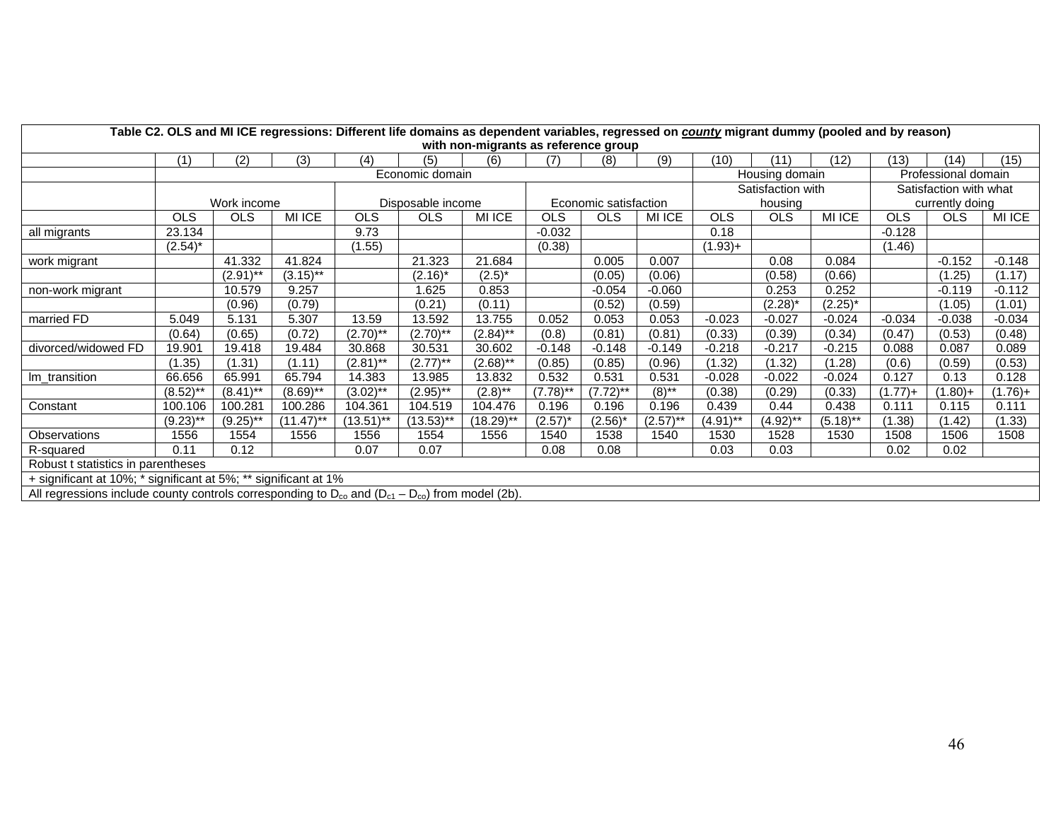**Table C2. OLS and MI ICE regressions: Different life domains as dependent variables, regressed on *county* migrant dummy (pooled and by reason) with non-migrants as reference group**

| | (1) | (2) | (3) | (4) | (5) | (6) | (7) | (8) | (9) | (10) | (11) | (12) | (13) | (14) | (15) |
|---|---|---|---|---|---|---|---|---|---|---|---|---|---|---|---|
| | Economic domain | | | | | | | | | Housing domain | | | Professional domain | | |
| | Work income | | | Disposable income | | | Economic satisfaction | | | Satisfaction with housing | | | Satisfaction with what currently doing | | |
| | OLS | OLS | MI ICE | OLS | OLS | MI ICE | OLS | OLS | MI ICE | OLS | OLS | MI ICE | OLS | OLS | MI ICE |
| all migrants | 23.134 | | | 9.73 | | | -0.032 | | | 0.18 | | | -0.128 | | |
| | (2.54)* | | | (1.55) | | | (0.38) | | | (1.93)+ | | | (1.46) | | |
| work migrant | | 41.332 | 41.824 | | 21.323 | 21.684 | | 0.005 | 0.007 | | 0.08 | 0.084 | | -0.152 | -0.148 |
| | | (2.91)** | (3.15)** | | (2.16)* | (2.5)* | | (0.05) | (0.06) | | (0.58) | (0.66) | | (1.25) | (1.17) |
| non-work migrant | | 10.579 | 9.257 | | 1.625 | 0.853 | | -0.054 | -0.060 | | 0.253 | 0.252 | | -0.119 | -0.112 |
| | | (0.96) | (0.79) | | (0.21) | (0.11) | | (0.52) | (0.59) | | (2.28)* | (2.25)* | | (1.05) | (1.01) |
| married FD | 5.049 | 5.131 | 5.307 | 13.59 | 13.592 | 13.755 | 0.052 | 0.053 | 0.053 | -0.023 | -0.027 | -0.024 | -0.034 | -0.038 | -0.034 |
| | (0.64) | (0.65) | (0.72) | (2.70)** | (2.70)** | (2.84)** | (0.8) | (0.81) | (0.81) | (0.33) | (0.39) | (0.34) | (0.47) | (0.53) | (0.48) |
| divorced/widowed FD | 19.901 | 19.418 | 19.484 | 30.868 | 30.531 | 30.602 | -0.148 | -0.148 | -0.149 | -0.218 | -0.217 | -0.215 | 0.088 | 0.087 | 0.089 |
| | (1.35) | (1.31) | (1.11) | (2.81)** | (2.77)** | (2.68)** | (0.85) | (0.85) | (0.96) | (1.32) | (1.32) | (1.28) | (0.6) | (0.59) | (0.53) |
| lm_transition | 66.656 | 65.991 | 65.794 | 14.383 | 13.985 | 13.832 | 0.532 | 0.531 | 0.531 | -0.028 | -0.022 | -0.024 | 0.127 | 0.13 | 0.128 |
| | (8.52)** | (8.41)** | (8.69)** | (3.02)** | (2.95)** | (2.8)** | (7.78)** | (7.72)** | (8)** | (0.38) | (0.29) | (0.33) | (1.77)+ | (1.80)+ | (1.76)+ |
| Constant | 100.106 | 100.281 | 100.286 | 104.361 | 104.519 | 104.476 | 0.196 | 0.196 | 0.196 | 0.439 | 0.44 | 0.438 | 0.111 | 0.115 | 0.111 |
| | (9.23)** | (9.25)** | (11.47)** | (13.51)** | (13.53)** | (18.29)** | (2.57)* | (2.56)* | (2.57)** | (4.91)** | (4.92)** | (5.18)** | (1.38) | (1.42) | (1.33) |
| Observations | 1556 | 1554 | 1556 | 1556 | 1554 | 1556 | 1540 | 1538 | 1540 | 1530 | 1528 | 1530 | 1508 | 1506 | 1508 |
| R-squared | 0.11 | 0.12 | | 0.07 | 0.07 | | 0.08 | 0.08 | | 0.03 | 0.03 | | 0.02 | 0.02 | |

Robust t statistics in parentheses

+ significant at 10%; * significant at 5%; ** significant at 1%

All regressions include county controls corresponding to $D_{co}$ and $(D_{c1} – D_{co})$ from model (2b).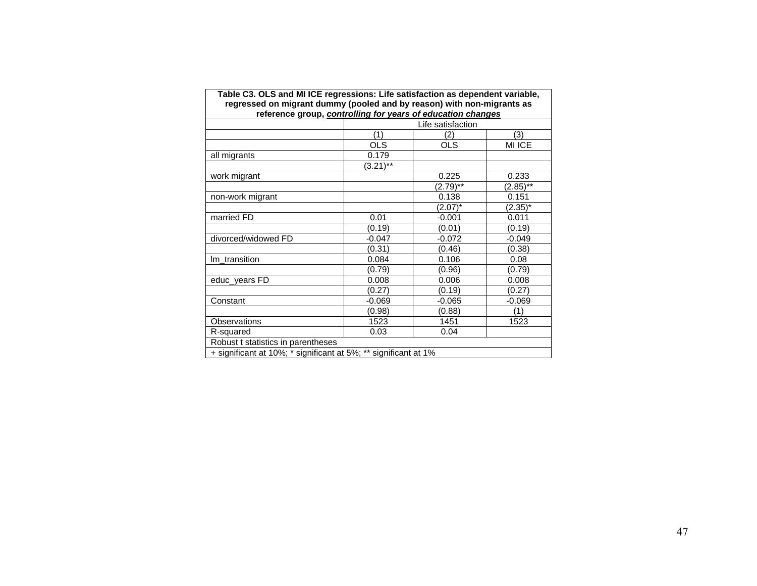**Table C3. OLS and MI ICE regressions: Life satisfaction as dependent variable, regressed on migrant dummy (pooled and by reason) with non-migrants as reference group, *controlling for years of education changes***

| | Life satisfaction | | |
|---|---|---|---|
| | (1) | (2) | (3) |
| | OLS | OLS | MI ICE |
| all migrants | 0.179 | | |
| | (3.21)** | | |
| work migrant | | 0.225 | 0.233 |
| | | (2.79)** | (2.85)** |
| non-work migrant | | 0.138 | 0.151 |
| | | (2.07)* | (2.35)* |
| married FD | 0.01 | -0.001 | 0.011 |
| | (0.19) | (0.01) | (0.19) |
| divorced/widowed FD | -0.047 | -0.072 | -0.049 |
| | (0.31) | (0.46) | (0.38) |
| lm_transition | 0.084 | 0.106 | 0.08 |
| | (0.79) | (0.96) | (0.79) |
| educ_years FD | 0.008 | 0.006 | 0.008 |
| | (0.27) | (0.19) | (0.27) |
| Constant | -0.069 | -0.065 | -0.069 |
| | (0.98) | (0.88) | (1) |
| Observations | 1523 | 1451 | 1523 |
| R-squared | 0.03 | 0.04 | |

Robust t statistics in parentheses

+ significant at 10%; * significant at 5%; ** significant at 1%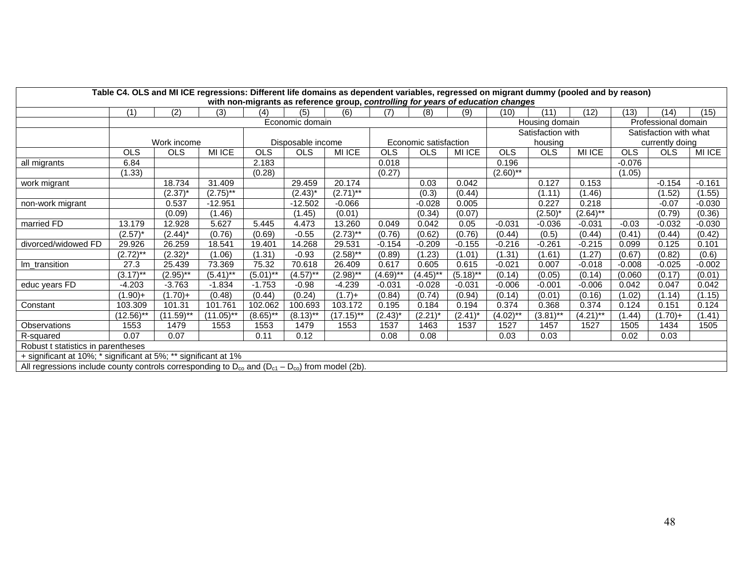**Table C4. OLS and MI ICE regressions: Different life domains as dependent variables, regressed on migrant dummy (pooled and by reason) with non-migrants as reference group, *controlling for years of education changes***

| | (1) | (2) | (3) | (4) | (5) | (6) | (7) | (8) | (9) | (10) | (11) | (12) | (13) | (14) | (15) |
|---|---|---|---|---|---|---|---|---|---|---|---|---|---|---|---|
| | Economic domain | | | | | | | | | Housing domain | | | Professional domain | | |
| | Work income | | | Disposable income | | | Economic satisfaction | | | Satisfaction with housing | | | Satisfaction with what currently doing | | |
| | OLS | OLS | MI ICE | OLS | OLS | MI ICE | OLS | OLS | MI ICE | OLS | OLS | MI ICE | OLS | OLS | MI ICE |
| all migrants | 6.84 | | | 2.183 | | | 0.018 | | | 0.196 | | | -0.076 | | |
| | (1.33) | | | (0.28) | | | (0.27) | | | (2.60)** | | | (1.05) | | |
| work migrant | | 18.734 | 31.409 | | 29.459 | 20.174 | | 0.03 | 0.042 | | 0.127 | 0.153 | | -0.154 | -0.161 |
| | | (2.37)* | (2.75)** | | (2.43)* | (2.71)** | | (0.3) | (0.44) | | (1.11) | (1.46) | | (1.52) | (1.55) |
| non-work migrant | | 0.537 | -12.951 | | -12.502 | -0.066 | | -0.028 | 0.005 | | 0.227 | 0.218 | | -0.07 | -0.030 |
| | | (0.09) | (1.46) | | (1.45) | (0.01) | | (0.34) | (0.07) | | (2.50)* | (2.64)** | | (0.79) | (0.36) |
| married FD | 13.179 | 12.928 | 5.627 | 5.445 | 4.473 | 13.260 | 0.049 | 0.042 | 0.05 | -0.031 | -0.036 | -0.031 | -0.03 | -0.032 | -0.030 |
| | (2.57)* | (2.44)* | (0.76) | (0.69) | -0.55 | (2.73)** | (0.76) | (0.62) | (0.76) | (0.44) | (0.5) | (0.44) | (0.41) | (0.44) | (0.42) |
| divorced/widowed FD | 29.926 | 26.259 | 18.541 | 19.401 | 14.268 | 29.531 | -0.154 | -0.209 | -0.155 | -0.216 | -0.261 | -0.215 | 0.099 | 0.125 | 0.101 |
| | (2.72)** | (2.32)* | (1.06) | (1.31) | -0.93 | (2.58)** | (0.89) | (1.23) | (1.01) | (1.31) | (1.61) | (1.27) | (0.67) | (0.82) | (0.6) |
| lm_transition | 27.3 | 25.439 | 73.369 | 75.32 | 70.618 | 26.409 | 0.617 | 0.605 | 0.615 | -0.021 | 0.007 | -0.018 | -0.008 | -0.025 | -0.002 |
| | (3.17)** | (2.95)** | (5.41)** | (5.01)** | (4.57)** | (2.98)** | (4.69)** | (4.45)** | (5.18)** | (0.14) | (0.05) | (0.14) | (0.060 | (0.17) | (0.01) |
| educ years FD | -4.203 | -3.763 | -1.834 | -1.753 | -0.98 | -4.239 | -0.031 | -0.028 | -0.031 | -0.006 | -0.001 | -0.006 | 0.042 | 0.047 | 0.042 |
| | (1.90)+ | (1.70)+ | (0.48) | (0.44) | (0.24) | (1.7)+ | (0.84) | (0.74) | (0.94) | (0.14) | (0.01) | (0.16) | (1.02) | (1.14) | (1.15) |
| Constant | 103.309 | 101.31 | 101.761 | 102.062 | 100.693 | 103.172 | 0.195 | 0.184 | 0.194 | 0.374 | 0.368 | 0.374 | 0.124 | 0.151 | 0.124 |
| | (12.56)** | (11.59)** | (11.05)** | (8.65)** | (8.13)** | (17.15)** | (2.43)* | (2.21)* | (2.41)* | (4.02)** | (3.81)** | (4.21)** | (1.44) | (1.70)+ | (1.41) |
| Observations | 1553 | 1479 | 1553 | 1553 | 1479 | 1553 | 1537 | 1463 | 1537 | 1527 | 1457 | 1527 | 1505 | 1434 | 1505 |
| R-squared | 0.07 | 0.07 | | 0.11 | 0.12 | | 0.08 | 0.08 | | 0.03 | 0.03 | | 0.02 | 0.03 | |

Robust t statistics in parentheses

+ significant at 10%; * significant at 5%; ** significant at 1%

All regressions include county controls corresponding to $D_{co}$ and ($D_{c1} - D_{co}$) from model (2b).